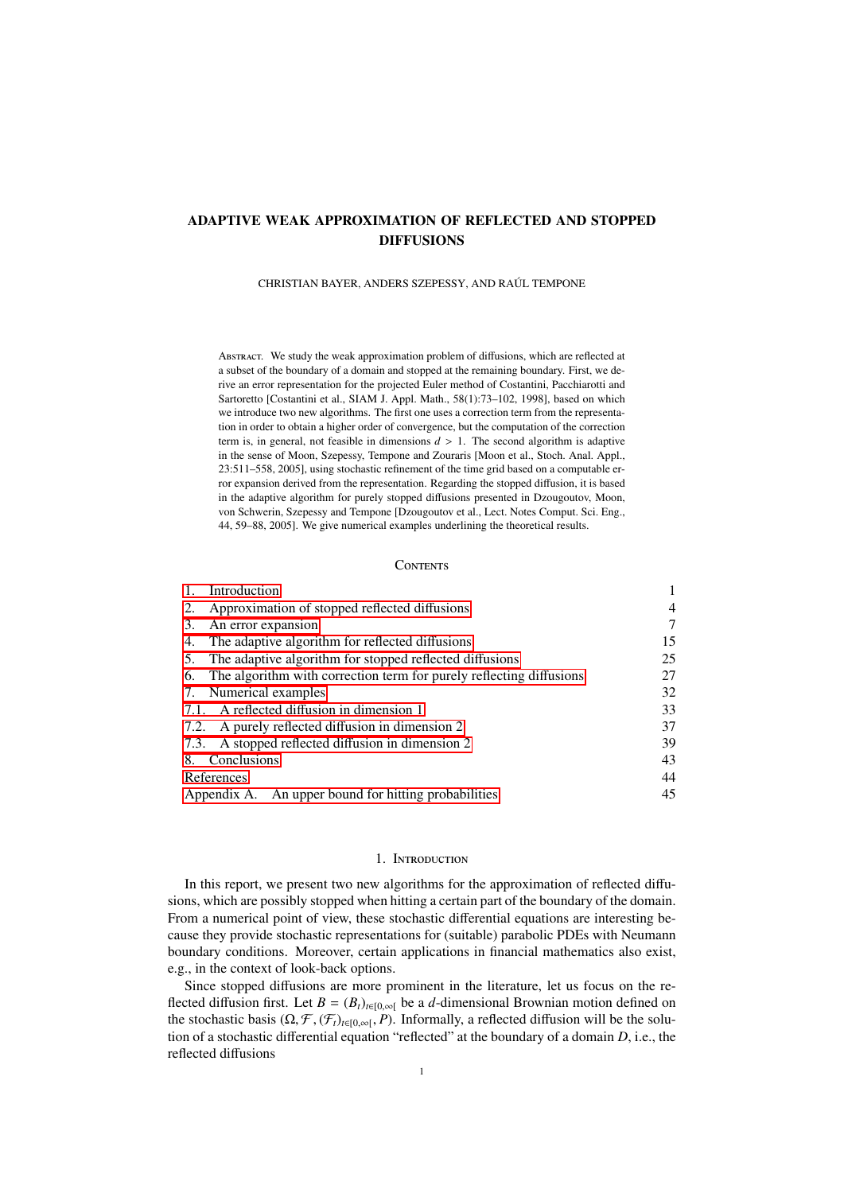# ADAPTIVE WEAK APPROXIMATION OF REFLECTED AND STOPPED DIFFUSIONS

CHRISTIAN BAYER, ANDERS SZEPESSY, AND RAÚL TEMPONE

ABSTRACT. We study the weak approximation problem of diffusions, which are reflected at a subset of the boundary of a domain and stopped at the remaining boundary. First, we derive an error representation for the projected Euler method of Costantini, Pacchiarotti and Sartoretto [Costantini et al., SIAM J. Appl. Math., 58(1):73–102, 1998], based on which we introduce two new algorithms. The first one uses a correction term from the representation in order to obtain a higher order of convergence, but the computation of the correction term is, in general, not feasible in dimensions $d > 1$. The second algorithm is adaptive in the sense of Moon, Szepessy, Tempone and Zouraris [Moon et al., Stoch. Anal. Appl., 23:511–558, 2005], using stochastic refinement of the time grid based on a computable error expansion derived from the representation. Regarding the stopped diffusion, it is based in the adaptive algorithm for purely stopped diffusions presented in Dzougoutov, Moon, von Schwerin, Szepessy and Tempone [Dzougoutov et al., Lect. Notes Comput. Sci. Eng., 44, 59–88, 2005]. We give numerical examples underlining the theoretical results.

CONTENTS

| | |
|---|---|
| 1. Introduction | 1 |
| 2. Approximation of stopped reflected diffusions | 4 |
| 3. An error expansion | 7 |
| 4. The adaptive algorithm for reflected diffusions | 15 |
| 5. The adaptive algorithm for stopped reflected diffusions | 25 |
| 6. The algorithm with correction term for purely reflecting diffusions | 27 |
| 7. Numerical examples | 32 |
| 7.1. A reflected diffusion in dimension 1 | 33 |
| 7.2. A purely reflected diffusion in dimension 2 | 37 |
| 7.3. A stopped reflected diffusion in dimension 2 | 39 |
| 8. Conclusions | 43 |
| References | 44 |
| Appendix A. An upper bound for hitting probabilities | 45 |

## 1. INTRODUCTION

In this report, we present two new algorithms for the approximation of reflected diffusions, which are possibly stopped when hitting a certain part of the boundary of the domain. From a numerical point of view, these stochastic differential equations are interesting because they provide stochastic representations for (suitable) parabolic PDEs with Neumann boundary conditions. Moreover, certain applications in financial mathematics also exist, e.g., in the context of look-back options.

Since stopped diffusions are more prominent in the literature, let us focus on the reflected diffusion first. Let $B = (B_t)_{t\in[0,\infty[}$ be a $d$-dimensional Brownian motion defined on the stochastic basis $(\Omega, \mathcal{F}, (\mathcal{F}_t)_{t\in[0,\infty[}, P)$. Informally, a reflected diffusion will be the solution of a stochastic differential equation "reflected" at the boundary of a domain $D$, i.e., the reflected diffusions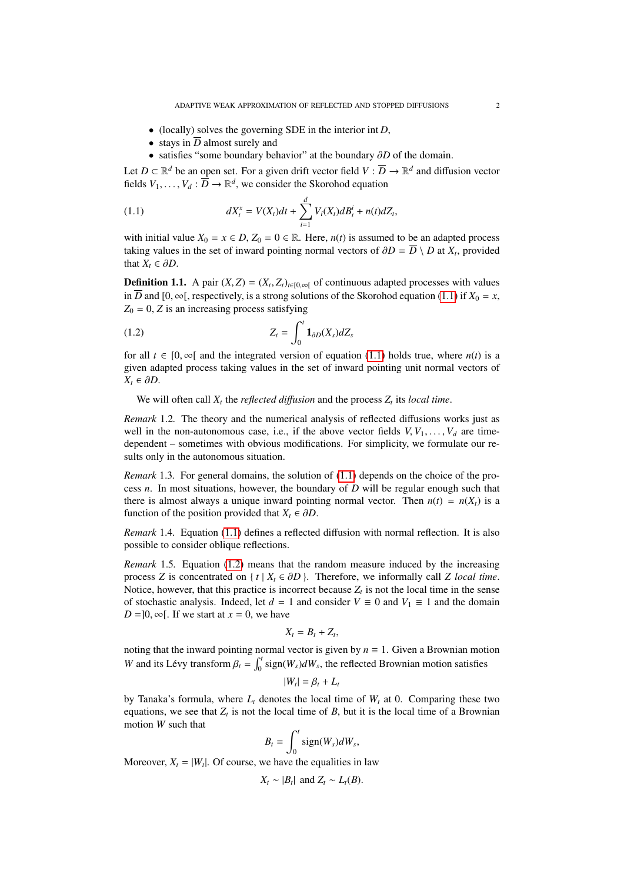- (locally) solves the governing SDE in the interior $\operatorname{int} D$,
- stays in $\overline{D}$ almost surely and
- satisfies "some boundary behavior" at the boundary $\partial D$ of the domain.

Let $D \subset \mathbb{R}^d$ be an open set. For a given drift vector field $V : \overline{D} \to \mathbb{R}^d$ and diffusion vector fields $V_1, \ldots, V_d : \overline{D} \to \mathbb{R}^d$, we consider the Skorohod equation

$$dX_t^x = V(X_t)dt + \sum_{i=1}^{d} V_i(X_t)dB_t^i + n(t)dZ_t, \tag{1.1}$$

with initial value $X_0 = x \in D$, $Z_0 = 0 \in \mathbb{R}$. Here, $n(t)$ is assumed to be an adapted process taking values in the set of inward pointing normal vectors of $\partial D = \overline{D} \setminus D$ at $X_t$, provided that $X_t \in \partial D$.

**Definition 1.1.** A pair $(X, Z) = (X_t, Z_t)_{t \in [0,\infty[}$ of continuous adapted processes with values in $\overline{D}$ and $[0, \infty[$, respectively, is a strong solutions of the Skorohod equation (1.1) if $X_0 = x$, $Z_0 = 0$, $Z$ is an increasing process satisfying

$$Z_t = \int_0^t \mathbf{1}_{\partial D}(X_s)dZ_s \tag{1.2}$$

for all $t \in [0, \infty[$ and the integrated version of equation (1.1) holds true, where $n(t)$ is a given adapted process taking values in the set of inward pointing unit normal vectors of $X_t \in \partial D$.

We will often call $X_t$ the *reflected diffusion* and the process $Z_t$ its *local time*.

*Remark* 1.2. The theory and the numerical analysis of reflected diffusions works just as well in the non-autonomous case, i.e., if the above vector fields $V, V_1, \ldots, V_d$ are time-dependent – sometimes with obvious modifications. For simplicity, we formulate our results only in the autonomous situation.

*Remark* 1.3. For general domains, the solution of (1.1) depends on the choice of the process $n$. In most situations, however, the boundary of $D$ will be regular enough such that there is almost always a unique inward pointing normal vector. Then $n(t) = n(X_t)$ is a function of the position provided that $X_t \in \partial D$.

*Remark* 1.4. Equation (1.1) defines a reflected diffusion with normal reflection. It is also possible to consider oblique reflections.

*Remark* 1.5. Equation (1.2) means that the random measure induced by the increasing process $Z$ is concentrated on $\{ t \mid X_t \in \partial D \}$. Therefore, we informally call $Z$ *local time*. Notice, however, that this practice is incorrect because $Z_t$ is not the local time in the sense of stochastic analysis. Indeed, let $d = 1$ and consider $V \equiv 0$ and $V_1 \equiv 1$ and the domain $D = ]0, \infty[$. If we start at $x = 0$, we have

$$X_t = B_t + Z_t,$$

noting that the inward pointing normal vector is given by $n \equiv 1$. Given a Brownian motion $W$ and its Lévy transform $\beta_t = \int_0^t \operatorname{sign}(W_s)dW_s$, the reflected Brownian motion satisfies

$$|W_t| = \beta_t + L_t$$

by Tanaka's formula, where $L_t$ denotes the local time of $W_t$ at 0. Comparing these two equations, we see that $Z_t$ is not the local time of $B$, but it is the local time of a Brownian motion $W$ such that

$$B_t = \int_0^t \operatorname{sign}(W_s)dW_s,$$

Moreover, $X_t = |W_t|$. Of course, we have the equalities in law

$$X_t \sim |B_t| \text{ and } Z_t \sim L_t(B).$$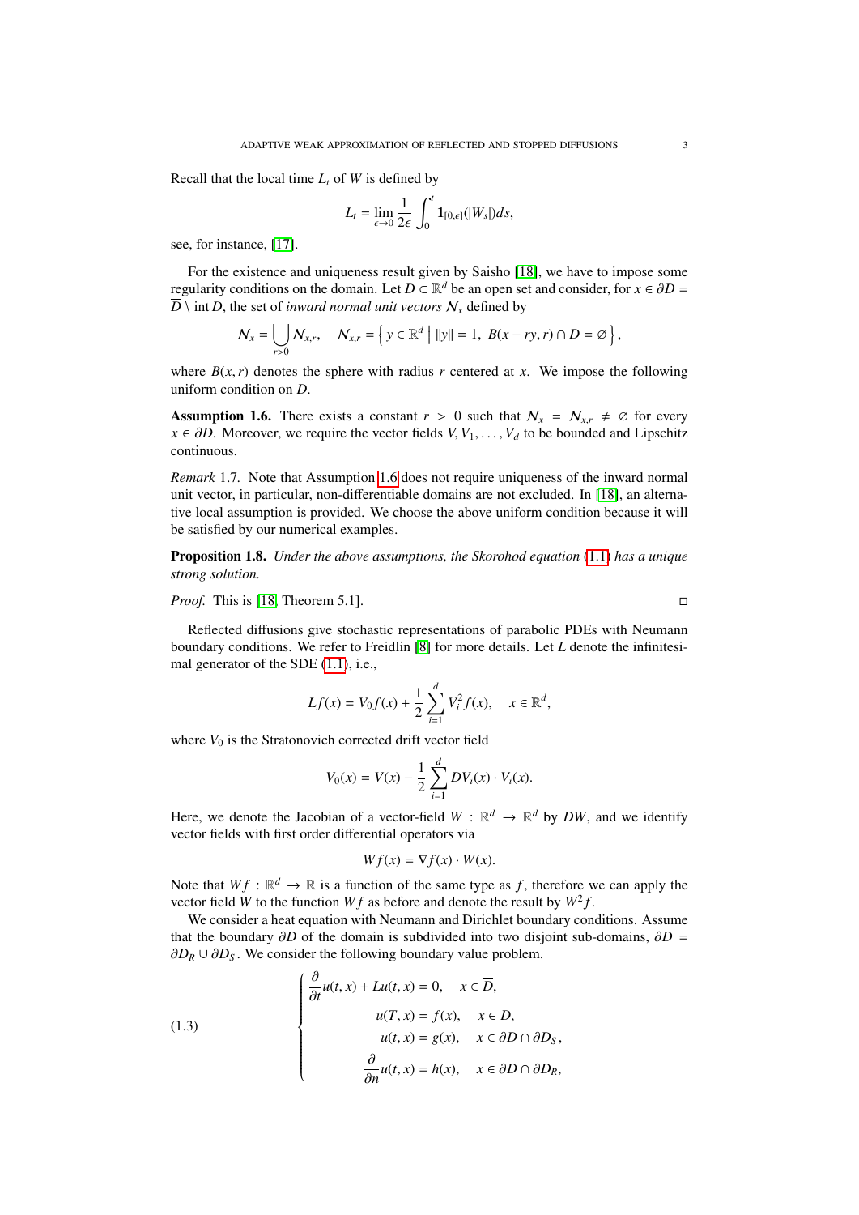Recall that the local time $L_t$ of $W$ is defined by

$$L_t = \lim_{\epsilon \to 0} \frac{1}{2\epsilon} \int_0^t \mathbf{1}_{[0,\epsilon]}(|W_s|) ds,$$

see, for instance, [17].

For the existence and uniqueness result given by Saisho [18], we have to impose some regularity conditions on the domain. Let $D \subset \mathbb{R}^d$ be an open set and consider, for $x \in \partial D = \overline{D} \setminus \operatorname{int} D$, the set of *inward normal unit vectors* $\mathcal{N}_x$ defined by

$$\mathcal{N}_x = \bigcup_{r>0} \mathcal{N}_{x,r}, \quad \mathcal{N}_{x,r} = \left\{ y \in \mathbb{R}^d \;\middle|\; \|y\| = 1, \; B(x - ry, r) \cap D = \varnothing \right\},$$

where $B(x, r)$ denotes the sphere with radius $r$ centered at $x$. We impose the following uniform condition on $D$.

**Assumption 1.6.** There exists a constant $r > 0$ such that $\mathcal{N}_x = \mathcal{N}_{x,r} \neq \varnothing$ for every $x \in \partial D$. Moreover, we require the vector fields $V, V_1, \dots, V_d$ to be bounded and Lipschitz continuous.

*Remark* 1.7. Note that Assumption 1.6 does not require uniqueness of the inward normal unit vector, in particular, non-differentiable domains are not excluded. In [18], an alternative local assumption is provided. We choose the above uniform condition because it will be satisfied by our numerical examples.

**Proposition 1.8.** *Under the above assumptions, the Skorohod equation (1.1) has a unique strong solution.*

*Proof.* This is [18, Theorem 5.1]. ◻

Reflected diffusions give stochastic representations of parabolic PDEs with Neumann boundary conditions. We refer to Freidlin [8] for more details. Let $L$ denote the infinitesimal generator of the SDE (1.1), i.e.,

$$Lf(x) = V_0 f(x) + \frac{1}{2} \sum_{i=1}^{d} V_i^2 f(x), \quad x \in \mathbb{R}^d,$$

where $V_0$ is the Stratonovich corrected drift vector field

$$V_0(x) = V(x) - \frac{1}{2} \sum_{i=1}^{d} DV_i(x) \cdot V_i(x).$$

Here, we denote the Jacobian of a vector-field $W : \mathbb{R}^d \to \mathbb{R}^d$ by $DW$, and we identify vector fields with first order differential operators via

$$Wf(x) = \nabla f(x) \cdot W(x).$$

Note that $Wf : \mathbb{R}^d \to \mathbb{R}$ is a function of the same type as $f$, therefore we can apply the vector field $W$ to the function $Wf$ as before and denote the result by $W^2 f$.

We consider a heat equation with Neumann and Dirichlet boundary conditions. Assume that the boundary $\partial D$ of the domain is subdivided into two disjoint sub-domains, $\partial D = \partial D_R \cup \partial D_S$. We consider the following boundary value problem.

$$\begin{cases} \dfrac{\partial}{\partial t} u(t, x) + Lu(t, x) = 0, & x \in \overline{D}, \\ u(T, x) = f(x), & x \in \overline{D}, \\ u(t, x) = g(x), & x \in \partial D \cap \partial D_S, \\ \dfrac{\partial}{\partial n} u(t, x) = h(x), & x \in \partial D \cap \partial D_R, \end{cases} \tag{1.3}$$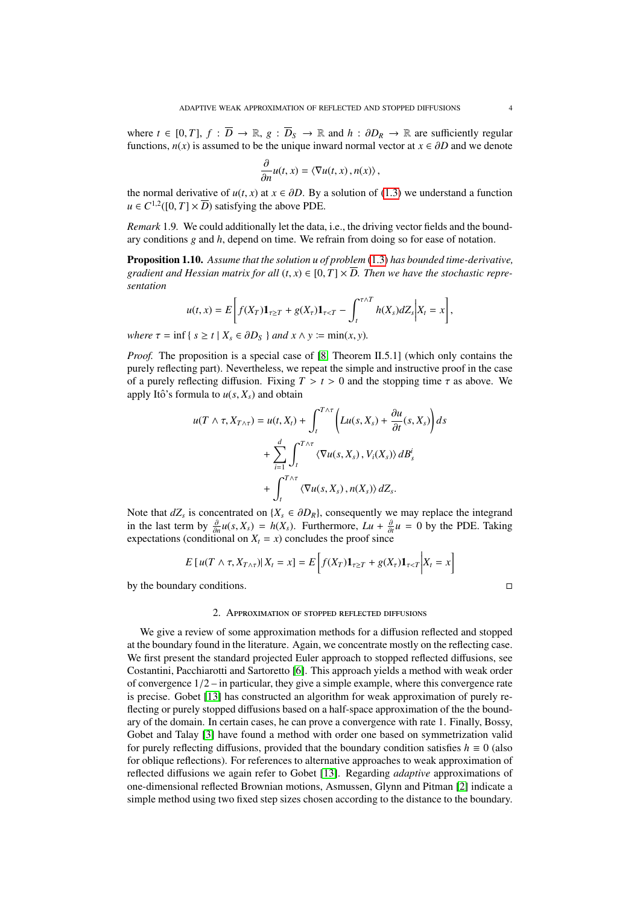where $t \in [0,T]$, $f : \overline{D} \to \mathbb{R}$, $g : \overline{D}_S \to \mathbb{R}$ and $h : \partial D_R \to \mathbb{R}$ are sufficiently regular functions, $n(x)$ is assumed to be the unique inward normal vector at $x \in \partial D$ and we denote

$$\frac{\partial}{\partial n} u(t,x) = \langle \nabla u(t,x) \, , n(x) \rangle \, ,$$

the normal derivative of $u(t,x)$ at $x \in \partial D$. By a solution of (1.3) we understand a function $u \in C^{1,2}([0,T] \times \overline{D})$ satisfying the above PDE.

*Remark* 1.9. We could additionally let the data, i.e., the driving vector fields and the boundary conditions $g$ and $h$, depend on time. We refrain from doing so for ease of notation.

**Proposition 1.10.** *Assume that the solution $u$ of problem (1.3) has bounded time-derivative, gradient and Hessian matrix for all $(t,x) \in [0,T] \times \overline{D}$. Then we have the stochastic representation*

$$u(t,x) = E\left[ f(X_T)\mathbf{1}_{\tau \geq T} + g(X_\tau)\mathbf{1}_{\tau < T} - \int_t^{\tau \wedge T} h(X_s) dZ_s \middle| X_t = x \right],$$

*where $\tau = \inf \{ s \geq t \mid X_s \in \partial D_S \}$ and $x \wedge y \coloneqq \min(x,y)$.*

*Proof.* The proposition is a special case of [8, Theorem II.5.1] (which only contains the purely reflecting part). Nevertheless, we repeat the simple and instructive proof in the case of a purely reflecting diffusion. Fixing $T > t > 0$ and the stopping time $\tau$ as above. We apply Itô's formula to $u(s, X_s)$ and obtain

$$\begin{aligned} u(T \wedge \tau, X_{T \wedge \tau}) = u(t, X_t) &+ \int_t^{T \wedge \tau} \left( Lu(s, X_s) + \frac{\partial u}{\partial t}(s, X_s) \right) ds \\ &+ \sum_{i=1}^d \int_t^{T \wedge \tau} \langle \nabla u(s, X_s) \, , V_i(X_s) \rangle \, dB_s^i \\ &+ \int_t^{T \wedge \tau} \langle \nabla u(s, X_s) \, , n(X_s) \rangle \, dZ_s. \end{aligned}$$

Note that $dZ_s$ is concentrated on $\{X_s \in \partial D_R\}$, consequently we may replace the integrand in the last term by $\frac{\partial}{\partial n} u(s, X_s) = h(X_s)$. Furthermore, $Lu + \frac{\partial}{\partial t} u = 0$ by the PDE. Taking expectations (conditional on $X_t = x$) concludes the proof since

$$E\left[ u(T \wedge \tau, X_{T \wedge \tau}) | X_t = x \right] = E\left[ f(X_T)\mathbf{1}_{\tau \geq T} + g(X_\tau)\mathbf{1}_{\tau < T} \middle| X_t = x \right]$$

by the boundary conditions. ◻

## 2. Approximation of stopped reflected diffusions

We give a review of some approximation methods for a diffusion reflected and stopped at the boundary found in the literature. Again, we concentrate mostly on the reflecting case. We first present the standard projected Euler approach to stopped reflected diffusions, see Costantini, Pacchiarotti and Sartoretto [6]. This approach yields a method with weak order of convergence 1/2 – in particular, they give a simple example, where this convergence rate is precise. Gobet [13] has constructed an algorithm for weak approximation of purely reflecting or purely stopped diffusions based on a half-space approximation of the the boundary of the domain. In certain cases, he can prove a convergence with rate 1. Finally, Bossy, Gobet and Talay [3] have found a method with order one based on symmetrization valid for purely reflecting diffusions, provided that the boundary condition satisfies $h \equiv 0$ (also for oblique reflections). For references to alternative approaches to weak approximation of reflected diffusions we again refer to Gobet [13]. Regarding *adaptive* approximations of one-dimensional reflected Brownian motions, Asmussen, Glynn and Pitman [2] indicate a simple method using two fixed step sizes chosen according to the distance to the boundary.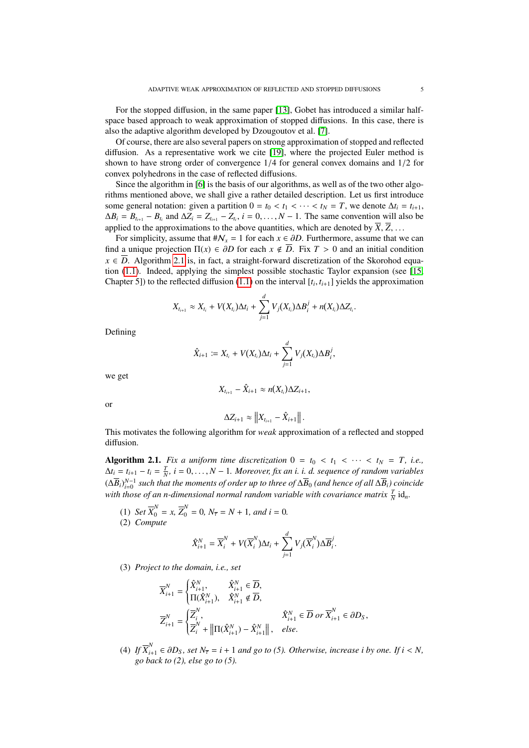For the stopped diffusion, in the same paper [13], Gobet has introduced a similar half-space based approach to weak approximation of stopped diffusions. In this case, there is also the adaptive algorithm developed by Dzougoutov et al. [7].

Of course, there are also several papers on strong approximation of stopped and reflected diffusion. As a representative work we cite [19], where the projected Euler method is shown to have strong order of convergence $1/4$ for general convex domains and $1/2$ for convex polyhedrons in the case of reflected diffusions.

Since the algorithm in [6] is the basis of our algorithms, as well as of the two other algorithms mentioned above, we shall give a rather detailed description. Let us first introduce some general notation: given a partition $0 = t_0 < t_1 < \cdots < t_N = T$, we denote $\Delta t_i = t_{i+1}$, $\Delta B_i = B_{t_{i+1}} - B_{t_i}$ and $\Delta Z_i = Z_{t_{i+1}} - Z_{t_i}$, $i = 0, \ldots, N-1$. The same convention will also be applied to the approximations to the above quantities, which are denoted by $\overline{X}$, $\overline{Z}$, ...

For simplicity, assume that $\#\mathcal{N}_x = 1$ for each $x \in \partial D$. Furthermore, assume that we can find a unique projection $\Pi(x) \in \partial D$ for each $x \notin \overline{D}$. Fix $T > 0$ and an initial condition $x \in \overline{D}$. Algorithm 2.1 is, in fact, a straight-forward discretization of the Skorohod equation (1.1). Indeed, applying the simplest possible stochastic Taylor expansion (see [15, Chapter 5]) to the reflected diffusion (1.1) on the interval $[t_i, t_{i+1}]$ yields the approximation

$$X_{t_{i+1}} \approx X_{t_i} + V(X_{t_i})\Delta t_i + \sum_{j=1}^{d} V_j(X_{t_i})\Delta B_i^j + n(X_{t_i})\Delta Z_{t_i}.$$

Defining

$$\hat{X}_{i+1} \coloneqq X_{t_i} + V(X_{t_i})\Delta t_i + \sum_{j=1}^{d} V_j(X_{t_i})\Delta B_i^j,$$

we get

$$X_{t_{i+1}} - \hat{X}_{i+1} \approx n(X_{t_i})\Delta Z_{i+1},$$

or

$$\Delta Z_{i+1} \approx \left\| X_{t_{i+1}} - \hat{X}_{i+1} \right\|.$$

This motivates the following algorithm for *weak* approximation of a reflected and stopped diffusion.

**Algorithm 2.1.** *Fix a uniform time discretization $0 = t_0 < t_1 < \cdots < t_N = T$, i.e., $\Delta t_i = t_{i+1} - t_i = \frac{T}{N}$, $i = 0, \ldots, N-1$. Moreover, fix an i. i. d. sequence of random variables $(\Delta\overline{B}_i)_{i=0}^{N-1}$ such that the moments of order up to three of $\Delta\overline{B}_0$ (and hence of all $\Delta\overline{B}_i$) coincide with those of an n-dimensional normal random variable with covariance matrix $\frac{T}{N}\,\mathrm{id}_n$.*

(1) *Set $\overline{X}_0^N = x$, $\overline{Z}_0^N = 0$, $N_{\overline{\tau}} = N + 1$, and $i = 0$.*

(2) *Compute*

$$\hat{X}_{i+1}^N = \overline{X}_i^N + V(\overline{X}_i^N)\Delta t_i + \sum_{j=1}^{d} V_j(\overline{X}_i^N)\Delta\overline{B}_i^j.$$

(3) *Project to the domain, i.e., set*

$$\overline{X}_{i+1}^N = \begin{cases} \hat{X}_{i+1}^N, & \hat{X}_{i+1}^N \in \overline{D}, \\ \Pi(\hat{X}_{i+1}^N), & \hat{X}_{i+1}^N \notin \overline{D}, \end{cases}$$

$$\overline{Z}_{i+1}^N = \begin{cases} \overline{Z}_i^N, & \hat{X}_{i+1}^N \in \overline{D} \text{ or } \overline{X}_{i+1}^N \in \partial D_S, \\ \overline{Z}_i^N + \left\| \Pi(\hat{X}_{i+1}^N) - \hat{X}_{i+1}^N \right\|, & \text{else.} \end{cases}$$

(4) *If $\overline{X}_{i+1}^N \in \partial D_S$, set $N_{\overline{\tau}} = i + 1$ and go to (5). Otherwise, increase $i$ by one. If $i < N$, go back to (2), else go to (5).*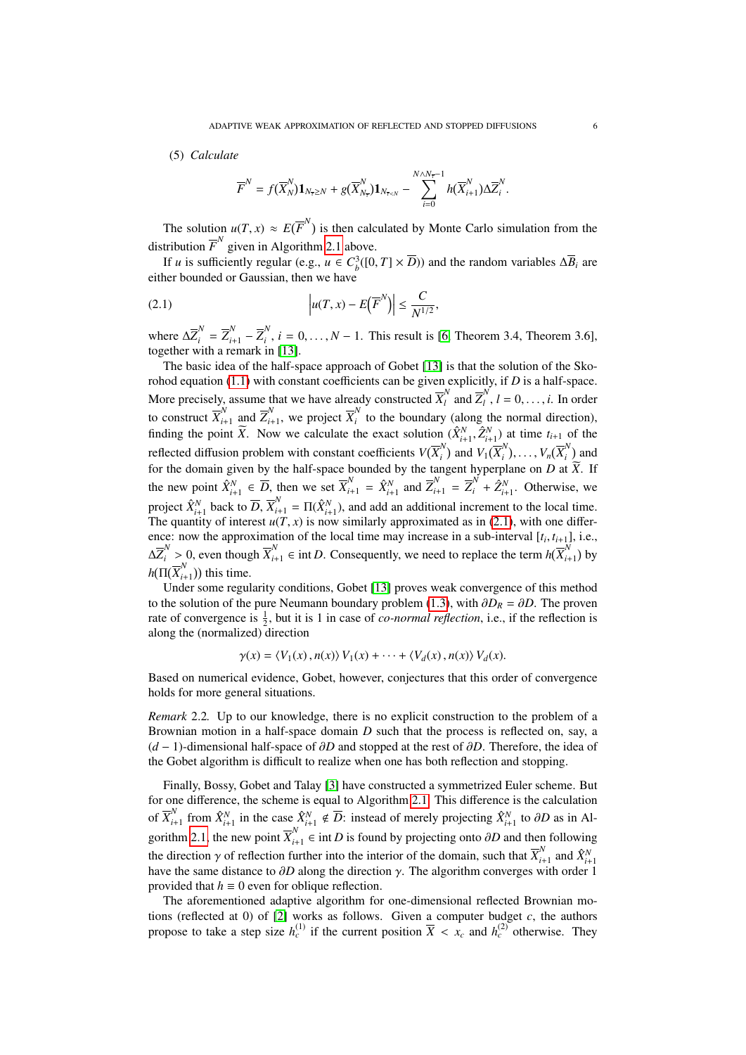(5) *Calculate*

$$\overline{F}^N = f(\overline{X}^N_N)\mathbf{1}_{N_\tau \geq N} + g(\overline{X}^N_{N_\tau})\mathbf{1}_{N_\tau < N} - \sum_{i=0}^{N \wedge N_\tau - 1} h(\overline{X}^N_{i+1})\Delta\overline{Z}^N_i.$$

The solution $u(T, x) \approx E(\overline{F}^N)$ is then calculated by Monte Carlo simulation from the distribution $\overline{F}^N$ given in Algorithm 2.1 above.

If $u$ is sufficiently regular (e.g., $u \in C^3_b([0, T] \times \overline{D})$) and the random variables $\Delta\overline{B}_i$ are either bounded or Gaussian, then we have

$$\left| u(T, x) - E\left(\overline{F}^N\right) \right| \leq \frac{C}{N^{1/2}}, \tag{2.1}$$

where $\Delta\overline{Z}^N_i = \overline{Z}^N_{i+1} - \overline{Z}^N_i$, $i = 0, \dots, N-1$. This result is [6, Theorem 3.4, Theorem 3.6], together with a remark in [13].

The basic idea of the half-space approach of Gobet [13] is that the solution of the Skorohod equation (1.1) with constant coefficients can be given explicitly, if $D$ is a half-space. More precisely, assume that we have already constructed $\overline{X}^N_l$ and $\overline{Z}^N_l$, $l = 0, \dots, i$. In order to construct $\overline{X}^N_{i+1}$ and $\overline{Z}^N_{i+1}$, we project $\overline{X}^N_i$ to the boundary (along the normal direction), finding the point $\widetilde{X}$. Now we calculate the exact solution $(\hat{X}^N_{i+1}, \hat{Z}^N_{i+1})$ at time $t_{i+1}$ of the reflected diffusion problem with constant coefficients $V(\overline{X}^N_i)$ and $V_1(\overline{X}^N_i), \dots, V_n(\overline{X}^N_i)$ and for the domain given by the half-space bounded by the tangent hyperplane on $D$ at $\widetilde{X}$. If the new point $\hat{X}^N_{i+1} \in \overline{D}$, then we set $\overline{X}^N_{i+1} = \hat{X}^N_{i+1}$ and $\overline{Z}^N_{i+1} = \overline{Z}^N_i + \hat{Z}^N_{i+1}$. Otherwise, we project $\hat{X}^N_{i+1}$ back to $\overline{D}$, $\overline{X}^N_{i+1} = \Pi(\hat{X}^N_{i+1})$, and add an additional increment to the local time. The quantity of interest $u(T, x)$ is now similarly approximated as in (2.1), with one difference: now the approximation of the local time may increase in a sub-interval $[t_i, t_{i+1}]$, i.e., $\Delta\overline{Z}^N_i > 0$, even though $\overline{X}^N_{i+1} \in \operatorname{int} D$. Consequently, we need to replace the term $h(\overline{X}^N_{i+1})$ by $h(\Pi(\overline{X}^N_{i+1}))$ this time.

Under some regularity conditions, Gobet [13] proves weak convergence of this method to the solution of the pure Neumann boundary problem (1.3), with $\partial D_R = \partial D$. The proven rate of convergence is $\frac{1}{2}$, but it is 1 in case of *co-normal reflection*, i.e., if the reflection is along the (normalized) direction

$$\gamma(x) = \langle V_1(x), n(x)\rangle V_1(x) + \cdots + \langle V_d(x), n(x)\rangle V_d(x).$$

Based on numerical evidence, Gobet, however, conjectures that this order of convergence holds for more general situations.

*Remark* 2.2. Up to our knowledge, there is no explicit construction to the problem of a Brownian motion in a half-space domain $D$ such that the process is reflected on, say, a $(d-1)$-dimensional half-space of $\partial D$ and stopped at the rest of $\partial D$. Therefore, the idea of the Gobet algorithm is difficult to realize when one has both reflection and stopping.

Finally, Bossy, Gobet and Talay [3] have constructed a symmetrized Euler scheme. But for one difference, the scheme is equal to Algorithm 2.1. This difference is the calculation of $\overline{X}^N_{i+1}$ from $\hat{X}^N_{i+1}$ in the case $\hat{X}^N_{i+1} \notin \overline{D}$: instead of merely projecting $\hat{X}^N_{i+1}$ to $\partial D$ as in Algorithm 2.1, the new point $\overline{X}^N_{i+1} \in \operatorname{int} D$ is found by projecting onto $\partial D$ and then following the direction $\gamma$ of reflection further into the interior of the domain, such that $\overline{X}^N_{i+1}$ and $\hat{X}^N_{i+1}$ have the same distance to $\partial D$ along the direction $\gamma$. The algorithm converges with order 1 provided that $h \equiv 0$ even for oblique reflection.

The aforementioned adaptive algorithm for one-dimensional reflected Brownian motions (reflected at 0) of [2] works as follows. Given a computer budget $c$, the authors propose to take a step size $h^{(1)}_c$ if the current position $\overline{X} < x_c$ and $h^{(2)}_c$ otherwise. They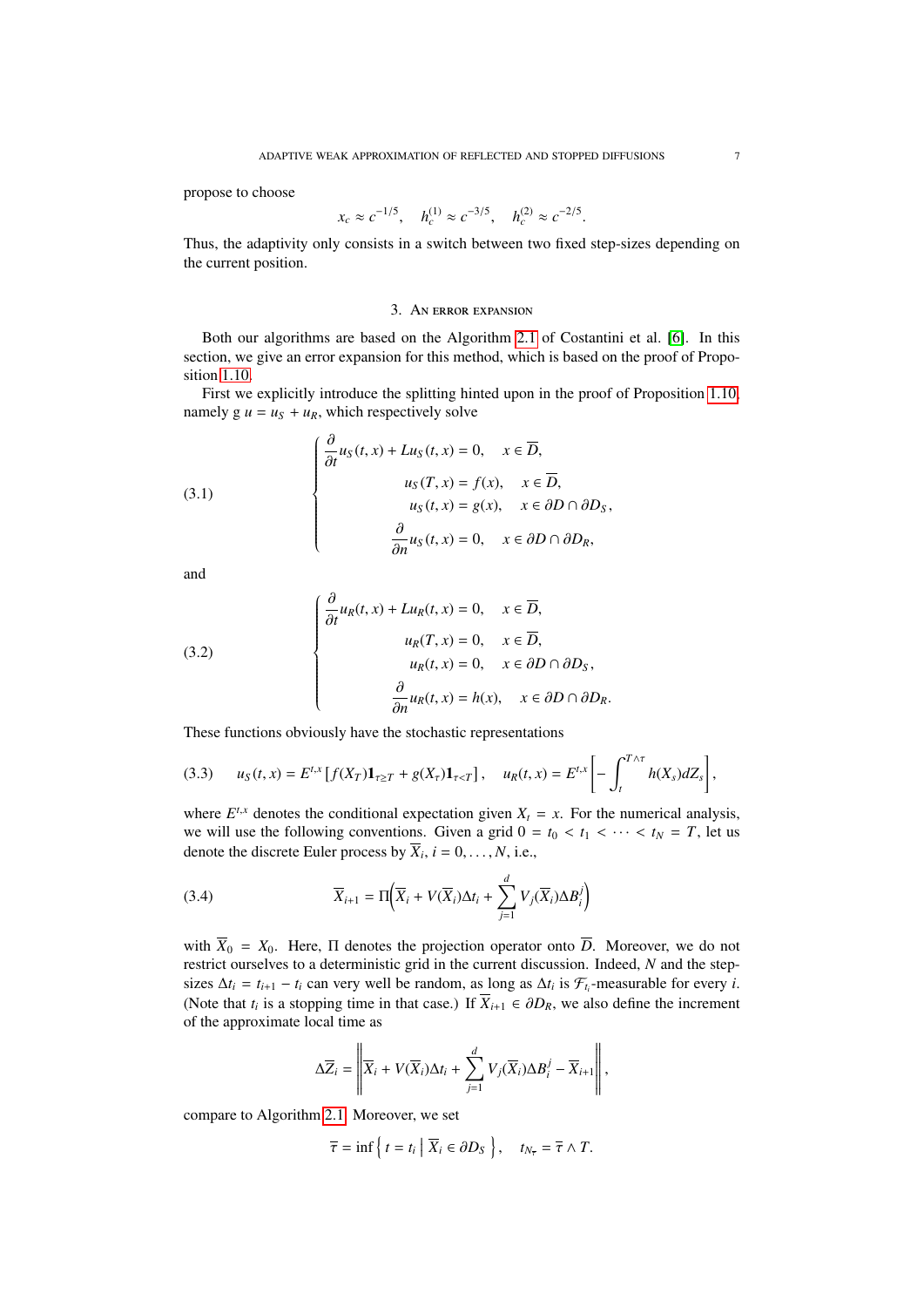propose to choose

$$x_c \approx c^{-1/5}, \quad h_c^{(1)} \approx c^{-3/5}, \quad h_c^{(2)} \approx c^{-2/5}.$$

Thus, the adaptivity only consists in a switch between two fixed step-sizes depending on the current position.

## 3. An error expansion

Both our algorithms are based on the Algorithm 2.1 of Costantini et al. [6]. In this section, we give an error expansion for this method, which is based on the proof of Proposition 1.10.

First we explicitly introduce the splitting hinted upon in the proof of Proposition 1.10, namely g $u = u_S + u_R$, which respectively solve

$$\tag{3.1} \begin{cases} \dfrac{\partial}{\partial t} u_S(t,x) + L u_S(t,x) = 0, & x \in \overline{D}, \\ u_S(T,x) = f(x), & x \in \overline{D}, \\ u_S(t,x) = g(x), & x \in \partial D \cap \partial D_S, \\ \dfrac{\partial}{\partial n} u_S(t,x) = 0, & x \in \partial D \cap \partial D_R, \end{cases}$$

and

$$\tag{3.2} \begin{cases} \dfrac{\partial}{\partial t} u_R(t,x) + L u_R(t,x) = 0, & x \in \overline{D}, \\ u_R(T,x) = 0, & x \in \overline{D}, \\ u_R(t,x) = 0, & x \in \partial D \cap \partial D_S, \\ \dfrac{\partial}{\partial n} u_R(t,x) = h(x), & x \in \partial D \cap \partial D_R. \end{cases}$$

These functions obviously have the stochastic representations

$$\tag{3.3} u_S(t,x) = E^{t,x}\left[ f(X_T) \mathbf{1}_{\tau \geq T} + g(X_\tau)\mathbf{1}_{\tau < T} \right], \quad u_R(t,x) = E^{t,x}\left[ -\int_t^{T\wedge\tau} h(X_s) dZ_s \right],$$

where $E^{t,x}$ denotes the conditional expectation given $X_t = x$. For the numerical analysis, we will use the following conventions. Given a grid $0 = t_0 < t_1 < \cdots < t_N = T$, let us denote the discrete Euler process by $\overline{X}_i$, $i = 0, \ldots, N$, i.e.,

$$\tag{3.4} \overline{X}_{i+1} = \Pi\Big( \overline{X}_i + V(\overline{X}_i)\Delta t_i + \sum_{j=1}^d V_j(\overline{X}_i)\Delta B_i^j \Big)$$

with $\overline{X}_0 = X_0$. Here, $\Pi$ denotes the projection operator onto $\overline{D}$. Moreover, we do not restrict ourselves to a deterministic grid in the current discussion. Indeed, $N$ and the step-sizes $\Delta t_i = t_{i+1} - t_i$ can very well be random, as long as $\Delta t_i$ is $\mathcal{F}_{t_i}$-measurable for every $i$. (Note that $t_i$ is a stopping time in that case.) If $\overline{X}_{i+1} \in \partial D_R$, we also define the increment of the approximate local time as

$$\Delta \overline{Z}_i = \left\| \overline{X}_i + V(\overline{X}_i)\Delta t_i + \sum_{j=1}^d V_j(\overline{X}_i)\Delta B_i^j - \overline{X}_{i+1} \right\|,$$

compare to Algorithm 2.1. Moreover, we set

$$\overline{\tau} = \inf\left\{ t = t_i \,\middle|\, \overline{X}_i \in \partial D_S \right\}, \quad t_{N_{\overline{\tau}}} = \overline{\tau} \wedge T.$$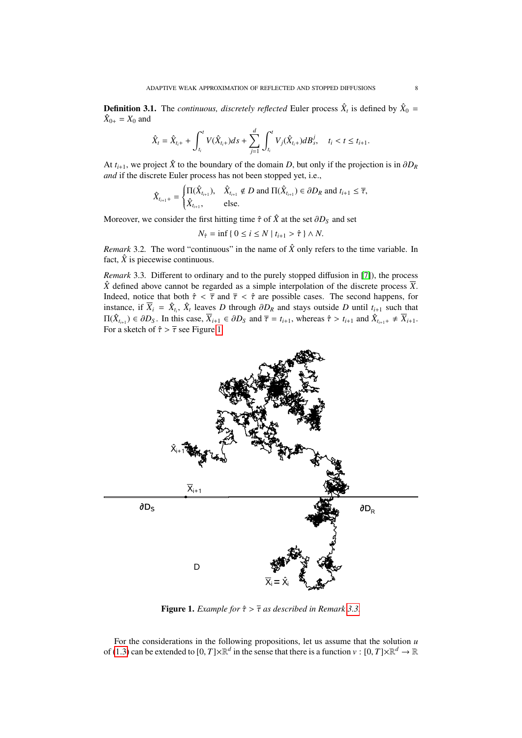**Definition 3.1.** The *continuous, discretely reflected* Euler process $\hat{X}_t$ is defined by $\hat{X}_0 = \hat{X}_{0+} = X_0$ and

$$\hat{X}_t = \hat{X}_{t_i+} + \int_{t_i}^{t} V(\hat{X}_{t_i+})ds + \sum_{j=1}^{d} \int_{t_i}^{t} V_j(\hat{X}_{t_i+})dB_s^j, \quad t_i < t \le t_{i+1}.$$

At $t_{i+1}$, we project $\hat{X}$ to the boundary of the domain $D$, but only if the projection is in $\partial D_R$ *and* if the discrete Euler process has not been stopped yet, i.e.,

$$\hat{X}_{t_{i+1}+} = \begin{cases} \Pi(\hat{X}_{t_{i+1}}), & \hat{X}_{t_{i+1}} \notin D \text{ and } \Pi(\hat{X}_{t_{i+1}}) \in \partial D_R \text{ and } t_{i+1} \le \overline{\tau}, \\ \hat{X}_{t_{i+1}}, & \text{else.} \end{cases}$$

Moreover, we consider the first hitting time $\hat{\tau}$ of $\hat{X}$ at the set $\partial D_S$ and set

$$N_{\hat{\tau}} = \inf \{ \, 0 \le i \le N \mid t_{i+1} > \hat{\tau} \, \} \wedge N.$$

*Remark* 3.2. The word "continuous" in the name of $\hat{X}$ only refers to the time variable. In fact, $\hat{X}$ is piecewise continuous.

*Remark* 3.3. Different to ordinary and to the purely stopped diffusion in [7]), the process $\hat{X}$ defined above cannot be regarded as a simple interpolation of the discrete process $\overline{X}$. Indeed, notice that both $\hat{\tau} < \overline{\tau}$ and $\overline{\tau} < \hat{\tau}$ are possible cases. The second happens, for instance, if $\overline{X}_i = \hat{X}_{t_i}$, $\hat{X}_t$ leaves $D$ through $\partial D_R$ and stays outside $D$ until $t_{i+1}$ such that $\Pi(\hat{X}_{t_{i+1}}) \in \partial D_S$. In this case, $\overline{X}_{i+1} \in \partial D_S$ and $\overline{\tau} = t_{i+1}$, whereas $\hat{\tau} > t_{i+1}$ and $\hat{X}_{t_{i+1}+} \ne \overline{X}_{i+1}$. For a sketch of $\hat{\tau} > \overline{\tau}$ see Figure 1.

**Figure 1.** *Example for $\hat{\tau} > \overline{\tau}$ as described in Remark 3.3.*

For the considerations in the following propositions, let us assume that the solution $u$ of (1.3) can be extended to $[0,T] \times \mathbb{R}^d$ in the sense that there is a function $v : [0,T] \times \mathbb{R}^d \to \mathbb{R}$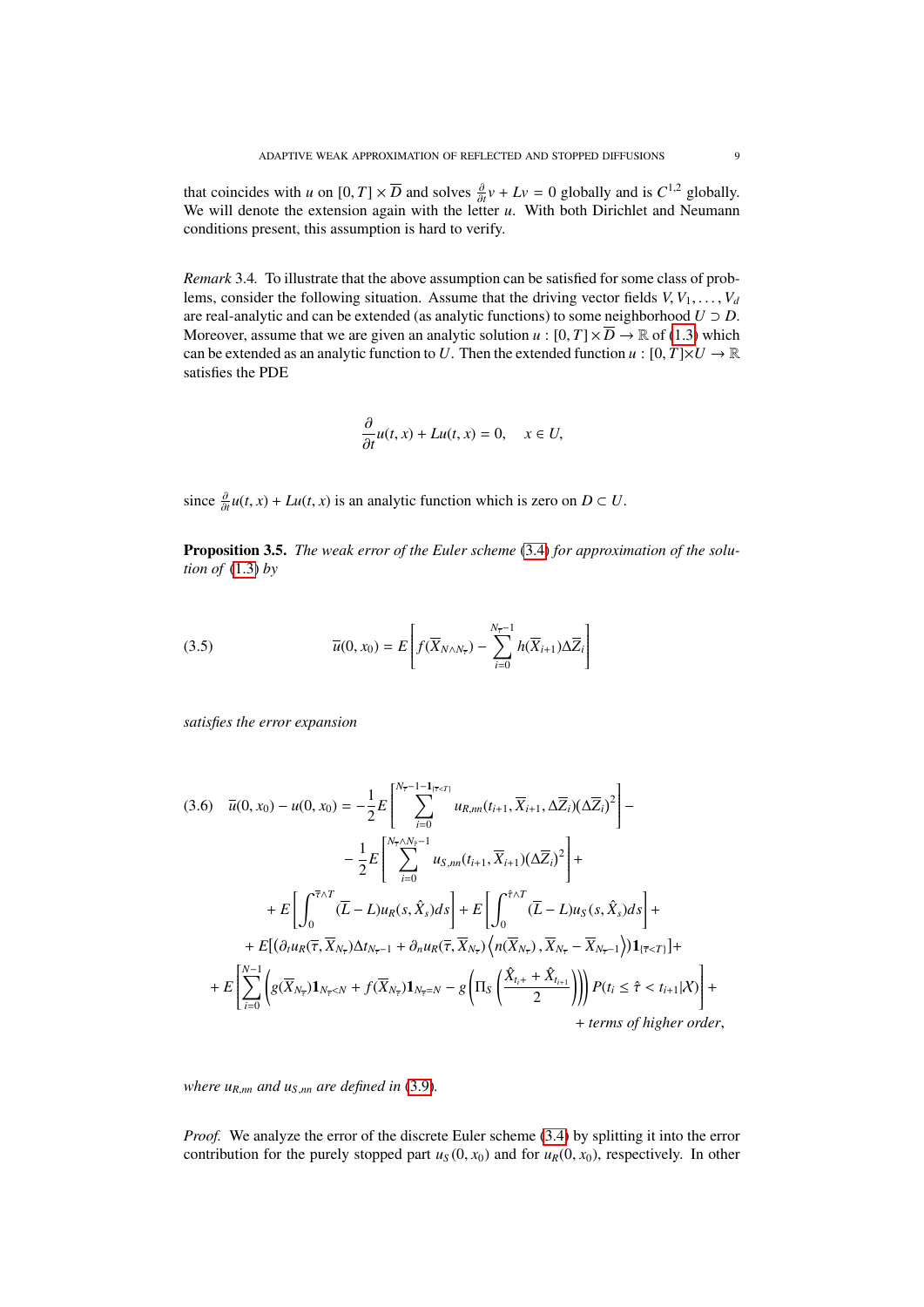that coincides with $u$ on $[0,T] \times \overline{D}$ and solves $\frac{\partial}{\partial t} v + Lv = 0$ globally and is $C^{1,2}$ globally. We will denote the extension again with the letter $u$. With both Dirichlet and Neumann conditions present, this assumption is hard to verify.

*Remark* 3.4. To illustrate that the above assumption can be satisfied for some class of problems, consider the following situation. Assume that the driving vector fields $V, V_1, \dots, V_d$ are real-analytic and can be extended (as analytic functions) to some neighborhood $U \supset D$. Moreover, assume that we are given an analytic solution $u : [0,T] \times \overline{D} \to \mathbb{R}$ of (1.3) which can be extended as an analytic function to $U$. Then the extended function $u : [0,T] \times U \to \mathbb{R}$ satisfies the PDE

$$\frac{\partial}{\partial t} u(t,x) + Lu(t,x) = 0, \quad x \in U,$$

since $\frac{\partial}{\partial t} u(t,x) + Lu(t,x)$ is an analytic function which is zero on $D \subset U$.

**Proposition 3.5.** *The weak error of the Euler scheme (3.4) for approximation of the solution of (1.3) by*

$$\overline{u}(0,x_0) = E\left[ f(\overline{X}_{N \wedge N_{\overline{\tau}}}) - \sum_{i=0}^{N_{\overline{\tau}}-1} h(\overline{X}_{i+1}) \Delta \overline{Z}_i \right] \tag{3.5}$$

*satisfies the error expansion*

$$\begin{aligned}
\overline{u}(0,x_0) - u(0,x_0) = &-\frac{1}{2} E\left[ \sum_{i=0}^{N_{\overline{\tau}}-1-\mathbf{1}_{\{\overline{\tau}<T\}}} u_{R,nn}(t_{i+1}, \overline{X}_{i+1}, \Delta \overline{Z}_i)(\Delta \overline{Z}_i)^2 \right] - \\
&- \frac{1}{2} E\left[ \sum_{i=0}^{N_{\overline{\tau}} \wedge N_{\hat{\tau}}-1} u_{S,nn}(t_{i+1}, \overline{X}_{i+1})(\Delta \overline{Z}_i)^2 \right] + \\
&+ E\left[ \int_0^{\overline{\tau} \wedge T} (\overline{L} - L) u_R(s, \hat{X}_s) ds \right] + E\left[ \int_0^{\hat{\tau} \wedge T} (\overline{L} - L) u_S(s, \hat{X}_s) ds \right] + \\
&+ E[(\partial_t u_R(\overline{\tau}, \overline{X}_{N_{\overline{\tau}}}) \Delta t_{N_{\overline{\tau}}-1} + \partial_n u_R(\overline{\tau}, \overline{X}_{N_{\overline{\tau}}}) \left\langle n(\overline{X}_{N_{\overline{\tau}}}), \overline{X}_{N_{\overline{\tau}}} - \overline{X}_{N_{\overline{\tau}}-1} \right\rangle) \mathbf{1}_{\{\overline{\tau}<T\}}] + \\
&+ E\left[ \sum_{i=0}^{N-1} \left( g(\overline{X}_{N_{\overline{\tau}}}) \mathbf{1}_{N_{\overline{\tau}}<N} + f(\overline{X}_{N_{\overline{\tau}}}) \mathbf{1}_{N_{\overline{\tau}}=N} - g\left( \Pi_S \left( \frac{\hat{X}_{t_{i+}} + \hat{X}_{t_{i+1}}}{2} \right) \right) \right) P(t_i \le \hat{\tau} < t_{i+1} | \mathcal{X}) \right] + \\
&+ \textit{terms of higher order},
\end{aligned} \tag{3.6}$$

*where $u_{R,nn}$ and $u_{S,nn}$ are defined in (3.9).*

*Proof.* We analyze the error of the discrete Euler scheme (3.4) by splitting it into the error contribution for the purely stopped part $u_S(0,x_0)$ and for $u_R(0,x_0)$, respectively. In other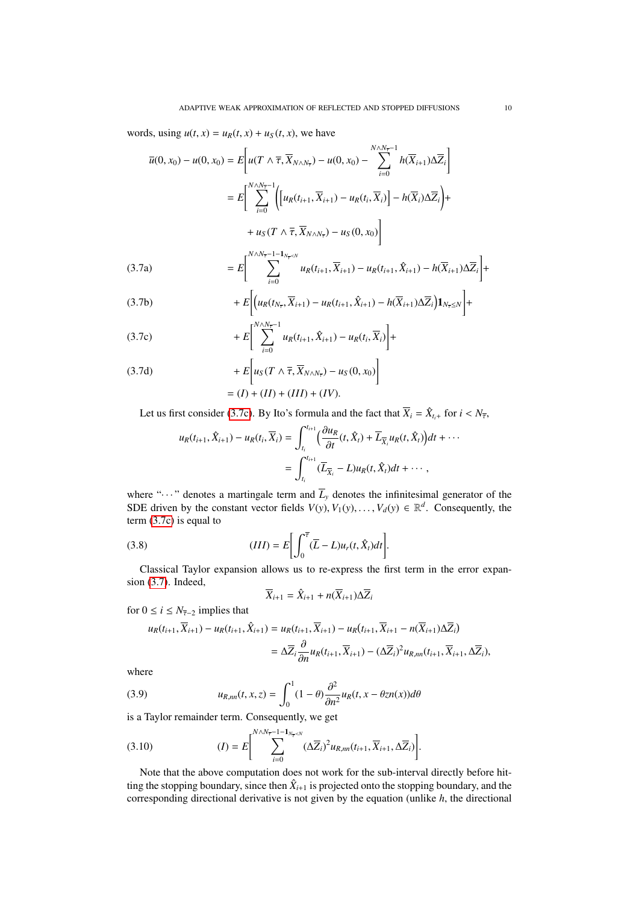words, using $u(t,x) = u_R(t,x) + u_S(t,x)$, we have

$$
\begin{aligned}
\overline{u}(0,x_0) - u(0,x_0) &= E\Bigg[u(T\wedge\overline{\tau}, \overline{X}_{N\wedge N_{\overline{\tau}}}) - u(0,x_0) - \sum_{i=0}^{N\wedge N_{\overline{\tau}}-1} h(\overline{X}_{i+1})\Delta\overline{Z}_i\Bigg] \\
&= E\Bigg[\sum_{i=0}^{N\wedge N_{\overline{\tau}}-1}\Big(\Big[u_R(t_{i+1},\overline{X}_{i+1}) - u_R(t_i,\overline{X}_i)\Big] - h(\overline{X}_i)\Delta\overline{Z}_i\Big) + \\
&\qquad + u_S(T\wedge\overline{\tau}, \overline{X}_{N\wedge N_{\overline{\tau}}}) - u_S(0,x_0)\Bigg]
\end{aligned}
$$

$$
\text{(3.7a)} \qquad = E\Bigg[\sum_{i=0}^{N\wedge N_{\overline{\tau}}-1-\mathbf{1}_{N_{\overline{\tau}}<N}} u_R(t_{i+1},\overline{X}_{i+1}) - u_R(t_{i+1},\hat{X}_{i+1}) - h(\overline{X}_{i+1})\Delta\overline{Z}_i\Bigg] +
$$

$$
\text{(3.7b)} \qquad + E\Bigg[\Big(u_R(t_{N_{\overline{\tau}}},\overline{X}_{i+1}) - u_R(t_{i+1},\hat{X}_{i+1}) - h(\overline{X}_{i+1})\Delta\overline{Z}_i\Big)\mathbf{1}_{N_{\overline{\tau}}\le N}\Bigg] +
$$

$$
\text{(3.7c)} \qquad + E\Bigg[\sum_{i=0}^{N\wedge N_{\overline{\tau}}-1} u_R(t_{i+1},\hat{X}_{i+1}) - u_R(t_i,\overline{X}_i)\Bigg] +
$$

$$
\text{(3.7d)} \qquad + E\Bigg[u_S(T\wedge\overline{\tau}, \overline{X}_{N\wedge N_{\overline{\tau}}}) - u_S(0,x_0)\Bigg]
$$

$$
= (I) + (II) + (III) + (IV).
$$

Let us first consider (3.7c). By Ito's formula and the fact that $\overline{X}_i = \hat{X}_{t_i+}$ for $i < N_{\overline{\tau}}$,

$$
\begin{aligned}
u_R(t_{i+1},\hat{X}_{i+1}) - u_R(t_i,\overline{X}_i) &= \int_{t_i}^{t_{i+1}} \Big(\frac{\partial u_R}{\partial t}(t,\hat{X}_t) + \overline{L}_{\overline{X}_i} u_R(t,\hat{X}_t)\Big)dt + \cdots \\
&= \int_{t_i}^{t_{i+1}} (\overline{L}_{\overline{X}_i} - L) u_R(t,\hat{X}_t)dt + \cdots,
\end{aligned}
$$

where "$\cdots$" denotes a martingale term and $\overline{L}_y$ denotes the infinitesimal generator of the SDE driven by the constant vector fields $V(y), V_1(y), \ldots, V_d(y) \in \mathbb{R}^d$. Consequently, the term (3.7c) is equal to

$$
\text{(3.8)} \qquad (III) = E\Bigg[\int_0^{\overline{\tau}} (\overline{L} - L) u_r(t,\hat{X}_t)dt\Bigg].
$$

Classical Taylor expansion allows us to re-express the first term in the error expansion (3.7). Indeed,

$$
\overline{X}_{i+1} = \hat{X}_{i+1} + n(\overline{X}_{i+1})\Delta\overline{Z}_i
$$

for $0 \le i \le N_{\overline{\tau}-2}$ implies that

$$
\begin{aligned}
u_R(t_{i+1},\overline{X}_{i+1}) - u_R(t_{i+1},\hat{X}_{i+1}) &= u_R(t_{i+1},\overline{X}_{i+1}) - u_R(t_{i+1},\overline{X}_{i+1} - n(\overline{X}_{i+1})\Delta\overline{Z}_i) \\
&= \Delta\overline{Z}_i \frac{\partial}{\partial n} u_R(t_{i+1},\overline{X}_{i+1}) - (\Delta\overline{Z}_i)^2 u_{R,nn}(t_{i+1},\overline{X}_{i+1},\Delta\overline{Z}_i),
\end{aligned}
$$

where

$$
\text{(3.9)} \qquad u_{R,nn}(t,x,z) = \int_0^1 (1-\theta)\frac{\partial^2}{\partial n^2} u_R(t, x - \theta z n(x))d\theta
$$

is a Taylor remainder term. Consequently, we get

$$
\text{(3.10)} \qquad (I) = E\Bigg[\sum_{i=0}^{N\wedge N_{\overline{\tau}}-1-\mathbf{1}_{N_{\overline{\tau}}<N}} (\Delta\overline{Z}_i)^2 u_{R,nn}(t_{i+1},\overline{X}_{i+1},\Delta\overline{Z}_i)\Bigg].
$$

Note that the above computation does not work for the sub-interval directly before hitting the stopping boundary, since then $\hat{X}_{i+1}$ is projected onto the stopping boundary, and the corresponding directional derivative is not given by the equation (unlike $h$, the directional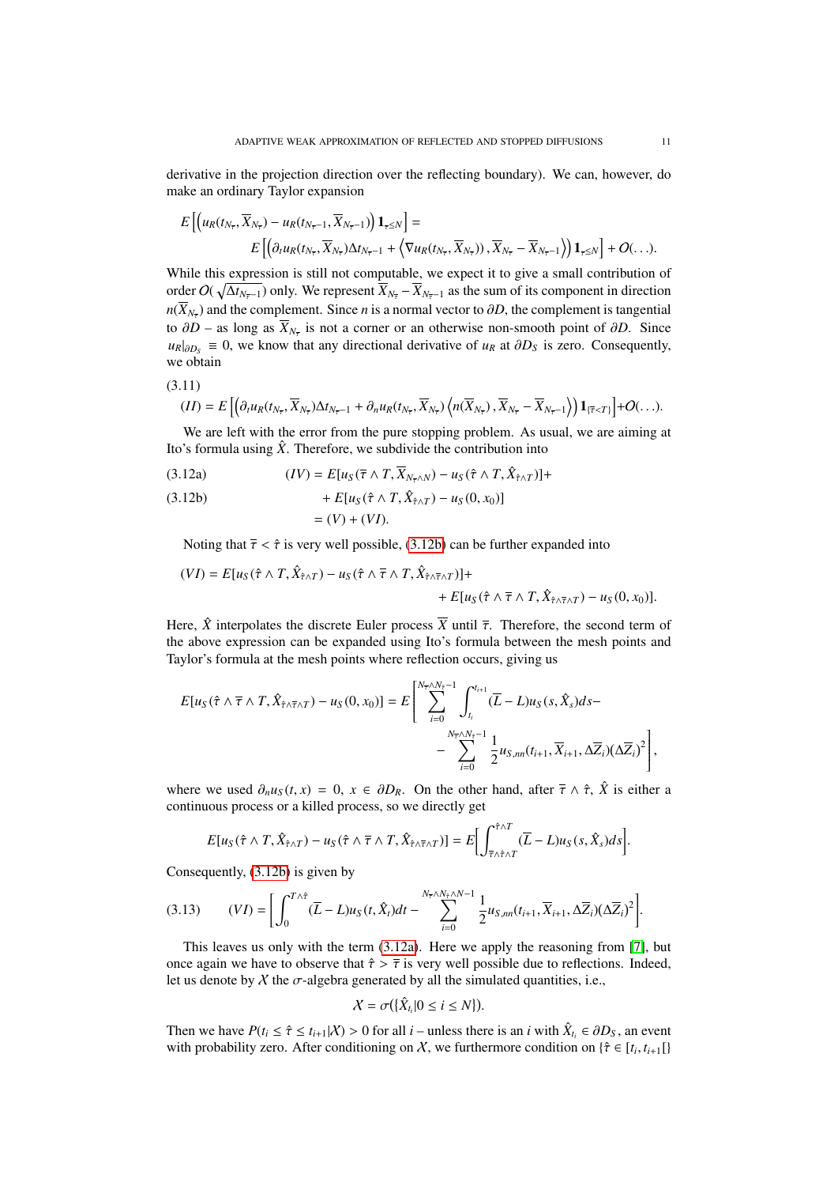derivative in the projection direction over the reflecting boundary). We can, however, do make an ordinary Taylor expansion

$$E\left[\left(u_R(t_{N_\tau}, \overline{X}_{N_\tau}) - u_R(t_{N_\tau-1}, \overline{X}_{N_\tau-1})\right)\mathbf{1}_{\tau\le N}\right] =$$
$$E\left[\left(\partial_t u_R(t_{N_\tau}, \overline{X}_{N_\tau})\Delta t_{N_\tau-1} + \left\langle \nabla u_R(t_{N_\tau}, \overline{X}_{N_\tau})), \overline{X}_{N_\tau} - \overline{X}_{N_\tau-1}\right\rangle\right)\mathbf{1}_{\tau\le N}\right] + O(\ldots).$$

While this expression is still not computable, we expect it to give a small contribution of order $O(\sqrt{\Delta t_{N_\tau-1}})$ only. We represent $\overline{X}_{N_\tau} - \overline{X}_{N_\tau-1}$ as the sum of its component in direction $n(\overline{X}_{N_\tau})$ and the complement. Since $n$ is a normal vector to $\partial D$, the complement is tangential to $\partial D$ – as long as $\overline{X}_{N_\tau}$ is not a corner or an otherwise non-smooth point of $\partial D$. Since $u_R|_{\partial D_S} \equiv 0$, we know that any directional derivative of $u_R$ at $\partial D_S$ is zero. Consequently, we obtain

(3.11)
$$(II) = E\left[\left(\partial_t u_R(t_{N_\tau}, \overline{X}_{N_\tau})\Delta t_{N_\tau-1} + \partial_n u_R(t_{N_\tau}, \overline{X}_{N_\tau})\left\langle n(\overline{X}_{N_\tau}), \overline{X}_{N_\tau} - \overline{X}_{N_\tau-1}\right\rangle\right)\mathbf{1}_{\{\overline{\tau}<T\}}\right] + O(\ldots).$$

We are left with the error from the pure stopping problem. As usual, we are aiming at Ito's formula using $\hat{X}$. Therefore, we subdivide the contribution into

$$(IV) = E[u_S(\overline{\tau}\wedge T, \overline{X}_{N_\tau\wedge N}) - u_S(\hat{\tau}\wedge T, \hat{X}_{\hat{\tau}\wedge T})] + \tag{3.12a}$$
$$+ E[u_S(\hat{\tau}\wedge T, \hat{X}_{\hat{\tau}\wedge T}) - u_S(0, x_0)] \tag{3.12b}$$
$$= (V) + (VI).$$

Noting that $\overline{\tau} < \hat{\tau}$ is very well possible, (3.12b) can be further expanded into

$$(VI) = E[u_S(\hat{\tau}\wedge T, \hat{X}_{\hat{\tau}\wedge T}) - u_S(\hat{\tau}\wedge\overline{\tau}\wedge T, \hat{X}_{\hat{\tau}\wedge\overline{\tau}\wedge T})] +$$
$$+ E[u_S(\hat{\tau}\wedge\overline{\tau}\wedge T, \hat{X}_{\hat{\tau}\wedge\overline{\tau}\wedge T}) - u_S(0, x_0)].$$

Here, $\hat{X}$ interpolates the discrete Euler process $\overline{X}$ until $\overline{\tau}$. Therefore, the second term of the above expression can be expanded using Ito's formula between the mesh points and Taylor's formula at the mesh points where reflection occurs, giving us

$$E[u_S(\hat{\tau}\wedge\overline{\tau}\wedge T, \hat{X}_{\hat{\tau}\wedge\overline{\tau}\wedge T}) - u_S(0, x_0)] = E\left[\sum_{i=0}^{N_{\overline{\tau}}\wedge N_{\hat{\tau}}-1}\int_{t_i}^{t_{i+1}}(\overline{L}-L)u_S(s, \hat{X}_s)ds - \right.$$
$$\left. - \sum_{i=0}^{N_{\overline{\tau}}\wedge N_{\hat{\tau}}-1}\frac{1}{2}u_{S,nn}(t_{i+1}, \overline{X}_{i+1}, \Delta\overline{Z}_i)(\Delta\overline{Z}_i)^2\right],$$

where we used $\partial_n u_S(t,x) = 0$, $x \in \partial D_R$. On the other hand, after $\overline{\tau}\wedge\hat{\tau}$, $\hat{X}$ is either a continuous process or a killed process, so we directly get

$$E[u_S(\hat{\tau}\wedge T, \hat{X}_{\hat{\tau}\wedge T}) - u_S(\hat{\tau}\wedge\overline{\tau}\wedge T, \hat{X}_{\hat{\tau}\wedge\overline{\tau}\wedge T})] = E\Big[\int_{\overline{\tau}\wedge\hat{\tau}\wedge T}^{\hat{\tau}\wedge T}(\overline{L}-L)u_S(s, \hat{X}_s)ds\Big].$$

Consequently, (3.12b) is given by

$$(VI) = \left[\int_0^{T\wedge\hat{\tau}}(\overline{L}-L)u_S(t, \hat{X}_t)dt - \sum_{i=0}^{N_{\overline{\tau}}\wedge N_{\hat{\tau}}\wedge N-1}\frac{1}{2}u_{S,nn}(t_{i+1}, \overline{X}_{i+1}, \Delta\overline{Z}_i)(\Delta\overline{Z}_i)^2\right]. \tag{3.13}$$

This leaves us only with the term (3.12a). Here we apply the reasoning from [7], but once again we have to observe that $\hat{\tau} > \overline{\tau}$ is very well possible due to reflections. Indeed, let us denote by $\mathcal{X}$ the $\sigma$-algebra generated by all the simulated quantities, i.e.,

$$\mathcal{X} = \sigma(\{\hat{X}_{t_i} | 0 \le i \le N\}).$$

Then we have $P(t_i \le \hat{\tau} \le t_{i+1}|\mathcal{X}) > 0$ for all $i$ – unless there is an $i$ with $\hat{X}_{t_i} \in \partial D_S$, an event with probability zero. After conditioning on $\mathcal{X}$, we furthermore condition on $\{\hat{\tau} \in [t_i, t_{i+1}[\}$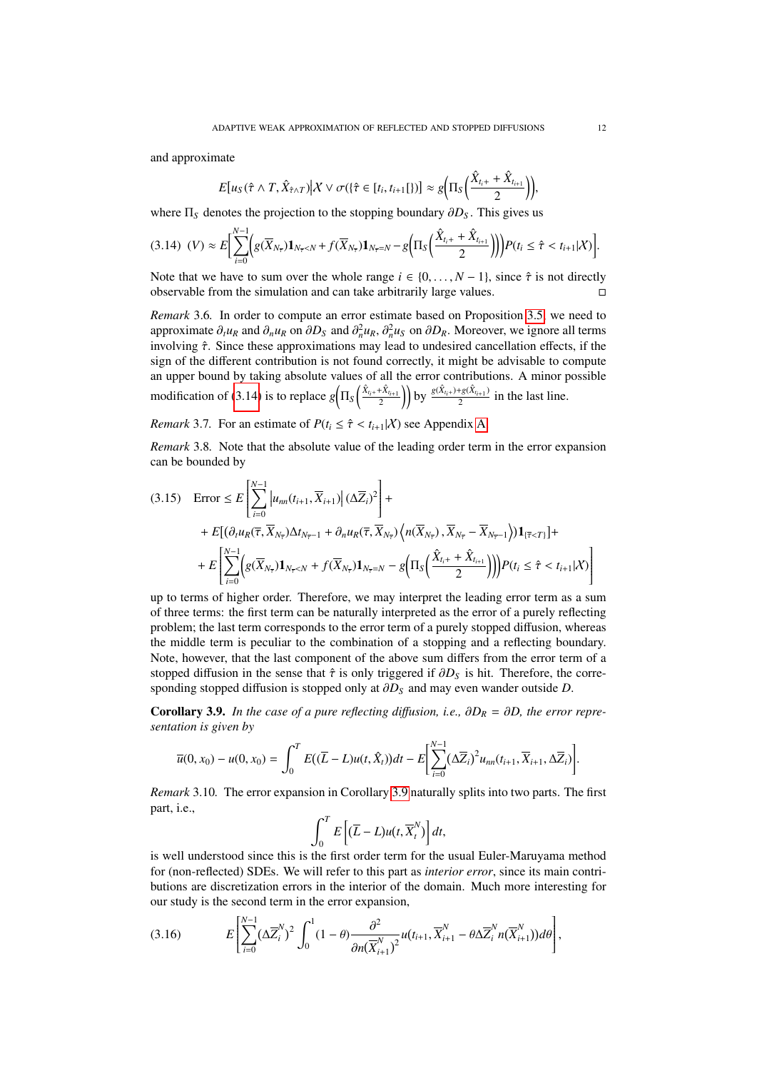and approximate

$$E[u_S(\hat\tau \wedge T, \hat X_{\hat\tau\wedge T}) | \mathcal{X} \vee \sigma(\{\hat\tau \in [t_i, t_{i+1}[\})] \approx g\Big(\Pi_S\Big(\frac{\hat X_{t_i+} + \hat X_{t_{i+1}}}{2}\Big)\Big),$$

where $\Pi_S$ denotes the projection to the stopping boundary $\partial D_S$. This gives us

$$(V) \approx E\Big[\sum_{i=0}^{N-1}\Big(g(\overline{X}_{N_\tau})\mathbf{1}_{N_\tau<N} + f(\overline{X}_{N_\tau})\mathbf{1}_{N_\tau=N} - g\Big(\Pi_S\Big(\frac{\hat X_{t_i+} + \hat X_{t_{i+1}}}{2}\Big)\Big)\Big)P(t_i \le \hat\tau < t_{i+1}|\mathcal{X})\Big]. \tag{3.14}$$

Note that we have to sum over the whole range $i \in \{0, \dots, N-1\}$, since $\hat\tau$ is not directly observable from the simulation and can take arbitrarily large values. □

*Remark* 3.6. In order to compute an error estimate based on Proposition 3.5, we need to approximate $\partial_t u_R$ and $\partial_n u_R$ on $\partial D_S$ and $\partial_n^2 u_R$, $\partial_n^2 u_S$ on $\partial D_R$. Moreover, we ignore all terms involving $\hat\tau$. Since these approximations may lead to undesired cancellation effects, if the sign of the different contribution is not found correctly, it might be advisable to compute an upper bound by taking absolute values of all the error contributions. A minor possible modification of (3.14) is to replace $g\Big(\Pi_S\Big(\frac{\hat X_{t_i+}+\hat X_{t_{i+1}}}{2}\Big)\Big)$ by $\frac{g(\hat X_{t_i+})+g(\hat X_{t_{i+1}})}{2}$ in the last line.

*Remark* 3.7. For an estimate of $P(t_i \le \hat\tau < t_{i+1}|\mathcal{X})$ see Appendix A.

*Remark* 3.8. Note that the absolute value of the leading order term in the error expansion can be bounded by

$$\begin{aligned}
\text{Error} \le\ & E\left[\sum_{i=0}^{N-1}\left|u_{nn}(t_{i+1}, \overline{X}_{i+1})\right|(\Delta\overline{Z}_i)^2\right] + \\
&+ E[(\partial_t u_R(\overline{\tau}, \overline{X}_{N_{\overline{\tau}}})\Delta t_{N_{\overline{\tau}}-1} + \partial_n u_R(\overline{\tau}, \overline{X}_{N_{\overline{\tau}}})\left\langle n(\overline{X}_{N_{\overline{\tau}}}), \overline{X}_{N_{\overline{\tau}}} - \overline{X}_{N_{\overline{\tau}}-1}\right\rangle)\mathbf{1}_{\{\overline{\tau}<T\}}] + \\
&+ E\left[\sum_{i=0}^{N-1}\Big(g(\overline{X}_{N_\tau})\mathbf{1}_{N_\tau<N} + f(\overline{X}_{N_\tau})\mathbf{1}_{N_\tau=N} - g\Big(\Pi_S\Big(\frac{\hat X_{t_i+} + \hat X_{t_{i+1}}}{2}\Big)\Big)\Big)P(t_i \le \hat\tau < t_{i+1}|\mathcal{X})\right]
\end{aligned} \tag{3.15}$$

up to terms of higher order. Therefore, we may interpret the leading error term as a sum of three terms: the first term can be naturally interpreted as the error of a purely reflecting problem; the last term corresponds to the error term of a purely stopped diffusion, whereas the middle term is peculiar to the combination of a stopping and a reflecting boundary. Note, however, that the last component of the above sum differs from the error term of a stopped diffusion in the sense that $\hat\tau$ is only triggered if $\partial D_S$ is hit. Therefore, the corresponding stopped diffusion is stopped only at $\partial D_S$ and may even wander outside $D$.

**Corollary 3.9.** *In the case of a pure reflecting diffusion, i.e., $\partial D_R = \partial D$, the error representation is given by*

$$\overline{u}(0, x_0) - u(0, x_0) = \int_0^T E((\overline{L} - L)u(t, \hat X_t))dt - E\Big[\sum_{i=0}^{N-1}(\Delta\overline{Z}_i)^2 u_{nn}(t_{i+1}, \overline{X}_{i+1}, \Delta\overline{Z}_i)\Big].$$

*Remark* 3.10. The error expansion in Corollary 3.9 naturally splits into two parts. The first part, i.e.,

$$\int_0^T E\Big[(\overline{L} - L)u(t, \overline{X}_t^N)\Big]dt,$$

is well understood since this is the first order term for the usual Euler-Maruyama method for (non-reflected) SDEs. We will refer to this part as *interior error*, since its main contributions are discretization errors in the interior of the domain. Much more interesting for our study is the second term in the error expansion,

$$E\left[\sum_{i=0}^{N-1}(\Delta\overline{Z}_i^N)^2\int_0^1(1-\theta)\frac{\partial^2}{\partial n(\overline{X}_{i+1}^N)^2}u(t_{i+1}, \overline{X}_{i+1}^N - \theta\Delta\overline{Z}_i^N n(\overline{X}_{i+1}^N))d\theta\right], \tag{3.16}$$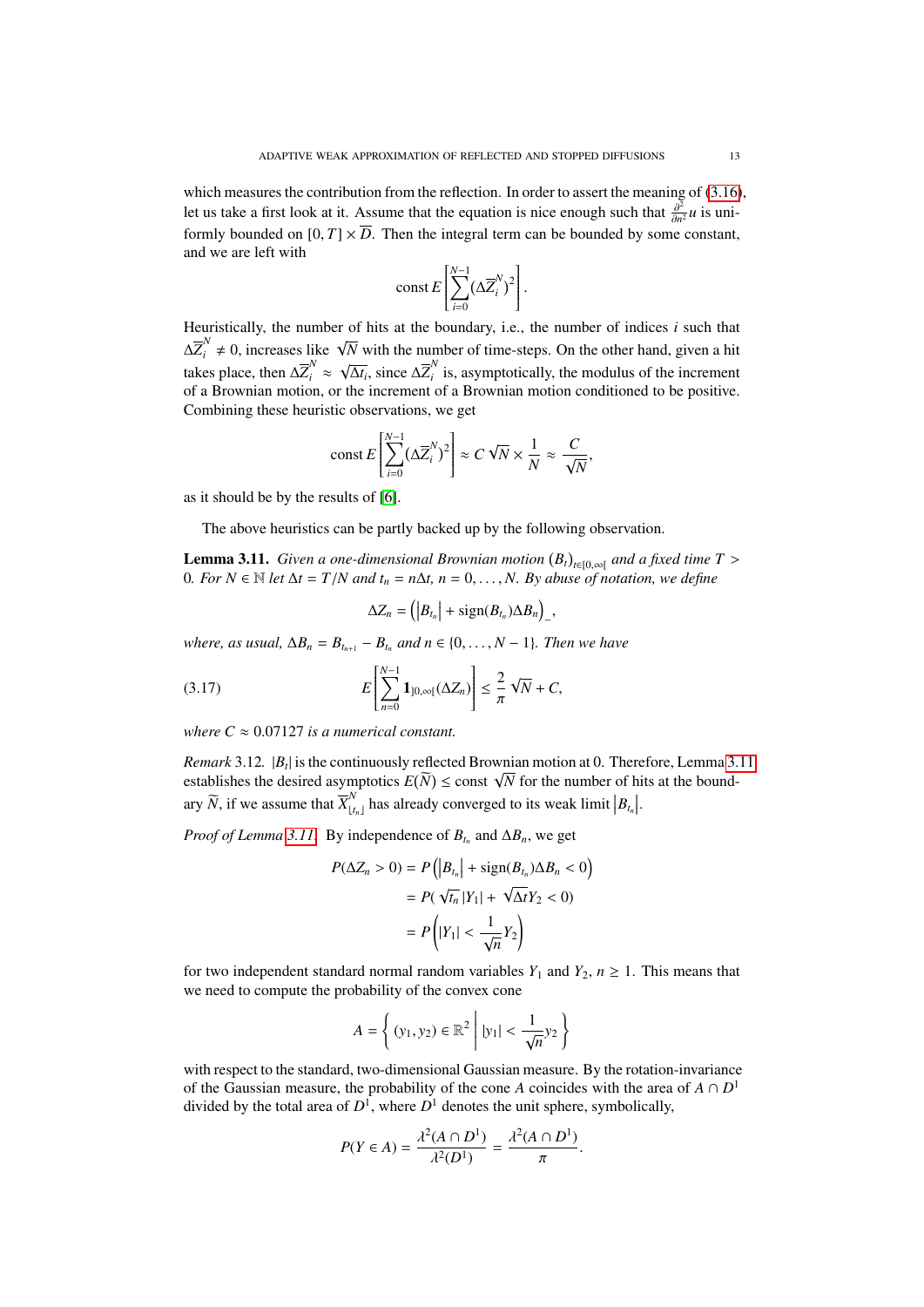which measures the contribution from the reflection. In order to assert the meaning of (3.16), let us take a first look at it. Assume that the equation is nice enough such that $\frac{\partial^2}{\partial n^2}u$ is uniformly bounded on $[0,T]\times\overline{D}$. Then the integral term can be bounded by some constant, and we are left with

$$\text{const}\, E\left[\sum_{i=0}^{N-1}(\Delta\overline{Z}_i^N)^2\right].$$

Heuristically, the number of hits at the boundary, i.e., the number of indices $i$ such that $\Delta\overline{Z}_i^N \neq 0$, increases like $\sqrt{N}$ with the number of time-steps. On the other hand, given a hit takes place, then $\Delta\overline{Z}_i^N \approx \sqrt{\Delta t_i}$, since $\Delta\overline{Z}_i^N$ is, asymptotically, the modulus of the increment of a Brownian motion, or the increment of a Brownian motion conditioned to be positive. Combining these heuristic observations, we get

$$\text{const}\, E\left[\sum_{i=0}^{N-1}(\Delta\overline{Z}_i^N)^2\right] \approx C\sqrt{N}\times\frac{1}{N} \approx \frac{C}{\sqrt{N}},$$

as it should be by the results of [6].

The above heuristics can be partly backed up by the following observation.

**Lemma 3.11.** *Given a one-dimensional Brownian motion $(B_t)_{t\in[0,\infty[}$ and a fixed time $T>0$. For $N\in\mathbb{N}$ let $\Delta t = T/N$ and $t_n = n\Delta t$, $n=0,\dots,N$. By abuse of notation, we define*

$$\Delta Z_n = \left(\left|B_{t_n}\right| + \operatorname{sign}(B_{t_n})\Delta B_n\right)_-,$$

*where, as usual, $\Delta B_n = B_{t_{n+1}} - B_{t_n}$ and $n\in\{0,\dots,N-1\}$. Then we have*

$$E\left[\sum_{n=0}^{N-1}\mathbf{1}_{]0,\infty[}(\Delta Z_n)\right] \leq \frac{2}{\pi}\sqrt{N} + C, \tag{3.17}$$

*where $C\approx 0.07127$ is a numerical constant.*

*Remark* 3.12. $|B_t|$ is the continuously reflected Brownian motion at 0. Therefore, Lemma 3.11 establishes the desired asymptotics $E(\widetilde{N}) \leq \text{const}\sqrt{N}$ for the number of hits at the boundary $\widetilde{N}$, if we assume that $\overline{X}^N_{\lfloor t_n\rfloor}$ has already converged to its weak limit $\left|B_{t_n}\right|$.

*Proof of Lemma 3.11.* By independence of $B_{t_n}$ and $\Delta B_n$, we get

$$\begin{aligned}
P(\Delta Z_n > 0) &= P\left(\left|B_{t_n}\right| + \operatorname{sign}(B_{t_n})\Delta B_n < 0\right)\\
&= P(\sqrt{t_n}\,|Y_1| + \sqrt{\Delta t}Y_2 < 0)\\
&= P\left(|Y_1| < \frac{1}{\sqrt{n}}Y_2\right)
\end{aligned}$$

for two independent standard normal random variables $Y_1$ and $Y_2$, $n\geq 1$. This means that we need to compute the probability of the convex cone

$$A = \left\{ (y_1,y_2)\in\mathbb{R}^2 \;\middle|\; |y_1| < \frac{1}{\sqrt{n}}y_2 \right\}$$

with respect to the standard, two-dimensional Gaussian measure. By the rotation-invariance of the Gaussian measure, the probability of the cone $A$ coincides with the area of $A\cap D^1$ divided by the total area of $D^1$, where $D^1$ denotes the unit sphere, symbolically,

$$P(Y\in A) = \frac{\lambda^2(A\cap D^1)}{\lambda^2(D^1)} = \frac{\lambda^2(A\cap D^1)}{\pi}.$$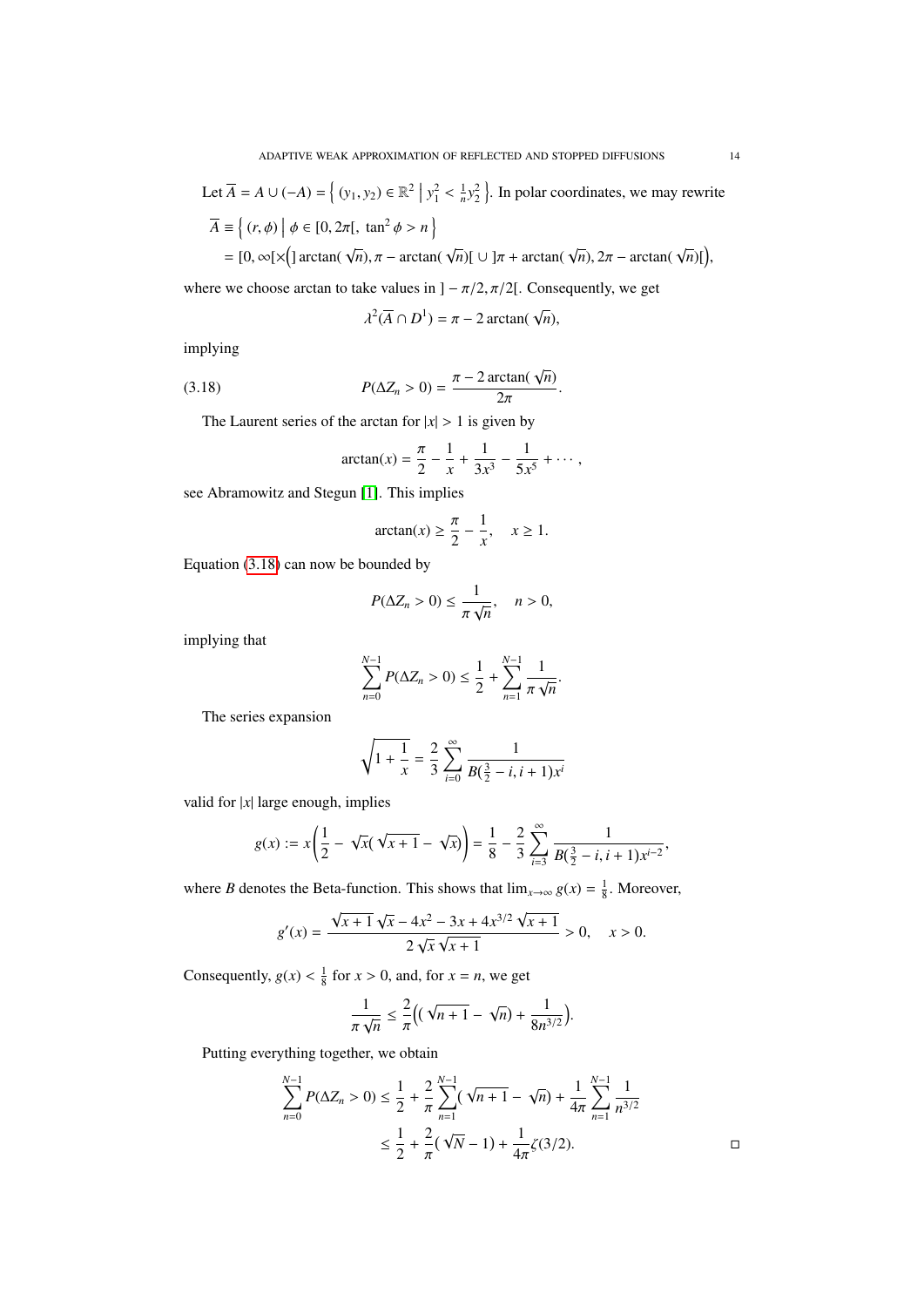Let $\overline{A} = A \cup (-A) = \left\{ (y_1, y_2) \in \mathbb{R}^2 \;\middle|\; y_1^2 < \frac{1}{n} y_2^2 \right\}$. In polar coordinates, we may rewrite

$$
\begin{aligned}
\overline{A} &\equiv \left\{ (r, \phi) \;\middle|\; \phi \in [0, 2\pi[, \; \tan^2 \phi > n \right\} \\
&= [0, \infty[ \times \Big( ]\arctan(\sqrt{n}), \pi - \arctan(\sqrt{n})[ \cup ]\pi + \arctan(\sqrt{n}), 2\pi - \arctan(\sqrt{n})[ \Big),
\end{aligned}
$$

where we choose arctan to take values in $]-\pi/2, \pi/2[$. Consequently, we get

$$
\lambda^2(\overline{A} \cap D^1) = \pi - 2\arctan(\sqrt{n}),
$$

implying

$$
P(\Delta Z_n > 0) = \frac{\pi - 2\arctan(\sqrt{n})}{2\pi}. \tag{3.18}
$$

The Laurent series of the arctan for $|x| > 1$ is given by

$$
\arctan(x) = \frac{\pi}{2} - \frac{1}{x} + \frac{1}{3x^3} - \frac{1}{5x^5} + \cdots,
$$

see Abramowitz and Stegun [1]. This implies

$$
\arctan(x) \geq \frac{\pi}{2} - \frac{1}{x}, \quad x \geq 1.
$$

Equation (3.18) can now be bounded by

$$
P(\Delta Z_n > 0) \leq \frac{1}{\pi \sqrt{n}}, \quad n > 0,
$$

implying that

$$
\sum_{n=0}^{N-1} P(\Delta Z_n > 0) \leq \frac{1}{2} + \sum_{n=1}^{N-1} \frac{1}{\pi \sqrt{n}}.
$$

The series expansion

$$
\sqrt{1 + \frac{1}{x}} = \frac{2}{3} \sum_{i=0}^{\infty} \frac{1}{B(\frac{3}{2} - i, i+1) x^i}
$$

valid for $|x|$ large enough, implies

$$
g(x) := x \left( \frac{1}{2} - \sqrt{x}(\sqrt{x+1} - \sqrt{x}) \right) = \frac{1}{8} - \frac{2}{3} \sum_{i=3}^{\infty} \frac{1}{B(\frac{3}{2} - i, i+1) x^{i-2}},
$$

where $B$ denotes the Beta-function. This shows that $\lim_{x \to \infty} g(x) = \frac{1}{8}$. Moreover,

$$
g'(x) = \frac{\sqrt{x+1}\sqrt{x} - 4x^2 - 3x + 4x^{3/2}\sqrt{x+1}}{2\sqrt{x}\sqrt{x+1}} > 0, \quad x > 0.
$$

Consequently, $g(x) < \frac{1}{8}$ for $x > 0$, and, for $x = n$, we get

$$
\frac{1}{\pi \sqrt{n}} \leq \frac{2}{\pi} \Big( (\sqrt{n+1} - \sqrt{n}) + \frac{1}{8n^{3/2}} \Big).
$$

Putting everything together, we obtain

$$
\begin{aligned}
\sum_{n=0}^{N-1} P(\Delta Z_n > 0) &\leq \frac{1}{2} + \frac{2}{\pi} \sum_{n=1}^{N-1} (\sqrt{n+1} - \sqrt{n}) + \frac{1}{4\pi} \sum_{n=1}^{N-1} \frac{1}{n^{3/2}} \\
&\leq \frac{1}{2} + \frac{2}{\pi}(\sqrt{N} - 1) + \frac{1}{4\pi} \zeta(3/2).
\end{aligned}
$$

□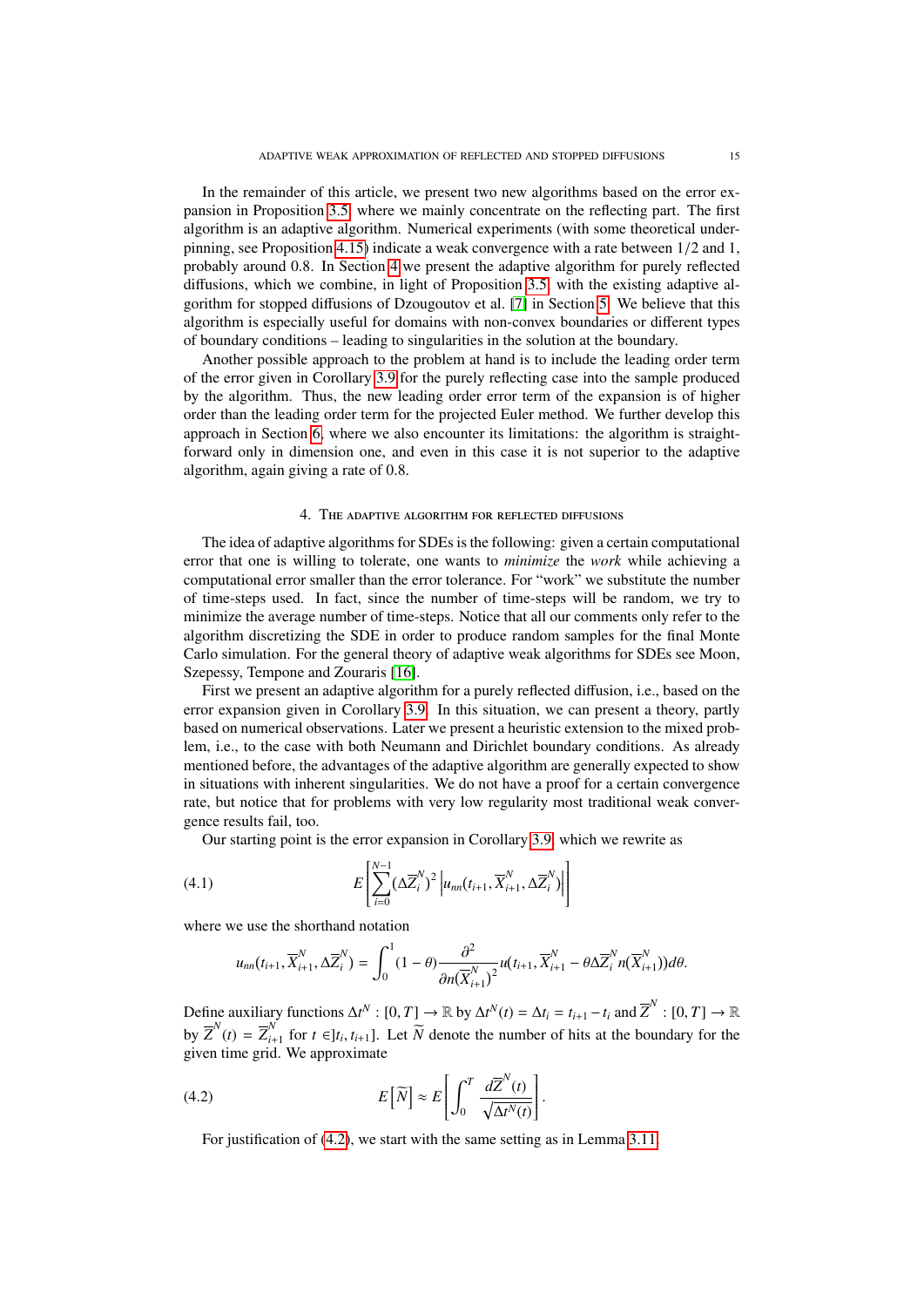In the remainder of this article, we present two new algorithms based on the error expansion in Proposition 3.5, where we mainly concentrate on the reflecting part. The first algorithm is an adaptive algorithm. Numerical experiments (with some theoretical underpinning, see Proposition 4.15) indicate a weak convergence with a rate between $1/2$ and $1$, probably around $0.8$. In Section 4 we present the adaptive algorithm for purely reflected diffusions, which we combine, in light of Proposition 3.5, with the existing adaptive algorithm for stopped diffusions of Dzougoutov et al. [7] in Section 5. We believe that this algorithm is especially useful for domains with non-convex boundaries or different types of boundary conditions – leading to singularities in the solution at the boundary.

Another possible approach to the problem at hand is to include the leading order term of the error given in Corollary 3.9 for the purely reflecting case into the sample produced by the algorithm. Thus, the new leading order error term of the expansion is of higher order than the leading order term for the projected Euler method. We further develop this approach in Section 6, where we also encounter its limitations: the algorithm is straightforward only in dimension one, and even in this case it is not superior to the adaptive algorithm, again giving a rate of $0.8$.

## 4. The adaptive algorithm for reflected diffusions

The idea of adaptive algorithms for SDEs is the following: given a certain computational error that one is willing to tolerate, one wants to *minimize* the *work* while achieving a computational error smaller than the error tolerance. For "work" we substitute the number of time-steps used. In fact, since the number of time-steps will be random, we try to minimize the average number of time-steps. Notice that all our comments only refer to the algorithm discretizing the SDE in order to produce random samples for the final Monte Carlo simulation. For the general theory of adaptive weak algorithms for SDEs see Moon, Szepessy, Tempone and Zouraris [16].

First we present an adaptive algorithm for a purely reflected diffusion, i.e., based on the error expansion given in Corollary 3.9. In this situation, we can present a theory, partly based on numerical observations. Later we present a heuristic extension to the mixed problem, i.e., to the case with both Neumann and Dirichlet boundary conditions. As already mentioned before, the advantages of the adaptive algorithm are generally expected to show in situations with inherent singularities. We do not have a proof for a certain convergence rate, but notice that for problems with very low regularity most traditional weak convergence results fail, too.

Our starting point is the error expansion in Corollary 3.9, which we rewrite as

$$E\left[\sum_{i=0}^{N-1} (\Delta \overline{Z}_i^N)^2 \left| u_{nn}(t_{i+1}, \overline{X}_{i+1}^N, \Delta \overline{Z}_i^N) \right| \right] \tag{4.1}$$

where we use the shorthand notation

$$u_{nn}(t_{i+1}, \overline{X}_{i+1}^N, \Delta \overline{Z}_i^N) = \int_0^1 (1-\theta) \frac{\partial^2}{\partial n(\overline{X}_{i+1}^N)^2} u(t_{i+1}, \overline{X}_{i+1}^N - \theta \Delta \overline{Z}_i^N n(\overline{X}_{i+1}^N)) d\theta.$$

Define auxiliary functions $\Delta t^N : [0,T] \to \mathbb{R}$ by $\Delta t^N(t) = \Delta t_i = t_{i+1} - t_i$ and $\overline{Z}^N : [0,T] \to \mathbb{R}$ by $\overline{Z}^N(t) = \overline{Z}_{i+1}^N$ for $t \in ]t_i, t_{i+1}]$. Let $\widetilde{N}$ denote the number of hits at the boundary for the given time grid. We approximate

$$E\left[\widetilde{N}\right] \approx E\left[\int_0^T \frac{d\overline{Z}^N(t)}{\sqrt{\Delta t^N(t)}}\right]. \tag{4.2}$$

For justification of (4.2), we start with the same setting as in Lemma 3.11.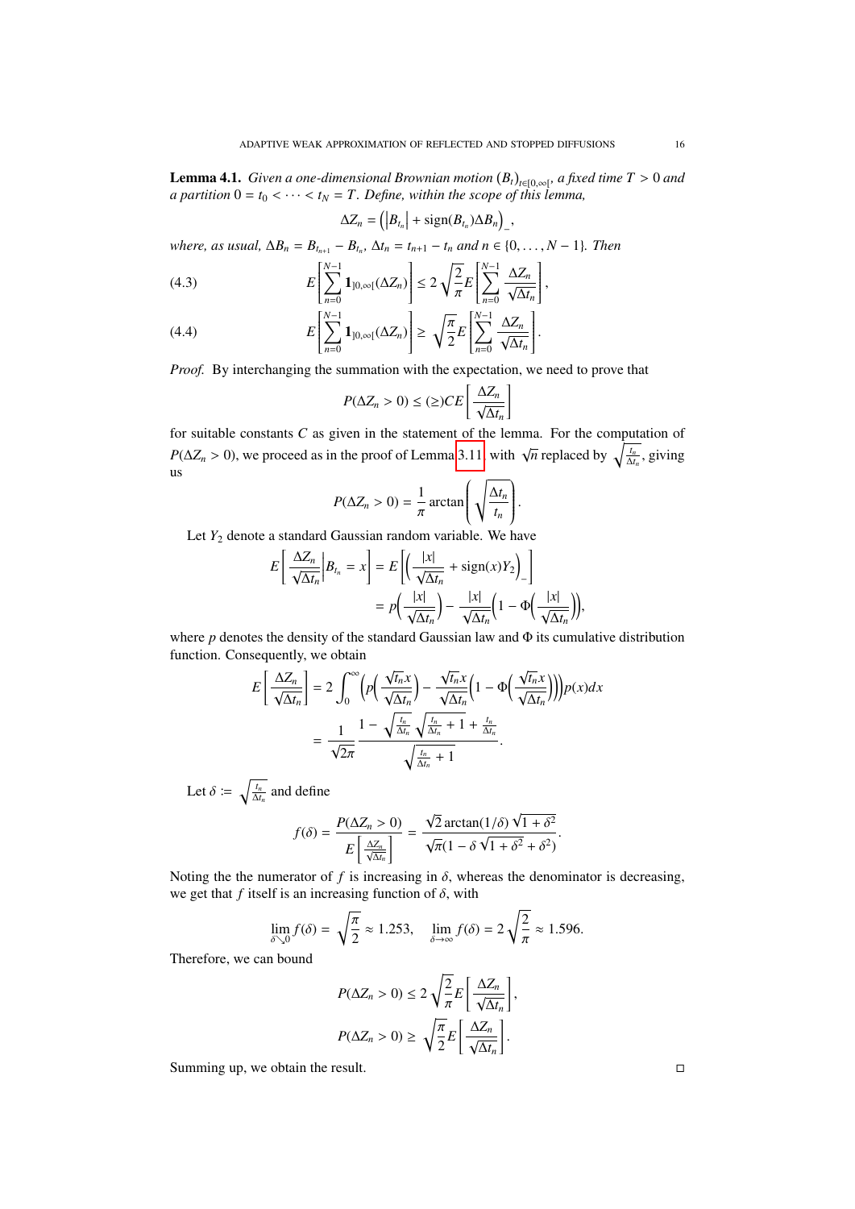**Lemma 4.1.** *Given a one-dimensional Brownian motion $(B_t)_{t\in[0,\infty[}$, a fixed time $T > 0$ and a partition $0 = t_0 < \cdots < t_N = T$. Define, within the scope of this lemma,*

$$\Delta Z_n = \left(\left|B_{t_n}\right| + \operatorname{sign}(B_{t_n})\Delta B_n\right)_-,$$

*where, as usual, $\Delta B_n = B_{t_{n+1}} - B_{t_n}$, $\Delta t_n = t_{n+1} - t_n$ and $n \in \{0, \ldots, N-1\}$. Then*

$$E\left[\sum_{n=0}^{N-1} \mathbf{1}_{]0,\infty[}(\Delta Z_n)\right] \leq 2\sqrt{\frac{2}{\pi}} E\left[\sum_{n=0}^{N-1} \frac{\Delta Z_n}{\sqrt{\Delta t_n}}\right], \tag{4.3}$$

$$E\left[\sum_{n=0}^{N-1} \mathbf{1}_{]0,\infty[}(\Delta Z_n)\right] \geq \sqrt{\frac{\pi}{2}} E\left[\sum_{n=0}^{N-1} \frac{\Delta Z_n}{\sqrt{\Delta t_n}}\right]. \tag{4.4}$$

*Proof.* By interchanging the summation with the expectation, we need to prove that

$$P(\Delta Z_n > 0) \leq (\geq) C E\left[\frac{\Delta Z_n}{\sqrt{\Delta t_n}}\right]$$

for suitable constants $C$ as given in the statement of the lemma. For the computation of $P(\Delta Z_n > 0)$, we proceed as in the proof of Lemma 3.11 with $\sqrt{n}$ replaced by $\sqrt{\frac{t_n}{\Delta t_n}}$, giving us

$$P(\Delta Z_n > 0) = \frac{1}{\pi} \arctan\left(\sqrt{\frac{\Delta t_n}{t_n}}\right).$$

Let $Y_2$ denote a standard Gaussian random variable. We have

$$\begin{aligned}
E\left[\frac{\Delta Z_n}{\sqrt{\Delta t_n}}\middle| B_{t_n} = x\right] &= E\left[\left(\frac{|x|}{\sqrt{\Delta t_n}} + \operatorname{sign}(x) Y_2\right)_-\right] \\
&= p\left(\frac{|x|}{\sqrt{\Delta t_n}}\right) - \frac{|x|}{\sqrt{\Delta t_n}}\left(1 - \Phi\left(\frac{|x|}{\sqrt{\Delta t_n}}\right)\right),
\end{aligned}$$

where $p$ denotes the density of the standard Gaussian law and $\Phi$ its cumulative distribution function. Consequently, we obtain

$$\begin{aligned}
E\left[\frac{\Delta Z_n}{\sqrt{\Delta t_n}}\right] &= 2\int_0^\infty \left(p\left(\frac{\sqrt{t_n}x}{\sqrt{\Delta t_n}}\right) - \frac{\sqrt{t_n}x}{\sqrt{\Delta t_n}}\left(1 - \Phi\left(\frac{\sqrt{t_n}x}{\sqrt{\Delta t_n}}\right)\right)\right) p(x)dx \\
&= \frac{1}{\sqrt{2\pi}} \frac{1 - \sqrt{\frac{t_n}{\Delta t_n}}\sqrt{\frac{t_n}{\Delta t_n} + 1} + \frac{t_n}{\Delta t_n}}{\sqrt{\frac{t_n}{\Delta t_n} + 1}}.
\end{aligned}$$

Let $\delta := \sqrt{\frac{t_n}{\Delta t_n}}$ and define

$$f(\delta) = \frac{P(\Delta Z_n > 0)}{E\left[\frac{\Delta Z_n}{\sqrt{\Delta t_n}}\right]} = \frac{\sqrt{2}\arctan(1/\delta)\sqrt{1+\delta^2}}{\sqrt{\pi}(1 - \delta\sqrt{1+\delta^2} + \delta^2)}.$$

Noting the the numerator of $f$ is increasing in $\delta$, whereas the denominator is decreasing, we get that $f$ itself is an increasing function of $\delta$, with

$$\lim_{\delta \searrow 0} f(\delta) = \sqrt{\frac{\pi}{2}} \approx 1.253, \quad \lim_{\delta\to\infty} f(\delta) = 2\sqrt{\frac{2}{\pi}} \approx 1.596.$$

Therefore, we can bound

$$P(\Delta Z_n > 0) \leq 2\sqrt{\frac{2}{\pi}} E\left[\frac{\Delta Z_n}{\sqrt{\Delta t_n}}\right],$$

$$P(\Delta Z_n > 0) \geq \sqrt{\frac{\pi}{2}} E\left[\frac{\Delta Z_n}{\sqrt{\Delta t_n}}\right].$$

Summing up, we obtain the result. $\square$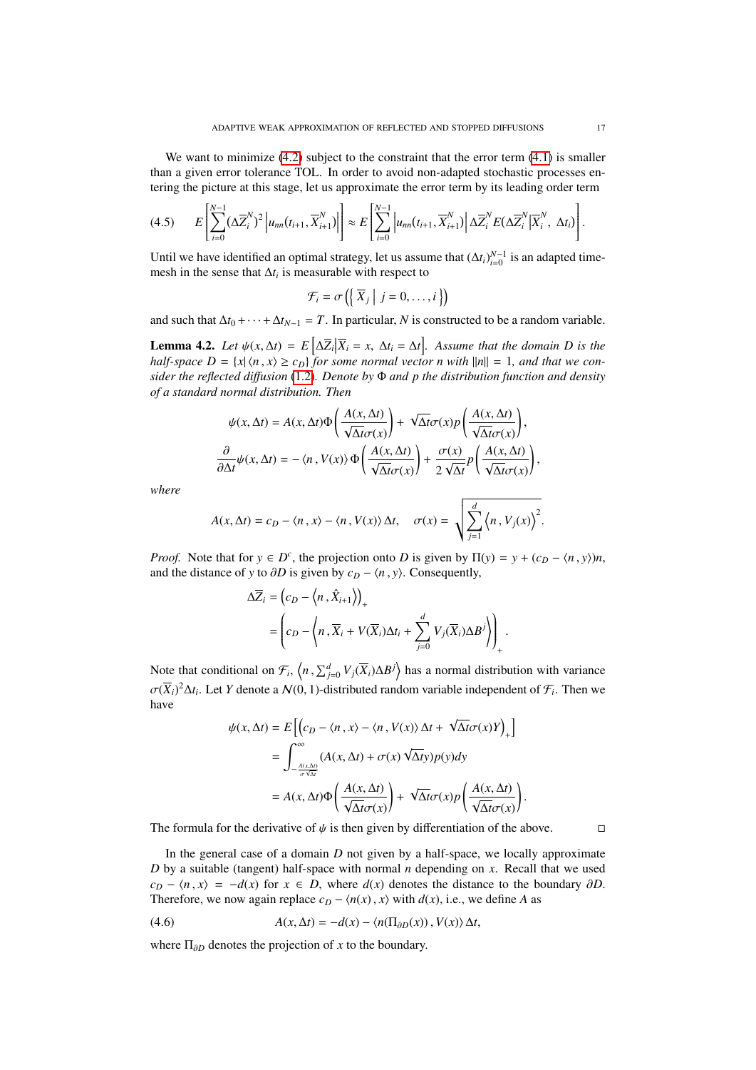We want to minimize (4.2) subject to the constraint that the error term (4.1) is smaller than a given error tolerance TOL. In order to avoid non-adapted stochastic processes entering the picture at this stage, let us approximate the error term by its leading order term

$$E\left[\sum_{i=0}^{N-1}(\Delta\overline{Z}_i^N)^2\left|u_{nn}(t_{i+1},\overline{X}_{i+1}^N)\right|\right] \approx E\left[\sum_{i=0}^{N-1}\left|u_{nn}(t_{i+1},\overline{X}_{i+1}^N)\right|\Delta\overline{Z}_i^N E(\Delta\overline{Z}_i^N|\overline{X}_i^N,\ \Delta t_i)\right]. \tag{4.5}$$

Until we have identified an optimal strategy, let us assume that $(\Delta t_i)_{i=0}^{N-1}$ is an adapted time-mesh in the sense that $\Delta t_i$ is measurable with respect to

$$\mathcal{F}_i = \sigma\left(\left\{\,\overline{X}_j \;\middle|\; j = 0,\dots,i\,\right\}\right)$$

and such that $\Delta t_0 + \cdots + \Delta t_{N-1} = T$. In particular, $N$ is constructed to be a random variable.

**Lemma 4.2.** *Let $\psi(x,\Delta t) = E\left[\Delta\overline{Z}_i\middle|\overline{X}_i = x,\ \Delta t_i = \Delta t\right]$. Assume that the domain $D$ is the half-space $D = \{x|\left<n\,,x\right> \geq c_D\}$ for some normal vector $n$ with $\|n\| = 1$, and that we consider the reflected diffusion (1.2). Denote by $\Phi$ and $p$ the distribution function and density of a standard normal distribution. Then*

$$\psi(x,\Delta t) = A(x,\Delta t)\Phi\left(\frac{A(x,\Delta t)}{\sqrt{\Delta t}\sigma(x)}\right) + \sqrt{\Delta t}\sigma(x)p\left(\frac{A(x,\Delta t)}{\sqrt{\Delta t}\sigma(x)}\right),$$

$$\frac{\partial}{\partial\Delta t}\psi(x,\Delta t) = -\left<n\,,V(x)\right>\Phi\left(\frac{A(x,\Delta t)}{\sqrt{\Delta t}\sigma(x)}\right) + \frac{\sigma(x)}{2\sqrt{\Delta t}}p\left(\frac{A(x,\Delta t)}{\sqrt{\Delta t}\sigma(x)}\right),$$

*where*

$$A(x,\Delta t) = c_D - \left<n\,,x\right> - \left<n\,,V(x)\right>\Delta t, \quad \sigma(x) = \sqrt{\sum_{j=1}^{d}\left<n\,,V_j(x)\right>^2}.$$

*Proof.* Note that for $y \in D^c$, the projection onto $D$ is given by $\Pi(y) = y + (c_D - \left<n\,,y\right>)n$, and the distance of $y$ to $\partial D$ is given by $c_D - \left<n\,,y\right>$. Consequently,

$$\begin{aligned}
\Delta\overline{Z}_i &= \left(c_D - \left<n\,,\hat{X}_{i+1}\right>\right)_+ \\
&= \left(c_D - \left<n\,,\overline{X}_i + V(\overline{X}_i)\Delta t_i + \sum_{j=0}^{d}V_j(\overline{X}_i)\Delta B^j\right>\right)_+.
\end{aligned}$$

Note that conditional on $\mathcal{F}_i$, $\left<n\,,\sum_{j=0}^{d}V_j(\overline{X}_i)\Delta B^j\right>$ has a normal distribution with variance $\sigma(\overline{X}_i)^2\Delta t_i$. Let $Y$ denote a $\mathcal{N}(0,1)$-distributed random variable independent of $\mathcal{F}_i$. Then we have

$$\begin{aligned}
\psi(x,\Delta t) &= E\left[\left(c_D - \left<n\,,x\right> - \left<n\,,V(x)\right>\Delta t + \sqrt{\Delta t}\sigma(x)Y\right)_+\right] \\
&= \int_{-\frac{A(x,\Delta t)}{\sigma\sqrt{\Delta t}}}^{\infty}(A(x,\Delta t) + \sigma(x)\sqrt{\Delta t}y)p(y)dy \\
&= A(x,\Delta t)\Phi\left(\frac{A(x,\Delta t)}{\sqrt{\Delta t}\sigma(x)}\right) + \sqrt{\Delta t}\sigma(x)p\left(\frac{A(x,\Delta t)}{\sqrt{\Delta t}\sigma(x)}\right).
\end{aligned}$$

The formula for the derivative of $\psi$ is then given by differentiation of the above. ◻

In the general case of a domain $D$ not given by a half-space, we locally approximate $D$ by a suitable (tangent) half-space with normal $n$ depending on $x$. Recall that we used $c_D - \left<n\,,x\right> = -d(x)$ for $x \in D$, where $d(x)$ denotes the distance to the boundary $\partial D$. Therefore, we now again replace $c_D - \left<n(x)\,,x\right>$ with $d(x)$, i.e., we define $A$ as

$$A(x,\Delta t) = -d(x) - \left<n(\Pi_{\partial D}(x))\,,V(x)\right>\Delta t, \tag{4.6}$$

where $\Pi_{\partial D}$ denotes the projection of $x$ to the boundary.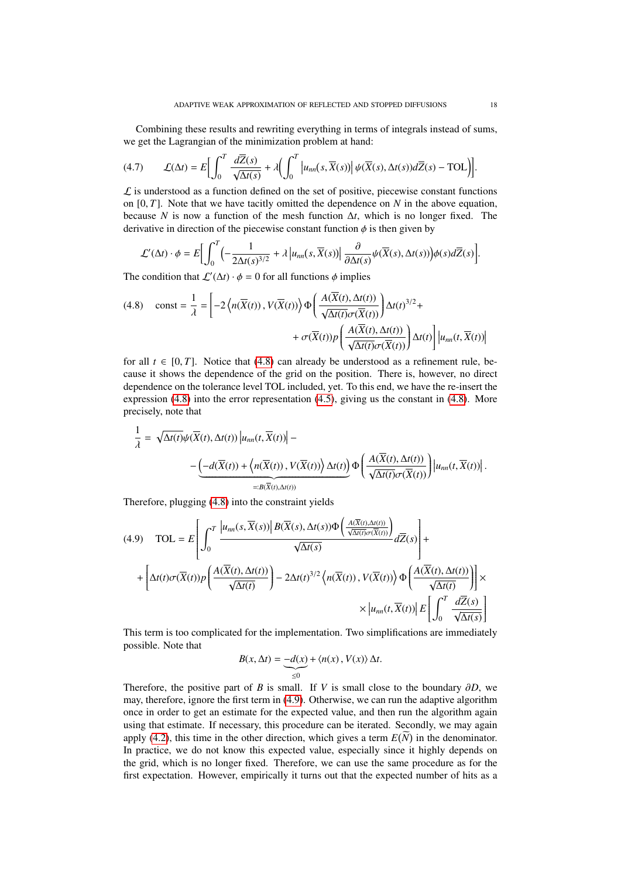Combining these results and rewriting everything in terms of integrals instead of sums, we get the Lagrangian of the minimization problem at hand:

$$\mathcal{L}(\Delta t) = E\Big[\int_0^T \frac{d\overline{Z}(s)}{\sqrt{\Delta t(s)}} + \lambda\Big(\int_0^T \left|u_{nn}(s,\overline{X}(s))\right| \psi(\overline{X}(s),\Delta t(s)) d\overline{Z}(s) - \mathrm{TOL}\Big)\Big]. \tag{4.7}$$

$\mathcal{L}$ is understood as a function defined on the set of positive, piecewise constant functions on $[0,T]$. Note that we have tacitly omitted the dependence on $N$ in the above equation, because $N$ is now a function of the mesh function $\Delta t$, which is no longer fixed. The derivative in direction of the piecewise constant function $\phi$ is then given by

$$\mathcal{L}'(\Delta t)\cdot\phi = E\Big[\int_0^T \Big(-\frac{1}{2\Delta t(s)^{3/2}} + \lambda\left|u_{nn}(s,\overline{X}(s))\right| \frac{\partial}{\partial \Delta t(s)}\psi(\overline{X}(s),\Delta t(s))\Big)\phi(s) d\overline{Z}(s)\Big].$$

The condition that $\mathcal{L}'(\Delta t)\cdot\phi = 0$ for all functions $\phi$ implies

$$\mathrm{const} = \frac{1}{\lambda} = \left[-2\left\langle n(\overline{X}(t)), V(\overline{X}(t))\right\rangle \Phi\left(\frac{A(\overline{X}(t),\Delta t(t))}{\sqrt{\Delta t(t)}\sigma(\overline{X}(t))}\right)\Delta t(t)^{3/2} + \right.$$
$$\left. + \sigma(\overline{X}(t)) p\left(\frac{A(\overline{X}(t),\Delta t(t))}{\sqrt{\Delta t(t)}\sigma(\overline{X}(t))}\right)\Delta t(t)\right]\left|u_{nn}(t,\overline{X}(t))\right| \tag{4.8}$$

for all $t \in [0,T]$. Notice that (4.8) can already be understood as a refinement rule, because it shows the dependence of the grid on the position. There is, however, no direct dependence on the tolerance level TOL included, yet. To this end, we have the re-insert the expression (4.8) into the error representation (4.5), giving us the constant in (4.8). More precisely, note that

$$\frac{1}{\lambda} = \sqrt{\Delta t(t)}\psi(\overline{X}(t),\Delta t(t))\left|u_{nn}(t,\overline{X}(t))\right| -$$
$$- \underbrace{\left(-d(\overline{X}(t)) + \left\langle n(\overline{X}(t)), V(\overline{X}(t))\right\rangle \Delta t(t)\right)}_{=:B(\overline{X}(t),\Delta t(t))} \Phi\left(\frac{A(\overline{X}(t),\Delta t(t))}{\sqrt{\Delta t(t)}\sigma(\overline{X}(t))}\right)\left|u_{nn}(t,\overline{X}(t))\right|.$$

Therefore, plugging (4.8) into the constraint yields

$$\mathrm{TOL} = E\left[\int_0^T \frac{\left|u_{nn}(s,\overline{X}(s))\right| B(\overline{X}(s),\Delta t(s))\Phi\left(\frac{A(\overline{X}(t),\Delta t(t))}{\sqrt{\Delta t(t)}\sigma(\overline{X}(t))}\right)}{\sqrt{\Delta t(s)}} d\overline{Z}(s)\right] +$$
$$+ \left[\Delta t(t)\sigma(\overline{X}(t)) p\left(\frac{A(\overline{X}(t),\Delta t(t))}{\sqrt{\Delta t(t)}}\right) - 2\Delta t(t)^{3/2}\left\langle n(\overline{X}(t)), V(\overline{X}(t))\right\rangle \Phi\left(\frac{A(\overline{X}(t),\Delta t(t))}{\sqrt{\Delta t(t)}}\right)\right] \times$$
$$\times \left|u_{nn}(t,\overline{X}(t))\right| E\left[\int_0^T \frac{d\overline{Z}(s)}{\sqrt{\Delta t(s)}}\right] \tag{4.9}$$

This term is too complicated for the implementation. Two simplifications are immediately possible. Note that

$$B(x,\Delta t) = \underbrace{-d(x)}_{\le 0} + \langle n(x), V(x)\rangle \Delta t.$$

Therefore, the positive part of $B$ is small. If $V$ is small close to the boundary $\partial D$, we may, therefore, ignore the first term in (4.9). Otherwise, we can run the adaptive algorithm once in order to get an estimate for the expected value, and then run the algorithm again using that estimate. If necessary, this procedure can be iterated. Secondly, we may again apply (4.2), this time in the other direction, which gives a term $E(\widetilde{N})$ in the denominator. In practice, we do not know this expected value, especially since it highly depends on the grid, which is no longer fixed. Therefore, we can use the same procedure as for the first expectation. However, empirically it turns out that the expected number of hits as a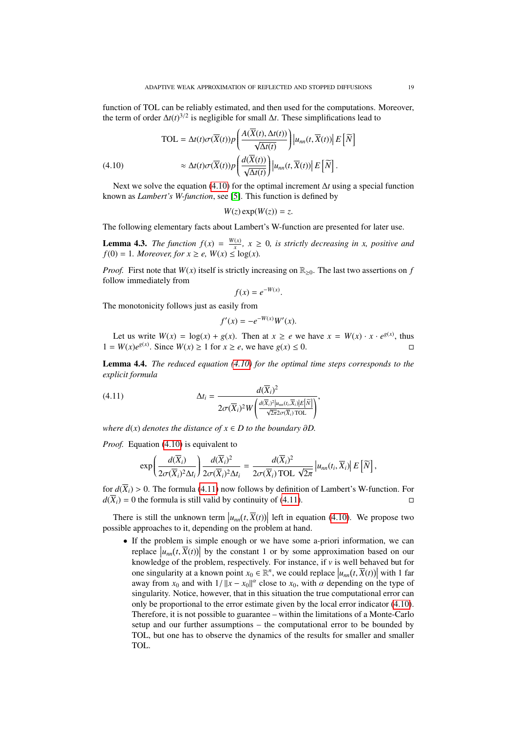function of TOL can be reliably estimated, and then used for the computations. Moreover, the term of order $\Delta t(t)^{3/2}$ is negligible for small $\Delta t$. These simplifications lead to

$$
\begin{aligned}
\mathrm{TOL} &= \Delta t(t)\sigma(\overline{X}(t))p\left(\frac{A(\overline{X}(t),\Delta t(t))}{\sqrt{\Delta t(t)}}\right)\left|u_{nn}(t,\overline{X}(t))\right| E\left[\widetilde{N}\right] \\
&\approx \Delta t(t)\sigma(\overline{X}(t))p\left(\frac{d(\overline{X}(t))}{\sqrt{\Delta t(t)}}\right)\left|u_{nn}(t,\overline{X}(t))\right| E\left[\widetilde{N}\right].
\end{aligned} \tag{4.10}
$$

Next we solve the equation (4.10) for the optimal increment $\Delta t$ using a special function known as *Lambert's W-function*, see [5]. This function is defined by

$$
W(z)\exp(W(z)) = z.
$$

The following elementary facts about Lambert's W-function are presented for later use.

**Lemma 4.3.** *The function $f(x) = \frac{W(x)}{x}$, $x \geq 0$, is strictly decreasing in $x$, positive and $f(0) = 1$. Moreover, for $x \geq e$, $W(x) \leq \log(x)$.*

*Proof.* First note that $W(x)$ itself is strictly increasing on $\mathbb{R}_{\geq 0}$. The last two assertions on $f$ follow immediately from

$$
f(x) = e^{-W(x)}.
$$

The monotonicity follows just as easily from

$$
f'(x) = -e^{-W(x)}W'(x).
$$

Let us write $W(x) = \log(x) + g(x)$. Then at $x \geq e$ we have $x = W(x) \cdot x \cdot e^{g(x)}$, thus $1 = W(x)e^{g(x)}$. Since $W(x) \geq 1$ for $x \geq e$, we have $g(x) \leq 0$. ◻

**Lemma 4.4.** *The reduced equation (4.10) for the optimal time steps corresponds to the explicit formula*

$$
\Delta t_i = \frac{d(\overline{X}_i)^2}{2\sigma(\overline{X}_i)^2 W\left(\frac{d(\overline{X}_i)^2\left|u_{nn}(t_i,\overline{X}_i)\right|E\left[\widetilde{N}\right]}{\sqrt{2\pi}2\sigma(\overline{X}_i)\,\mathrm{TOL}}\right)}, \tag{4.11}
$$

*where $d(x)$ denotes the distance of $x \in D$ to the boundary $\partial D$.*

*Proof.* Equation (4.10) is equivalent to

$$
\exp\left(\frac{d(\overline{X}_i)}{2\sigma(\overline{X}_i)^2\Delta t_i}\right)\frac{d(\overline{X}_i)^2}{2\sigma(\overline{X}_i)^2\Delta t_i} = \frac{d(\overline{X}_i)^2}{2\sigma(\overline{X}_i)\,\mathrm{TOL}\,\sqrt{2\pi}}\left|u_{nn}(t_i,\overline{X}_i)\right| E\left[\widetilde{N}\right],
$$

for $d(\overline{X}_i) > 0$. The formula (4.11) now follows by definition of Lambert's W-function. For $d(\overline{X}_i) = 0$ the formula is still valid by continuity of (4.11). ◻

There is still the unknown term $\left|u_{nn}(t,\overline{X}(t))\right|$ left in equation (4.10). We propose two possible approaches to it, depending on the problem at hand.

- If the problem is simple enough or we have some a-priori information, we can replace $\left|u_{nn}(t,\overline{X}(t))\right|$ by the constant 1 or by some approximation based on our knowledge of the problem, respectively. For instance, if $v$ is well behaved but for one singularity at a known point $x_0 \in \mathbb{R}^n$, we could replace $\left|u_{nn}(t,\overline{X}(t))\right|$ with 1 far away from $x_0$ and with $1/\left\|x - x_0\right\|^\alpha$ close to $x_0$, with $\alpha$ depending on the type of singularity. Notice, however, that in this situation the true computational error can only be proportional to the error estimate given by the local error indicator (4.10). Therefore, it is not possible to guarantee – within the limitations of a Monte-Carlo setup and our further assumptions – the computational error to be bounded by TOL, but one has to observe the dynamics of the results for smaller and smaller TOL.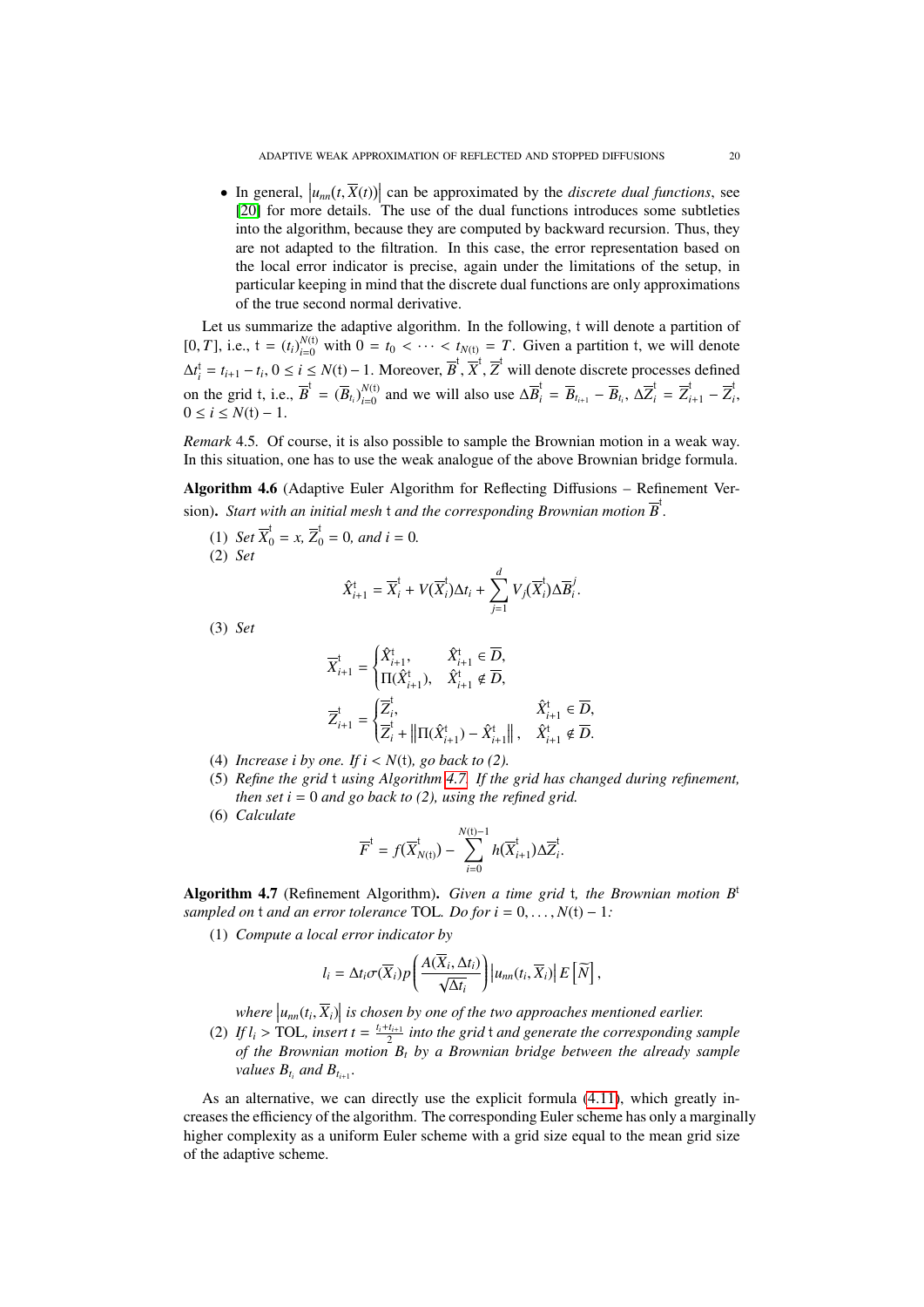- In general, $\left|u_{nn}(t, \overline{X}(t))\right|$ can be approximated by the *discrete dual functions*, see [20] for more details. The use of the dual functions introduces some subtleties into the algorithm, because they are computed by backward recursion. Thus, they are not adapted to the filtration. In this case, the error representation based on the local error indicator is precise, again under the limitations of the setup, in particular keeping in mind that the discrete dual functions are only approximations of the true second normal derivative.

Let us summarize the adaptive algorithm. In the following, $\mathfrak{t}$ will denote a partition of $[0, T]$, i.e., $\mathfrak{t} = (t_i)_{i=0}^{N(\mathfrak{t})}$ with $0 = t_0 < \cdots < t_{N(\mathfrak{t})} = T$. Given a partition $\mathfrak{t}$, we will denote $\Delta t_i^{\mathfrak{t}} = t_{i+1} - t_i$, $0 \le i \le N(\mathfrak{t}) - 1$. Moreover, $\overline{B}^{\mathfrak{t}}, \overline{X}^{\mathfrak{t}}, \overline{Z}^{\mathfrak{t}}$ will denote discrete processes defined on the grid $\mathfrak{t}$, i.e., $\overline{B}^{\mathfrak{t}} = (\overline{B}_{t_i})_{i=0}^{N(\mathfrak{t})}$ and we will also use $\Delta \overline{B}_i^{\mathfrak{t}} = \overline{B}_{t_{i+1}} - \overline{B}_{t_i}$, $\Delta \overline{Z}_i^{\mathfrak{t}} = \overline{Z}_{i+1}^{\mathfrak{t}} - \overline{Z}_i^{\mathfrak{t}}$, $0 \le i \le N(\mathfrak{t}) - 1$.

*Remark* 4.5. Of course, it is also possible to sample the Brownian motion in a weak way. In this situation, one has to use the weak analogue of the above Brownian bridge formula.

**Algorithm 4.6** (Adaptive Euler Algorithm for Reflecting Diffusions – Refinement Version)**.** *Start with an initial mesh $\mathfrak{t}$ and the corresponding Brownian motion $\overline{B}^{\mathfrak{t}}$.*

(1) *Set $\overline{X}_0^{\mathfrak{t}} = x$, $\overline{Z}_0^{\mathfrak{t}} = 0$, and $i = 0$.*
(2) *Set*
$$\hat{X}_{i+1}^{\mathfrak{t}} = \overline{X}_i^{\mathfrak{t}} + V(\overline{X}_i^{\mathfrak{t}})\Delta t_i + \sum_{j=1}^{d} V_j(\overline{X}_i^{\mathfrak{t}})\Delta \overline{B}_i^j.$$
(3) *Set*
$$\overline{X}_{i+1}^{\mathfrak{t}} = \begin{cases} \hat{X}_{i+1}^{\mathfrak{t}}, & \hat{X}_{i+1}^{\mathfrak{t}} \in \overline{D}, \\ \Pi(\hat{X}_{i+1}^{\mathfrak{t}}), & \hat{X}_{i+1}^{\mathfrak{t}} \notin \overline{D}, \end{cases}$$
$$\overline{Z}_{i+1}^{\mathfrak{t}} = \begin{cases} \overline{Z}_i^{\mathfrak{t}}, & \hat{X}_{i+1}^{\mathfrak{t}} \in \overline{D}, \\ \overline{Z}_i^{\mathfrak{t}} + \left\|\Pi(\hat{X}_{i+1}^{\mathfrak{t}}) - \hat{X}_{i+1}^{\mathfrak{t}}\right\|, & \hat{X}_{i+1}^{\mathfrak{t}} \notin \overline{D}. \end{cases}$$
(4) *Increase $i$ by one. If $i < N(\mathfrak{t})$, go back to (2).*
(5) *Refine the grid $\mathfrak{t}$ using Algorithm 4.7. If the grid has changed during refinement, then set $i = 0$ and go back to (2), using the refined grid.*
(6) *Calculate*
$$\overline{F}^{\mathfrak{t}} = f(\overline{X}_{N(\mathfrak{t})}^{\mathfrak{t}}) - \sum_{i=0}^{N(\mathfrak{t})-1} h(\overline{X}_{i+1}^{\mathfrak{t}})\Delta \overline{Z}_i^{\mathfrak{t}}.$$

**Algorithm 4.7** (Refinement Algorithm)**.** *Given a time grid $\mathfrak{t}$, the Brownian motion $B^{\mathfrak{t}}$ sampled on $\mathfrak{t}$ and an error tolerance* TOL*. Do for $i = 0, \dots, N(\mathfrak{t}) - 1$:*

(1) *Compute a local error indicator by*
$$l_i = \Delta t_i \sigma(\overline{X}_i) p\left(\frac{A(\overline{X}_i, \Delta t_i)}{\sqrt{\Delta t_i}}\right)\left|u_{nn}(t_i, \overline{X}_i)\right| E\left[\widetilde{N}\right],$$
*where $\left|u_{nn}(t_i, \overline{X}_i)\right|$ is chosen by one of the two approaches mentioned earlier.*
(2) *If $l_i >$ TOL, insert $t = \frac{t_i + t_{i+1}}{2}$ into the grid $\mathfrak{t}$ and generate the corresponding sample of the Brownian motion $B_t$ by a Brownian bridge between the already sample values $B_{t_i}$ and $B_{t_{i+1}}$.*

As an alternative, we can directly use the explicit formula (4.11), which greatly increases the efficiency of the algorithm. The corresponding Euler scheme has only a marginally higher complexity as a uniform Euler scheme with a grid size equal to the mean grid size of the adaptive scheme.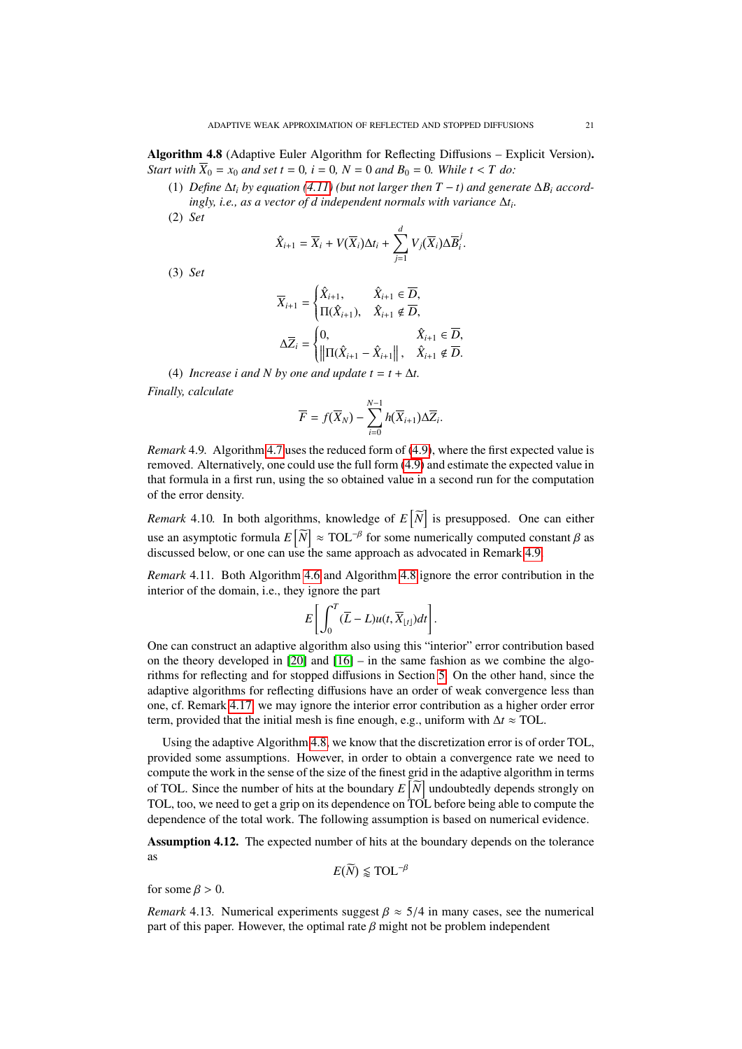**Algorithm 4.8** (Adaptive Euler Algorithm for Reflecting Diffusions – Explicit Version)**.** *Start with $\overline{X}_0 = x_0$ and set $t = 0$, $i = 0$, $N = 0$ and $B_0 = 0$. While $t < T$ do:*

1. *Define $\Delta t_i$ by equation (4.11) (but not larger then $T - t$) and generate $\Delta B_i$ accordingly, i.e., as a vector of $d$ independent normals with variance $\Delta t_i$.*
2. *Set*
$$\hat{X}_{i+1} = \overline{X}_i + V(\overline{X}_i)\Delta t_i + \sum_{j=1}^{d} V_j(\overline{X}_i)\Delta \overline{B}_i^j.$$
3. *Set*
$$\overline{X}_{i+1} = \begin{cases} \hat{X}_{i+1}, & \hat{X}_{i+1} \in \overline{D}, \\ \Pi(\hat{X}_{i+1}), & \hat{X}_{i+1} \notin \overline{D}, \end{cases}$$
$$\Delta \overline{Z}_i = \begin{cases} 0, & \hat{X}_{i+1} \in \overline{D}, \\ \left\| \Pi(\hat{X}_{i+1} - \hat{X}_{i+1} \right\|, & \hat{X}_{i+1} \notin \overline{D}. \end{cases}$$
4. *Increase $i$ and $N$ by one and update $t = t + \Delta t$.*

*Finally, calculate*
$$\overline{F} = f(\overline{X}_N) - \sum_{i=0}^{N-1} h(\overline{X}_{i+1})\Delta \overline{Z}_i.$$

*Remark* 4.9. Algorithm 4.7 uses the reduced form of (4.9), where the first expected value is removed. Alternatively, one could use the full form (4.9) and estimate the expected value in that formula in a first run, using the so obtained value in a second run for the computation of the error density.

*Remark* 4.10. In both algorithms, knowledge of $E\left[\widetilde{N}\right]$ is presupposed. One can either use an asymptotic formula $E\left[\widetilde{N}\right] \approx \mathrm{TOL}^{-\beta}$ for some numerically computed constant $\beta$ as discussed below, or one can use the same approach as advocated in Remark 4.9.

*Remark* 4.11. Both Algorithm 4.6 and Algorithm 4.8 ignore the error contribution in the interior of the domain, i.e., they ignore the part
$$E\left[\int_0^T (\overline{L} - L)u(t, \overline{X}_{\underline{t}})dt\right].$$
One can construct an adaptive algorithm also using this "interior" error contribution based on the theory developed in [20] and [16] – in the same fashion as we combine the algorithms for reflecting and for stopped diffusions in Section 5. On the other hand, since the adaptive algorithms for reflecting diffusions have an order of weak convergence less than one, cf. Remark 4.17, we may ignore the interior error contribution as a higher order error term, provided that the initial mesh is fine enough, e.g., uniform with $\Delta t \approx \mathrm{TOL}$.

Using the adaptive Algorithm 4.8, we know that the discretization error is of order TOL, provided some assumptions. However, in order to obtain a convergence rate we need to compute the work in the sense of the size of the finest grid in the adaptive algorithm in terms of TOL. Since the number of hits at the boundary $E\left[\widetilde{N}\right]$ undoubtedly depends strongly on TOL, too, we need to get a grip on its dependence on TOL before being able to compute the dependence of the total work. The following assumption is based on numerical evidence.

**Assumption 4.12.** The expected number of hits at the boundary depends on the tolerance as
$$E(\widetilde{N}) \lessapprox \mathrm{TOL}^{-\beta}$$
for some $\beta > 0$.

*Remark* 4.13. Numerical experiments suggest $\beta \approx 5/4$ in many cases, see the numerical part of this paper. However, the optimal rate $\beta$ might not be problem independent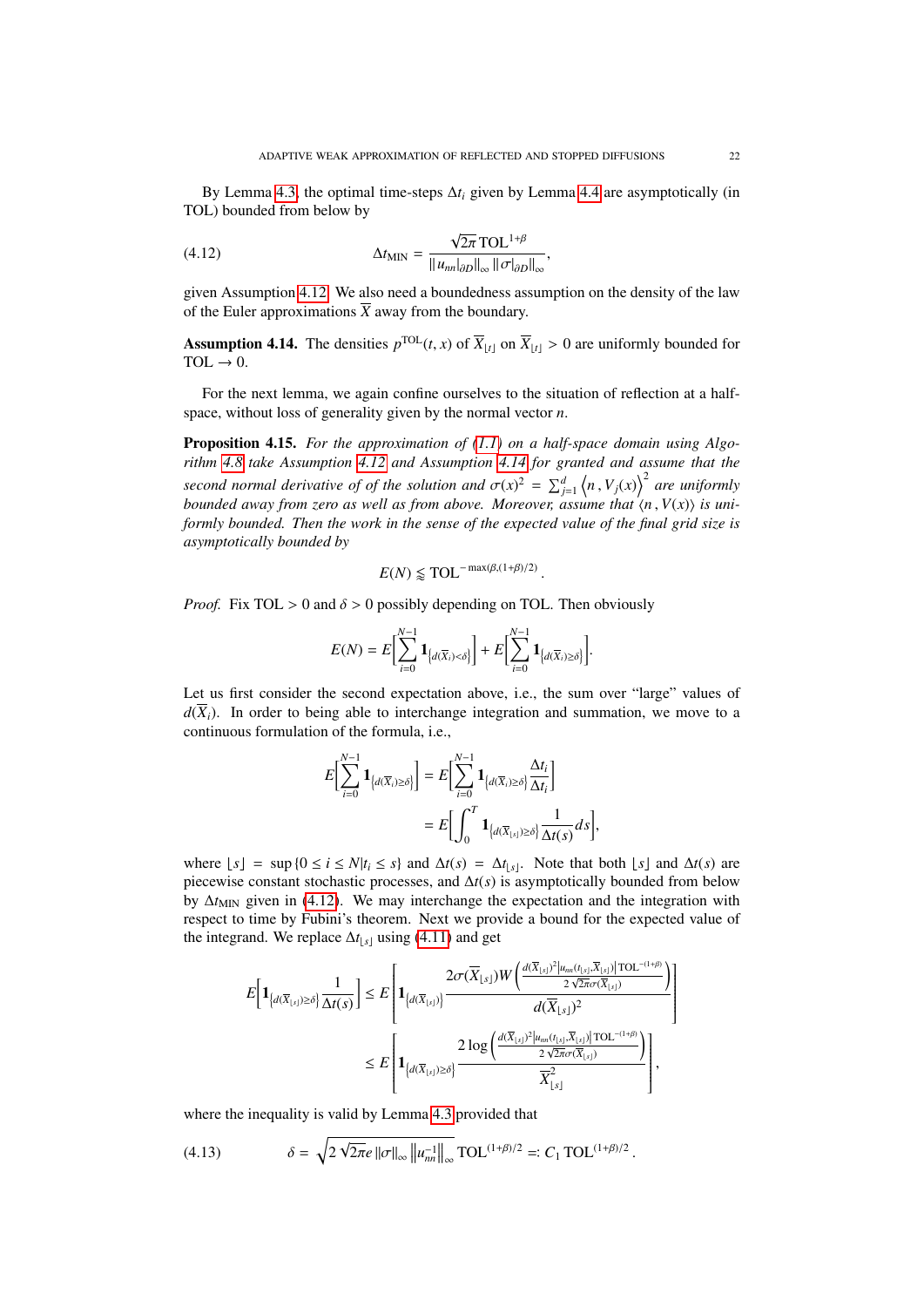By Lemma 4.3, the optimal time-steps $\Delta t_i$ given by Lemma 4.4 are asymptotically (in TOL) bounded from below by

$$\Delta t_{\text{MIN}} = \frac{\sqrt{2\pi}\,\text{TOL}^{1+\beta}}{\|u_{nn}|_{\partial D}\|_\infty \|\sigma|_{\partial D}\|_\infty}, \tag{4.12}$$

given Assumption 4.12. We also need a boundedness assumption on the density of the law of the Euler approximations $\overline{X}$ away from the boundary.

**Assumption 4.14.** The densities $p^{\text{TOL}}(t,x)$ of $\overline{X}_{\lfloor t \rfloor}$ on $\overline{X}_{\lfloor t \rfloor} > 0$ are uniformly bounded for $\text{TOL} \to 0$.

For the next lemma, we again confine ourselves to the situation of reflection at a half-space, without loss of generality given by the normal vector $n$.

**Proposition 4.15.** *For the approximation of (1.1) on a half-space domain using Algorithm 4.8 take Assumption 4.12 and Assumption 4.14 for granted and assume that the second normal derivative of of the solution and $\sigma(x)^2 = \sum_{j=1}^d \left\langle n\,, V_j(x)\right\rangle^2$ are uniformly bounded away from zero as well as from above. Moreover, assume that $\langle n\,, V(x)\rangle$ is uniformly bounded. Then the work in the sense of the expected value of the final grid size is asymptotically bounded by*

$$E(N) \lessapprox \text{TOL}^{-\max(\beta,(1+\beta)/2)}.$$

*Proof.* Fix $\text{TOL} > 0$ and $\delta > 0$ possibly depending on TOL. Then obviously

$$E(N) = E\Big[\sum_{i=0}^{N-1} \mathbf{1}_{\{d(\overline{X}_i)<\delta\}}\Big] + E\Big[\sum_{i=0}^{N-1} \mathbf{1}_{\{d(\overline{X}_i)\geq\delta\}}\Big].$$

Let us first consider the second expectation above, i.e., the sum over "large" values of $d(\overline{X}_i)$. In order to being able to interchange integration and summation, we move to a continuous formulation of the formula, i.e.,

$$\begin{aligned}
E\Big[\sum_{i=0}^{N-1} \mathbf{1}_{\{d(\overline{X}_i)\geq\delta\}}\Big] &= E\Big[\sum_{i=0}^{N-1} \mathbf{1}_{\{d(\overline{X}_i)\geq\delta\}} \frac{\Delta t_i}{\Delta t_i}\Big] \\
&= E\Big[\int_0^T \mathbf{1}_{\{d(\overline{X}_{\lfloor s \rfloor})\geq\delta\}} \frac{1}{\Delta t(s)} ds\Big],
\end{aligned}$$

where $\lfloor s \rfloor = \sup\{0 \leq i \leq N | t_i \leq s\}$ and $\Delta t(s) = \Delta t_{\lfloor s \rfloor}$. Note that both $\lfloor s \rfloor$ and $\Delta t(s)$ are piecewise constant stochastic processes, and $\Delta t(s)$ is asymptotically bounded from below by $\Delta t_{\text{MIN}}$ given in (4.12). We may interchange the expectation and the integration with respect to time by Fubini's theorem. Next we provide a bound for the expected value of the integrand. We replace $\Delta t_{\lfloor s \rfloor}$ using (4.11) and get

$$\begin{aligned}
E\Big[\mathbf{1}_{\{d(\overline{X}_{\lfloor s \rfloor})\geq\delta\}} \frac{1}{\Delta t(s)}\Big] &\leq E\left[\mathbf{1}_{\{d(\overline{X}_{\lfloor s \rfloor})\}} \frac{2\sigma(\overline{X}_{\lfloor s \rfloor}) W\left(\frac{d(\overline{X}_{\lfloor s \rfloor})^2 |u_{nn}(t_{\lfloor s \rfloor}, \overline{X}_{\lfloor s \rfloor})| \text{TOL}^{-(1+\beta)}}{2\sqrt{2\pi}\sigma(\overline{X}_{\lfloor s \rfloor})}\right)}{d(\overline{X}_{\lfloor s \rfloor})^2}\right] \\
&\leq E\left[\mathbf{1}_{\{d(\overline{X}_{\lfloor s \rfloor})\geq\delta\}} \frac{2\log\left(\frac{d(\overline{X}_{\lfloor s \rfloor})^2 |u_{nn}(t_{\lfloor s \rfloor}, \overline{X}_{\lfloor s \rfloor})| \text{TOL}^{-(1+\beta)}}{2\sqrt{2\pi}\sigma(\overline{X}_{\lfloor s \rfloor})}\right)}{\overline{X}_{\lfloor s \rfloor}^2}\right],
\end{aligned}$$

where the inequality is valid by Lemma 4.3 provided that

$$\delta = \sqrt{2\sqrt{2\pi}e\,\|\sigma\|_\infty \left\|u_{nn}^{-1}\right\|_\infty}\,\text{TOL}^{(1+\beta)/2} =: C_1\,\text{TOL}^{(1+\beta)/2}. \tag{4.13}$$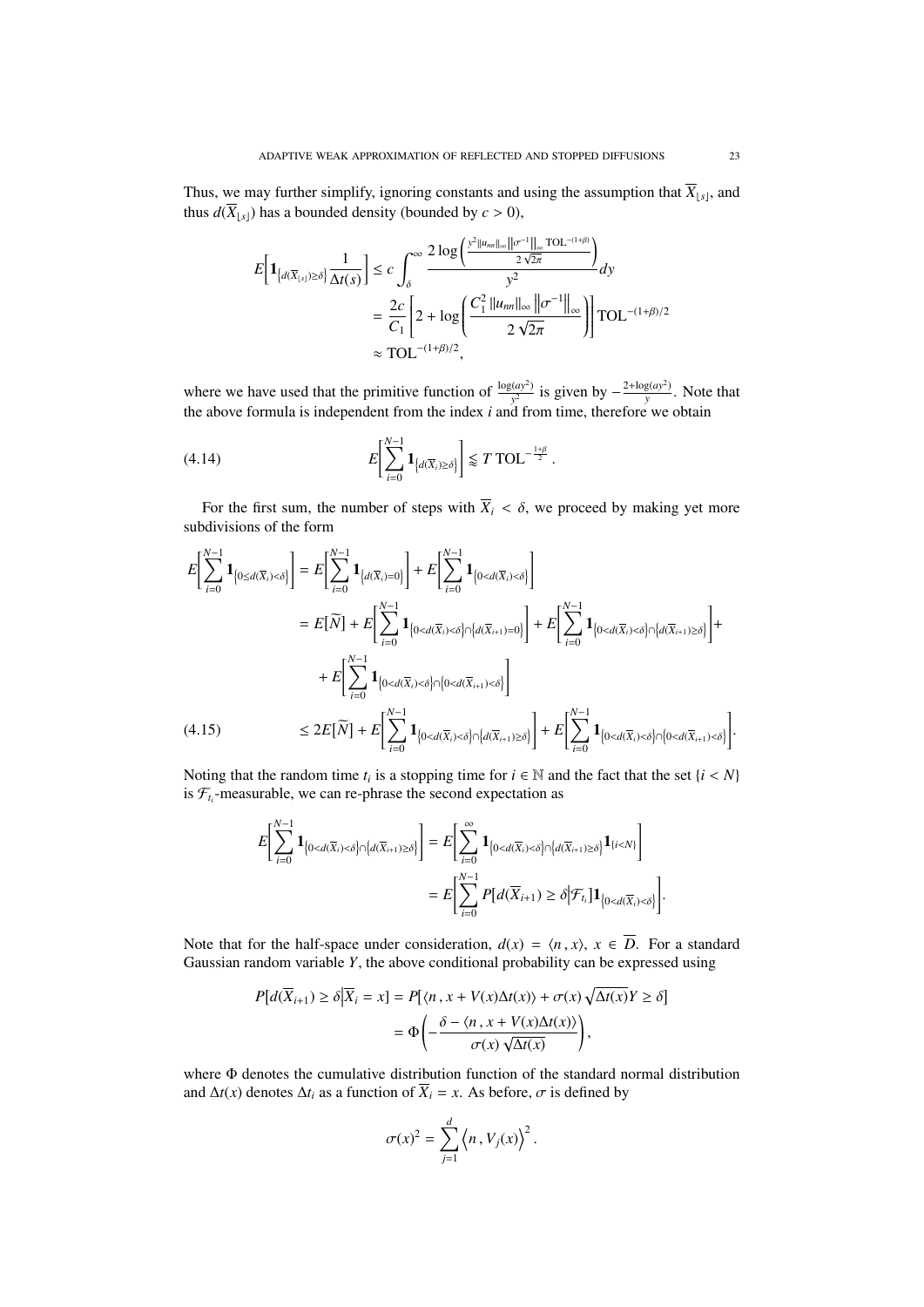Thus, we may further simplify, ignoring constants and using the assumption that $\overline{X}_{\lfloor s \rfloor}$, and thus $d(\overline{X}_{\lfloor s \rfloor})$ has a bounded density (bounded by $c > 0$),

$$
\begin{aligned}
E\Big[\mathbf{1}_{\{d(\overline{X}_{\lfloor s \rfloor}) \geq \delta\}} \frac{1}{\Delta t(s)}\Big] &\leq c \int_\delta^\infty \frac{2 \log\Big(\frac{y^2 \|u_{nn}\|_\infty \|\sigma^{-1}\|_\infty \mathrm{TOL}^{-(1+\beta)}}{2\sqrt{2\pi}}\Big)}{y^2} dy \\
&= \frac{2c}{C_1}\left[2 + \log\left(\frac{C_1^2 \|u_{nn}\|_\infty \left\|\sigma^{-1}\right\|_\infty}{2\sqrt{2\pi}}\right)\right] \mathrm{TOL}^{-(1+\beta)/2} \\
&\approx \mathrm{TOL}^{-(1+\beta)/2},
\end{aligned}
$$

where we have used that the primitive function of $\frac{\log(ay^2)}{y^2}$ is given by $-\frac{2+\log(ay^2)}{y}$. Note that the above formula is independent from the index $i$ and from time, therefore we obtain

$$
E\Big[\sum_{i=0}^{N-1} \mathbf{1}_{\{d(\overline{X}_i) \geq \delta\}}\Big] \lessapprox T\, \mathrm{TOL}^{-\frac{1+\beta}{2}}. \tag{4.14}
$$

For the first sum, the number of steps with $\overline{X}_i < \delta$, we proceed by making yet more subdivisions of the form

$$
\begin{aligned}
E\Big[\sum_{i=0}^{N-1} \mathbf{1}_{\{0 \leq d(\overline{X}_i) < \delta\}}\Big] &= E\Big[\sum_{i=0}^{N-1} \mathbf{1}_{\{d(\overline{X}_i) = 0\}}\Big] + E\Big[\sum_{i=0}^{N-1} \mathbf{1}_{\{0 < d(\overline{X}_i) < \delta\}}\Big] \\
&= E[\widetilde{N}] + E\Big[\sum_{i=0}^{N-1} \mathbf{1}_{\{0 < d(\overline{X}_i) < \delta\} \cap \{d(\overline{X}_{i+1}) = 0\}}\Big] + E\Big[\sum_{i=0}^{N-1} \mathbf{1}_{\{0 < d(\overline{X}_i) < \delta\} \cap \{d(\overline{X}_{i+1}) \geq \delta\}}\Big] + \\
&\quad + E\Big[\sum_{i=0}^{N-1} \mathbf{1}_{\{0 < d(\overline{X}_i) < \delta\} \cap \{0 < d(\overline{X}_{i+1}) < \delta\}}\Big] \\
&\leq 2E[\widetilde{N}] + E\Big[\sum_{i=0}^{N-1} \mathbf{1}_{\{0 < d(\overline{X}_i) < \delta\} \cap \{d(\overline{X}_{i+1}) \geq \delta\}}\Big] + E\Big[\sum_{i=0}^{N-1} \mathbf{1}_{\{0 < d(\overline{X}_i) < \delta\} \cap \{0 < d(\overline{X}_{i+1}) < \delta\}}\Big].
\end{aligned} \tag{4.15}
$$

Noting that the random time $t_i$ is a stopping time for $i \in \mathbb{N}$ and the fact that the set $\{i < N\}$ is $\mathcal{F}_{t_i}$-measurable, we can re-phrase the second expectation as

$$
\begin{aligned}
E\Big[\sum_{i=0}^{N-1} \mathbf{1}_{\{0 < d(\overline{X}_i) < \delta\} \cap \{d(\overline{X}_{i+1}) \geq \delta\}}\Big] &= E\Big[\sum_{i=0}^{\infty} \mathbf{1}_{\{0 < d(\overline{X}_i) < \delta\} \cap \{d(\overline{X}_{i+1}) \geq \delta\}} \mathbf{1}_{\{i<N\}}\Big] \\
&= E\Big[\sum_{i=0}^{N-1} P[d(\overline{X}_{i+1}) \geq \delta \big| \mathcal{F}_{t_i}] \mathbf{1}_{\{0 < d(\overline{X}_i) < \delta\}}\Big].
\end{aligned}
$$

Note that for the half-space under consideration, $d(x) = \langle n, x \rangle$, $x \in \overline{D}$. For a standard Gaussian random variable $Y$, the above conditional probability can be expressed using

$$
\begin{aligned}
P[d(\overline{X}_{i+1}) \geq \delta \big| \overline{X}_i = x] &= P[\langle n, x + V(x)\Delta t(x) \rangle + \sigma(x)\sqrt{\Delta t(x)}\, Y \geq \delta] \\
&= \Phi\left(-\frac{\delta - \langle n, x + V(x)\Delta t(x) \rangle}{\sigma(x)\sqrt{\Delta t(x)}}\right),
\end{aligned}
$$

where $\Phi$ denotes the cumulative distribution function of the standard normal distribution and $\Delta t(x)$ denotes $\Delta t_i$ as a function of $\overline{X}_i = x$. As before, $\sigma$ is defined by

$$
\sigma(x)^2 = \sum_{j=1}^d \left\langle n, V_j(x) \right\rangle^2.
$$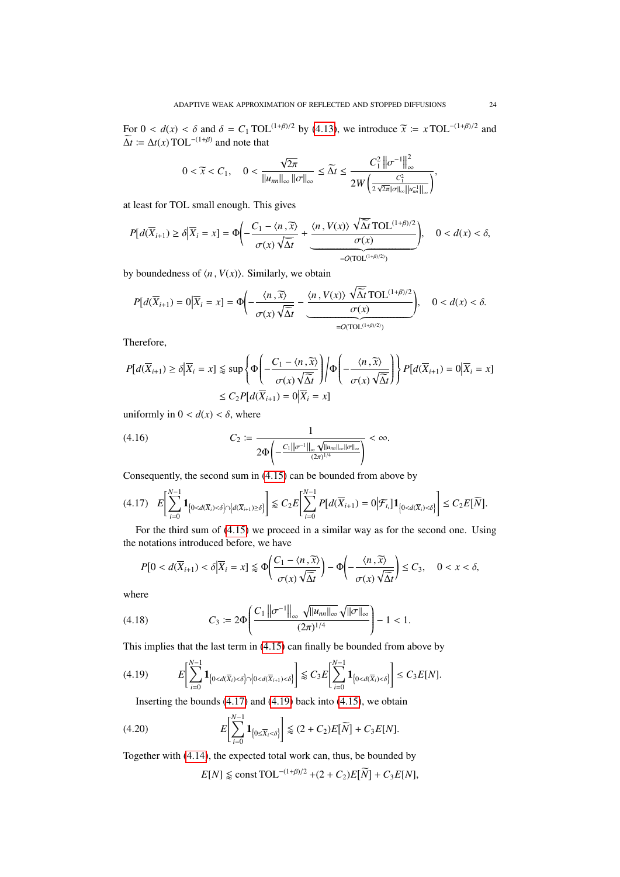For $0 < d(x) < \delta$ and $\delta = C_1 \,\mathrm{TOL}^{(1+\beta)/2}$ by (4.13), we introduce $\widetilde{x} := x\,\mathrm{TOL}^{-(1+\beta)/2}$ and $\widetilde{\Delta t} := \Delta t(x)\,\mathrm{TOL}^{-(1+\beta)}$ and note that

$$0 < \widetilde{x} < C_1, \quad 0 < \frac{\sqrt{2\pi}}{\|u_{nn}\|_\infty \|\sigma\|_\infty} \leq \widetilde{\Delta t} \leq \frac{C_1^2 \left\|\sigma^{-1}\right\|_\infty^2}{2W\left(\frac{C_1^2}{2\sqrt{2\pi}\|\sigma\|_\infty \left\|u_{nn}^{-1}\right\|_\infty}\right)},$$

at least for TOL small enough. This gives

$$P[d(\overline{X}_{i+1}) \geq \delta | \overline{X}_i = x] = \Phi\Bigg(-\frac{C_1 - \langle n, \widetilde{x}\rangle}{\sigma(x)\sqrt{\widetilde{\Delta t}}} + \underbrace{\frac{\langle n, V(x)\rangle \sqrt{\widetilde{\Delta t}}\,\mathrm{TOL}^{(1+\beta)/2}}{\sigma(x)}}_{=O(\mathrm{TOL}^{(1+\beta)/2})}\Bigg), \quad 0 < d(x) < \delta,$$

by boundedness of $\langle n, V(x)\rangle$. Similarly, we obtain

$$P[d(\overline{X}_{i+1}) = 0 | \overline{X}_i = x] = \Phi\Bigg(-\frac{\langle n, \widetilde{x}\rangle}{\sigma(x)\sqrt{\widetilde{\Delta t}}} - \underbrace{\frac{\langle n, V(x)\rangle \sqrt{\widetilde{\Delta t}}\,\mathrm{TOL}^{(1+\beta)/2}}{\sigma(x)}}_{=O(\mathrm{TOL}^{(1+\beta)/2})}\Bigg), \quad 0 < d(x) < \delta.$$

Therefore,

$$\begin{aligned}
P[d(\overline{X}_{i+1}) \geq \delta | \overline{X}_i = x] &\lessapprox \sup\left\{\Phi\left(-\frac{C_1 - \langle n, \widetilde{x}\rangle}{\sigma(x)\sqrt{\widetilde{\Delta t}}}\right)\Big/\Phi\left(-\frac{\langle n, \widetilde{x}\rangle}{\sigma(x)\sqrt{\widetilde{\Delta t}}}\right)\right\} P[d(\overline{X}_{i+1}) = 0 | \overline{X}_i = x] \\
&\leq C_2 P[d(\overline{X}_{i+1}) = 0 | \overline{X}_i = x]
\end{aligned}$$

uniformly in $0 < d(x) < \delta$, where

$$C_2 := \frac{1}{2\Phi\left(-\frac{C_1 \left\|\sigma^{-1}\right\|_\infty \sqrt{\|u_{nn}\|_\infty \|\sigma\|_\infty}}{(2\pi)^{1/4}}\right)} < \infty. \tag{4.16}$$

Consequently, the second sum in (4.15) can be bounded from above by

$$E\left[\sum_{i=0}^{N-1} \mathbf{1}_{\{0 < d(\overline{X}_i) < \delta\} \cap \{d(\overline{X}_{i+1}) \geq \delta\}}\right] \lessapprox C_2 E\left[\sum_{i=0}^{N-1} P[d(\overline{X}_{i+1}) = 0 | \mathcal{F}_{t_i}] \mathbf{1}_{\{0 < d(\overline{X}_i) < \delta\}}\right] \leq C_2 E[\widetilde{N}]. \tag{4.17}$$

For the third sum of (4.15) we proceed in a similar way as for the second one. Using the notations introduced before, we have

$$P[0 < d(\overline{X}_{i+1}) < \delta | \overline{X}_i = x] \lessapprox \Phi\left(\frac{C_1 - \langle n, \widetilde{x}\rangle}{\sigma(x)\sqrt{\widetilde{\Delta t}}}\right) - \Phi\left(-\frac{\langle n, \widetilde{x}\rangle}{\sigma(x)\sqrt{\widetilde{\Delta t}}}\right) \leq C_3, \quad 0 < x < \delta,$$

where

$$C_3 := 2\Phi\left(\frac{C_1 \left\|\sigma^{-1}\right\|_\infty \sqrt{\|u_{nn}\|_\infty} \sqrt{\|\sigma\|_\infty}}{(2\pi)^{1/4}}\right) - 1 < 1. \tag{4.18}$$

This implies that the last term in (4.15) can finally be bounded from above by

$$E\left[\sum_{i=0}^{N-1} \mathbf{1}_{\{0 < d(\overline{X}_i) < \delta\} \cap \{0 < d(\overline{X}_{i+1}) < \delta\}}\right] \lessapprox C_3 E\left[\sum_{i=0}^{N-1} \mathbf{1}_{\{0 < d(\overline{X}_i) < \delta\}}\right] \leq C_3 E[N]. \tag{4.19}$$

Inserting the bounds (4.17) and (4.19) back into (4.15), we obtain

$$E\left[\sum_{i=0}^{N-1} \mathbf{1}_{\{0 \leq \overline{X}_i < \delta\}}\right] \lessapprox (2 + C_2) E[\widetilde{N}] + C_3 E[N]. \tag{4.20}$$

Together with (4.14), the expected total work can, thus, be bounded by

$$E[N] \lessapprox \mathrm{const}\,\mathrm{TOL}^{-(1+\beta)/2} + (2 + C_2) E[\widetilde{N}] + C_3 E[N],$$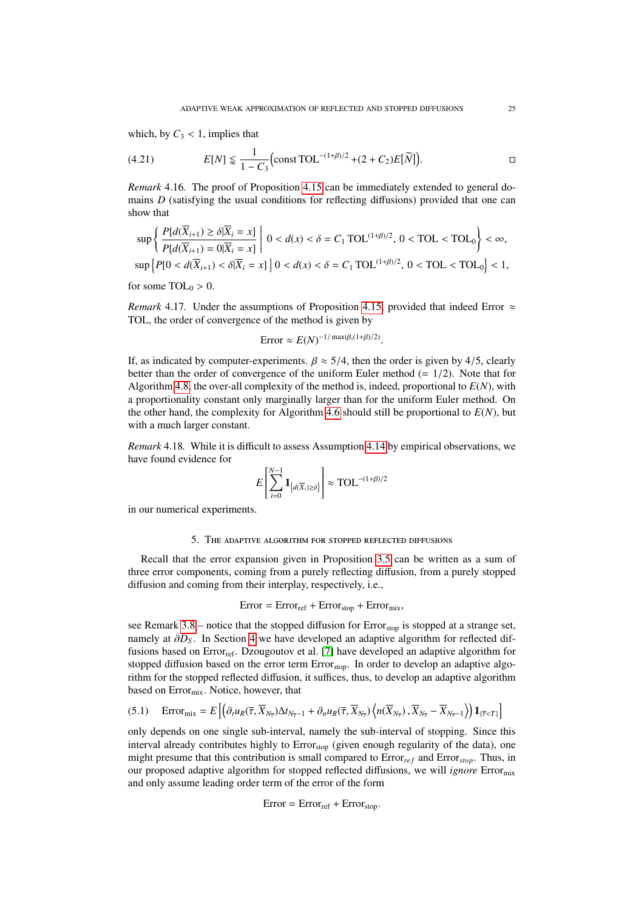which, by $C_3 < 1$, implies that

$$E[N] \lessapprox \frac{1}{1 - C_3}\Big(\mathrm{const}\,\mathrm{TOL}^{-(1+\beta)/2} + (2 + C_2)E[\widetilde{N}]\Big). \tag{4.21}$$

□

*Remark* 4.16. The proof of Proposition 4.15 can be immediately extended to general domains $D$ (satisfying the usual conditions for reflecting diffusions) provided that one can show that

$$\sup\left\{ \frac{P[d(\overline{X}_{i+1}) \geq \delta | \overline{X}_i = x]}{P[d(\overline{X}_{i+1}) = 0 | \overline{X}_i = x]} \;\middle|\; 0 < d(x) < \delta = C_1\,\mathrm{TOL}^{(1+\beta)/2},\ 0 < \mathrm{TOL} < \mathrm{TOL}_0 \right\} < \infty,$$

$$\sup\left\{ P[0 < d(\overline{X}_{i+1}) < \delta | \overline{X}_i = x] \;\middle|\; 0 < d(x) < \delta = C_1\,\mathrm{TOL}^{(1+\beta)/2},\ 0 < \mathrm{TOL} < \mathrm{TOL}_0 \right\} < 1,$$

for some $\mathrm{TOL}_0 > 0$.

*Remark* 4.17. Under the assumptions of Proposition 4.15, provided that indeed Error $\approx$ TOL, the order of convergence of the method is given by

$$\mathrm{Error} \approx E(N)^{-1/\max(\beta, (1+\beta)/2)}.$$

If, as indicated by computer-experiments. $\beta \approx 5/4$, then the order is given by $4/5$, clearly better than the order of convergence of the uniform Euler method ($= 1/2$). Note that for Algorithm 4.8, the over-all complexity of the method is, indeed, proportional to $E(N)$, with a proportionality constant only marginally larger than for the uniform Euler method. On the other hand, the complexity for Algorithm 4.6 should still be proportional to $E(N)$, but with a much larger constant.

*Remark* 4.18. While it is difficult to assess Assumption 4.14 by empirical observations, we have found evidence for

$$E\left[\sum_{i=0}^{N-1} \mathbf{1}_{\{d(\overline{X}_i) \geq \delta\}}\right] \approx \mathrm{TOL}^{-(1+\beta)/2}$$

in our numerical experiments.

## 5. The adaptive algorithm for stopped reflected diffusions

Recall that the error expansion given in Proposition 3.5 can be written as a sum of three error components, coming from a purely reflecting diffusion, from a purely stopped diffusion and coming from their interplay, respectively, i.e.,

$$\mathrm{Error} = \mathrm{Error}_{\mathrm{ref}} + \mathrm{Error}_{\mathrm{stop}} + \mathrm{Error}_{\mathrm{mix}},$$

see Remark 3.8 – notice that the stopped diffusion for $\mathrm{Error}_{\mathrm{stop}}$ is stopped at a strange set, namely at $\partial D_S$. In Section 4 we have developed an adaptive algorithm for reflected diffusions based on $\mathrm{Error}_{\mathrm{ref}}$. Dzougoutov et al. [7] have developed an adaptive algorithm for stopped diffusion based on the error term $\mathrm{Error}_{\mathrm{stop}}$. In order to develop an adaptive algorithm for the stopped reflected diffusion, it suffices, thus, to develop an adaptive algorithm based on $\mathrm{Error}_{\mathrm{mix}}$. Notice, however, that

$$\mathrm{Error}_{\mathrm{mix}} = E\left[\Big(\partial_t u_R(\overline{\tau}, \overline{X}_{N_{\overline{\tau}}})\Delta t_{N_{\overline{\tau}}-1} + \partial_n u_R(\overline{\tau}, \overline{X}_{N_{\overline{\tau}}})\left\langle n(\overline{X}_{N_{\overline{\tau}}}), \overline{X}_{N_{\overline{\tau}}} - \overline{X}_{N_{\overline{\tau}}-1}\right\rangle\Big)\mathbf{1}_{\{\overline{\tau}<T\}}\right] \tag{5.1}$$

only depends on one single sub-interval, namely the sub-interval of stopping. Since this interval already contributes highly to $\mathrm{Error}_{\mathrm{stop}}$ (given enough regularity of the data), one might presume that this contribution is small compared to $\mathrm{Error}_{ref}$ and $\mathrm{Error}_{stop}$. Thus, in our proposed adaptive algorithm for stopped reflected diffusions, we will *ignore* $\mathrm{Error}_{\mathrm{mix}}$ and only assume leading order term of the error of the form

$$\mathrm{Error} = \mathrm{Error}_{\mathrm{ref}} + \mathrm{Error}_{\mathrm{stop}}.$$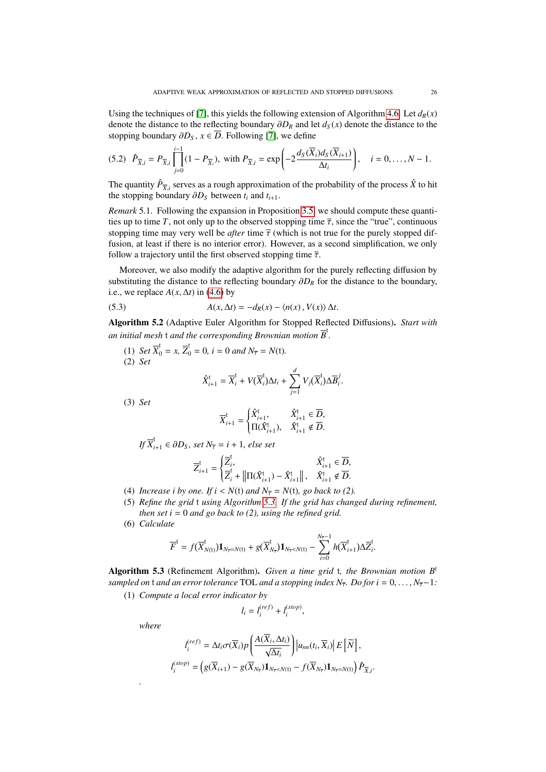Using the techniques of [7], this yields the following extension of Algorithm 4.6. Let $d_R(x)$ denote the distance to the reflecting boundary $\partial D_R$ and let $d_S(x)$ denote the distance to the stopping boundary $\partial D_S$, $x \in \overline{D}$. Following [7], we define

$$\hat{P}_{\overline{X},i} = P_{\overline{X},i} \prod_{j=0}^{i-1} (1 - P_{\overline{X}_j}), \text{ with } P_{\overline{X},i} = \exp\left( -2 \frac{d_S(\overline{X}_i) d_S(\overline{X}_{i+1})}{\Delta t_i} \right), \quad i = 0, \dots, N-1. \tag{5.2}$$

The quantity $\hat{P}_{\overline{X},i}$ serves as a rough approximation of the probability of the process $\hat{X}$ to hit the stopping boundary $\partial D_S$ between $t_i$ and $t_{i+1}$.

*Remark* 5.1. Following the expansion in Proposition 3.5, we should compute these quantities up to time $T$, not only up to the observed stopping time $\overline{\tau}$, since the "true", continuous stopping time may very well be *after* time $\overline{\tau}$ (which is not true for the purely stopped diffusion, at least if there is no interior error). However, as a second simplification, we only follow a trajectory until the first observed stopping time $\overline{\tau}$.

Moreover, we also modify the adaptive algorithm for the purely reflecting diffusion by substituting the distance to the reflecting boundary $\partial D_R$ for the distance to the boundary, i.e., we replace $A(x, \Delta t)$ in (4.6) by

$$A(x, \Delta t) = -d_R(x) - \langle n(x), V(x) \rangle \Delta t. \tag{5.3}$$

**Algorithm 5.2** (Adaptive Euler Algorithm for Stopped Reflected Diffusions)**.** *Start with an initial mesh* $\mathfrak{t}$ *and the corresponding Brownian motion* $\overline{B}^{\mathfrak{t}}$.

1. *Set* $\overline{X}^{\mathfrak{t}}_0 = x$, $\overline{Z}^{\mathfrak{t}}_0 = 0$, $i = 0$ *and* $N_{\overline{\tau}} = N(\mathfrak{t})$.
2. *Set*
$$\hat{X}^{\mathfrak{t}}_{i+1} = \overline{X}^{\mathfrak{t}}_i + V(\overline{X}^{\mathfrak{t}}_i)\Delta t_i + \sum_{j=1}^{d} V_j(\overline{X}^{\mathfrak{t}}_i)\Delta \overline{B}^j_i.$$
3. *Set*
$$\overline{X}^{\mathfrak{t}}_{i+1} = \begin{cases} \hat{X}^{\mathfrak{t}}_{i+1}, & \hat{X}^{\mathfrak{t}}_{i+1} \in \overline{D}, \\ \Pi(\hat{X}^{\mathfrak{t}}_{i+1}), & \hat{X}^{\mathfrak{t}}_{i+1} \notin \overline{D}. \end{cases}$$
*If* $\overline{X}^{\mathfrak{t}}_{i+1} \in \partial D_S$, *set* $N_{\overline{\tau}} = i+1$, *else set*
$$\overline{Z}^{\mathfrak{t}}_{i+1} = \begin{cases} \overline{Z}^{\mathfrak{t}}_i, & \hat{X}^{\mathfrak{t}}_{i+1} \in \overline{D}, \\ \overline{Z}^{\mathfrak{t}}_i + \left\| \Pi(\hat{X}^{\mathfrak{t}}_{i+1}) - \hat{X}^{\mathfrak{t}}_{i+1} \right\|, & \hat{X}^{\mathfrak{t}}_{i+1} \notin \overline{D}. \end{cases}$$
4. *Increase* $i$ *by one. If* $i < N(\mathfrak{t})$ *and* $N_{\overline{\tau}} = N(\mathfrak{t})$, *go back to (2).*
5. *Refine the grid* $\mathfrak{t}$ *using Algorithm 5.3. If the grid has changed during refinement, then set* $i = 0$ *and go back to (2), using the refined grid.*
6. *Calculate*
$$\overline{F}^{\mathfrak{t}} = f(\overline{X}^{\mathfrak{t}}_{N(\mathfrak{t})})\mathbf{1}_{N_{\overline{\tau}}=N(\mathfrak{t})} + g(\overline{X}^{\mathfrak{t}}_{N_{\overline{\tau}}})\mathbf{1}_{N_{\overline{\tau}}<N(\mathfrak{t})} - \sum_{i=0}^{N_{\overline{\tau}}-1} h(\overline{X}^{\mathfrak{t}}_{i+1})\Delta \overline{Z}^{\mathfrak{t}}_i.$$

**Algorithm 5.3** (Refinement Algorithm)**.** *Given a time grid* $\mathfrak{t}$, *the Brownian motion* $B^{\mathfrak{t}}$ *sampled on* $\mathfrak{t}$ *and an error tolerance* TOL *and a stopping index* $N_{\overline{\tau}}$. *Do for* $i = 0, \dots, N_{\overline{\tau}}-1$*:*

1. *Compute a local error indicator by*
$$l_i = l^{(ref)}_i + l^{(stop)}_i,$$
*where*
$$l^{(ref)}_i = \Delta t_i \sigma(\overline{X}_i) p\left( \frac{A(\overline{X}_i, \Delta t_i)}{\sqrt{\Delta t_i}} \right) \left| u_{nn}(t_i, \overline{X}_i) \right| E\left[ \widetilde{N} \right],$$
$$l^{(stop)}_i = \left( g(\overline{X}_{i+1}) - g(\overline{X}_{N_{\overline{\tau}}})\mathbf{1}_{N_{\overline{\tau}}<N(\mathfrak{t})} - f(\overline{X}_{N_{\overline{\tau}}})\mathbf{1}_{N_{\overline{\tau}}=N(\mathfrak{t})} \right) \hat{P}_{\overline{X},i}.$$

.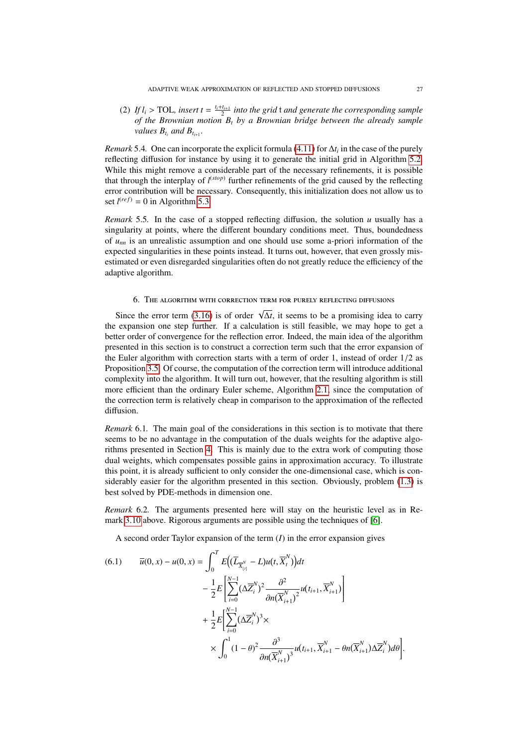(2) *If $l_i > \mathrm{TOL}$, insert $t = \frac{t_i + t_{i+1}}{2}$ into the grid $\mathfrak{t}$ and generate the corresponding sample of the Brownian motion $B_t$ by a Brownian bridge between the already sample values $B_{t_i}$ and $B_{t_{i+1}}$.*

*Remark* 5.4. One can incorporate the explicit formula (4.11) for $\Delta t_i$ in the case of the purely reflecting diffusion for instance by using it to generate the initial grid in Algorithm 5.2. While this might remove a considerable part of the necessary refinements, it is possible that through the interplay of $l^{(stop)}$ further refinements of the grid caused by the reflecting error contribution will be necessary. Consequently, this initialization does not allow us to set $l^{(ref)} = 0$ in Algorithm 5.3.

*Remark* 5.5. In the case of a stopped reflecting diffusion, the solution $u$ usually has a singularity at points, where the different boundary conditions meet. Thus, boundedness of $u_{nn}$ is an unrealistic assumption and one should use some a-priori information of the expected singularities in these points instead. It turns out, however, that even grossly mis-estimated or even disregarded singularities often do not greatly reduce the efficiency of the adaptive algorithm.

## 6. The algorithm with correction term for purely reflecting diffusions

Since the error term (3.16) is of order $\sqrt{\Delta t}$, it seems to be a promising idea to carry the expansion one step further. If a calculation is still feasible, we may hope to get a better order of convergence for the reflection error. Indeed, the main idea of the algorithm presented in this section is to construct a correction term such that the error expansion of the Euler algorithm with correction starts with a term of order 1, instead of order 1/2 as Proposition 3.5. Of course, the computation of the correction term will introduce additional complexity into the algorithm. It will turn out, however, that the resulting algorithm is still more efficient than the ordinary Euler scheme, Algorithm 2.1, since the computation of the correction term is relatively cheap in comparison to the approximation of the reflected diffusion.

*Remark* 6.1. The main goal of the considerations in this section is to motivate that there seems to be no advantage in the computation of the duals weights for the adaptive algorithms presented in Section 4. This is mainly due to the extra work of computing those dual weights, which compensates possible gains in approximation accuracy. To illustrate this point, it is already sufficient to only consider the one-dimensional case, which is considerably easier for the algorithm presented in this section. Obviously, problem (1.3) is best solved by PDE-methods in dimension one.

*Remark* 6.2. The arguments presented here will stay on the heuristic level as in Remark 3.10 above. Rigorous arguments are possible using the techniques of [6].

A second order Taylor expansion of the term $(I)$ in the error expansion gives

$$
\begin{aligned}
\overline{u}(0,x) - u(0,x) = &\int_0^T E\Big(\big(\overline{L}_{\overline{X}^N_{\lfloor t \rfloor}} - L\big)u(t, \overline{X}^N_t)\Big)dt \\
&- \frac{1}{2}E\left[\sum_{i=0}^{N-1} (\Delta \overline{Z}^N_i)^2 \frac{\partial^2}{\partial n(\overline{X}^N_{i+1})^2} u(t_{i+1}, \overline{X}^N_{i+1})\right] \\
&+ \frac{1}{2}E\Bigg[\sum_{i=0}^{N-1} (\Delta \overline{Z}^N_i)^3 \times \\
&\times \int_0^1 (1-\theta)^2 \frac{\partial^3}{\partial n(\overline{X}^N_{i+1})^3} u\big(t_{i+1}, \overline{X}^N_{i+1} - \theta n(\overline{X}^N_{i+1})\Delta \overline{Z}^N_i\big) d\theta\Bigg].
\end{aligned}
\tag{6.1}
$$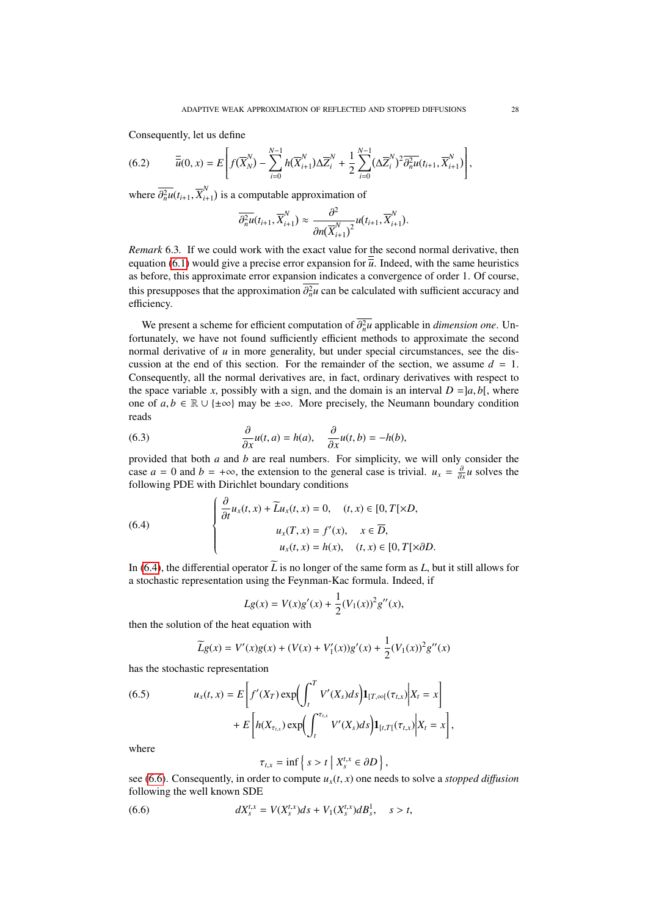Consequently, let us define

$$\overline{\overline{u}}(0,x) = E\left[ f(\overline{X}_N^N) - \sum_{i=0}^{N-1} h(\overline{X}_{i+1}^N)\Delta\overline{Z}_i^N + \frac{1}{2}\sum_{i=0}^{N-1}(\Delta\overline{Z}_i^N)^2 \overline{\partial_n^2 u}(t_{i+1}, \overline{X}_{i+1}^N) \right], \tag{6.2}$$

where $\overline{\partial_n^2 u}(t_{i+1}, \overline{X}_{i+1}^N)$ is a computable approximation of

$$\overline{\partial_n^2 u}(t_{i+1}, \overline{X}_{i+1}^N) \approx \frac{\partial^2}{\partial n (\overline{X}_{i+1}^N)^2} u(t_{i+1}, \overline{X}_{i+1}^N).$$

*Remark* 6.3. If we could work with the exact value for the second normal derivative, then equation (6.1) would give a precise error expansion for $\overline{\overline{u}}$. Indeed, with the same heuristics as before, this approximate error expansion indicates a convergence of order 1. Of course, this presupposes that the approximation $\overline{\partial_n^2 u}$ can be calculated with sufficient accuracy and efficiency.

We present a scheme for efficient computation of $\overline{\partial_n^2 u}$ applicable in *dimension one*. Unfortunately, we have not found sufficiently efficient methods to approximate the second normal derivative of $u$ in more generality, but under special circumstances, see the discussion at the end of this section. For the remainder of the section, we assume $d = 1$. Consequently, all the normal derivatives are, in fact, ordinary derivatives with respect to the space variable $x$, possibly with a sign, and the domain is an interval $D = ]a, b[$, where one of $a, b \in \mathbb{R} \cup \{\pm\infty\}$ may be $\pm\infty$. More precisely, the Neumann boundary condition reads

$$\frac{\partial}{\partial x} u(t,a) = h(a), \quad \frac{\partial}{\partial x} u(t,b) = -h(b), \tag{6.3}$$

provided that both $a$ and $b$ are real numbers. For simplicity, we will only consider the case $a = 0$ and $b = +\infty$, the extension to the general case is trivial. $u_x = \frac{\partial}{\partial x} u$ solves the following PDE with Dirichlet boundary conditions

$$\begin{cases} \dfrac{\partial}{\partial t} u_x(t,x) + \widetilde{L} u_x(t,x) = 0, & (t,x) \in [0,T[\times D, \\ u_x(T,x) = f'(x), & x \in \overline{D}, \\ u_x(t,x) = h(x), & (t,x) \in [0,T[\times \partial D. \end{cases} \tag{6.4}$$

In (6.4), the differential operator $\widetilde{L}$ is no longer of the same form as $L$, but it still allows for a stochastic representation using the Feynman-Kac formula. Indeed, if

$$Lg(x) = V(x)g'(x) + \frac{1}{2}(V_1(x))^2 g''(x),$$

then the solution of the heat equation with

$$\widetilde{L}g(x) = V'(x)g(x) + (V(x) + V_1'(x))g'(x) + \frac{1}{2}(V_1(x))^2 g''(x)$$

has the stochastic representation

$$\begin{aligned} u_x(t,x) = {} & E\left[ f'(X_T) \exp\!\left( \int_t^T V'(X_s)ds \right) \mathbf{1}_{[T,\infty[}(\tau_{t,x}) \,\middle|\, X_t = x \right] \\ & + E\left[ h(X_{\tau_{t,x}}) \exp\!\left( \int_t^{\tau_{t,x}} V'(X_s)ds \right) \mathbf{1}_{[t,T[}(\tau_{t,x}) \,\middle|\, X_t = x \right], \end{aligned} \tag{6.5}$$

where

$$\tau_{t,x} = \inf\left\{ s > t \,\middle|\, X_s^{t,x} \in \partial D \right\},$$

see (6.6). Consequently, in order to compute $u_x(t,x)$ one needs to solve a *stopped diffusion* following the well known SDE

$$dX_s^{t,x} = V(X_s^{t,x})ds + V_1(X_s^{t,x})dB_s^1, \quad s > t, \tag{6.6}$$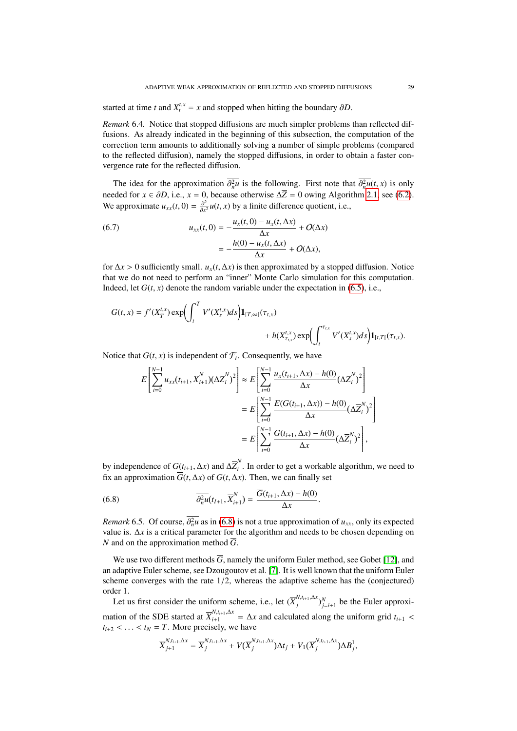started at time $t$ and $X_t^{t,x} = x$ and stopped when hitting the boundary $\partial D$.

*Remark* 6.4. Notice that stopped diffusions are much simpler problems than reflected diffusions. As already indicated in the beginning of this subsection, the computation of the correction term amounts to additionally solving a number of simple problems (compared to the reflected diffusion), namely the stopped diffusions, in order to obtain a faster convergence rate for the reflected diffusion.

The idea for the approximation $\overline{\partial_n^2 u}$ is the following. First note that $\overline{\partial_n^2 u}(t,x)$ is only needed for $x \in \partial D$, i.e., $x = 0$, because otherwise $\Delta \overline{Z} = 0$ owing Algorithm 2.1, see (6.2). We approximate $u_{xx}(t,0) = \frac{\partial^2}{\partial x^2} u(t,x)$ by a finite difference quotient, i.e.,

$$
\begin{aligned}
u_{xx}(t,0) &= -\frac{u_x(t,0) - u_x(t,\Delta x)}{\Delta x} + O(\Delta x) \\
&= -\frac{h(0) - u_x(t,\Delta x)}{\Delta x} + O(\Delta x),
\end{aligned}
\tag{6.7}
$$

for $\Delta x > 0$ sufficiently small. $u_x(t,\Delta x)$ is then approximated by a stopped diffusion. Notice that we do not need to perform an "inner" Monte Carlo simulation for this computation. Indeed, let $G(t,x)$ denote the random variable under the expectation in (6.5), i.e.,

$$
G(t,x) = f'(X_T^{t,x}) \exp\left(\int_t^T V'(X_s^{t,x})ds\right) \mathbf{1}_{[T,\infty[}(\tau_{t,x}) + h(X_{\tau_{t,x}}^{t,x}) \exp\left(\int_t^{\tau_{t,x}} V'(X_s^{t,x})ds\right) \mathbf{1}_{[t,T[}(\tau_{t,x}).
$$

Notice that $G(t,x)$ is independent of $\mathcal{F}_t$. Consequently, we have

$$
\begin{aligned}
E\left[\sum_{i=0}^{N-1} u_{xx}(t_{i+1}, \overline{X}_{i+1}^N)(\Delta \overline{Z}_i^N)^2\right] &\approx E\left[\sum_{i=0}^{N-1} \frac{u_x(t_{i+1},\Delta x) - h(0)}{\Delta x}(\Delta \overline{Z}_i^N)^2\right] \\
&= E\left[\sum_{i=0}^{N-1} \frac{E(G(t_{i+1},\Delta x)) - h(0)}{\Delta x}(\Delta \overline{Z}_i^N)^2\right] \\
&= E\left[\sum_{i=0}^{N-1} \frac{G(t_{i+1},\Delta x) - h(0)}{\Delta x}(\Delta \overline{Z}_i^N)^2\right],
\end{aligned}
$$

by independence of $G(t_{i+1},\Delta x)$ and $\Delta \overline{Z}_i^N$. In order to get a workable algorithm, we need to fix an approximation $\overline{G}(t,\Delta x)$ of $G(t,\Delta x)$. Then, we can finally set

$$
\overline{\partial_n^2 u}(t_{I+1}, \overline{X}_{i+1}^N) = \frac{\overline{G}(t_{i+1},\Delta x) - h(0)}{\Delta x}.
\tag{6.8}
$$

*Remark* 6.5. Of course, $\overline{\partial_n^2 u}$ as in (6.8) is not a true approximation of $u_{xx}$, only its expected value is. $\Delta x$ is a critical parameter for the algorithm and needs to be chosen depending on $N$ and on the approximation method $\overline{G}$.

We use two different methods $\overline{G}$, namely the uniform Euler method, see Gobet [12], and an adaptive Euler scheme, see Dzougoutov et al. [7]. It is well known that the uniform Euler scheme converges with the rate $1/2$, whereas the adaptive scheme has the (conjectured) order 1.

Let us first consider the uniform scheme, i.e., let $(\overline{X}_j^{N,t_{i+1},\Delta x})_{j=i+1}^N$ be the Euler approximation of the SDE started at $\overline{X}_{i+1}^{N,t_{i+1},\Delta x} = \Delta x$ and calculated along the uniform grid $t_{i+1} < t_{i+2} < \ldots < t_N = T$. More precisely, we have

$$
\overline{X}_{j+1}^{N,t_{i+1},\Delta x} = \overline{X}_j^{N,t_{i+1},\Delta x} + V(\overline{X}_j^{N,t_{i+1},\Delta x})\Delta t_j + V_1(\overline{X}_j^{N,t_{i+1},\Delta x})\Delta B_j^1,
$$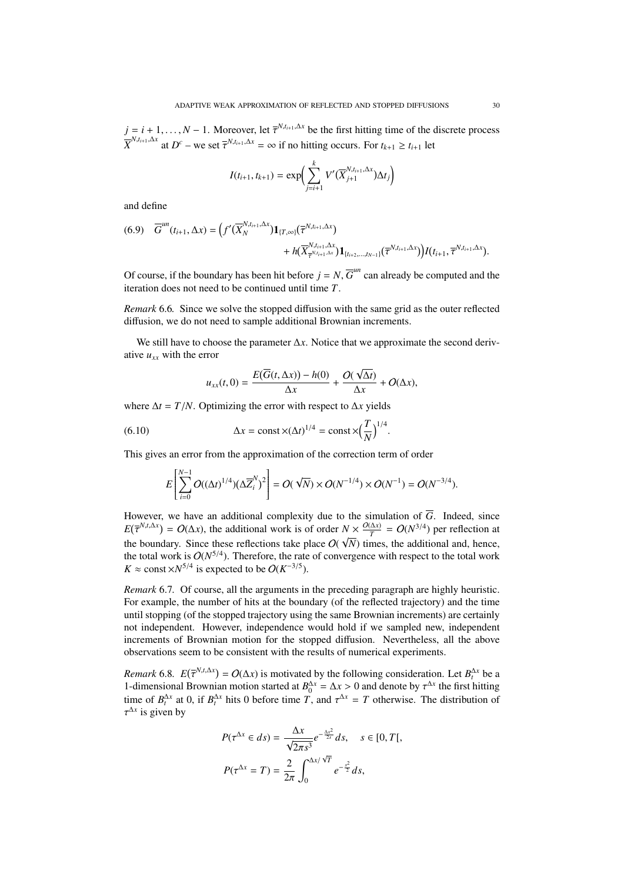$j = i+1, \dots, N-1$. Moreover, let $\overline{\tau}^{N,t_{i+1},\Delta x}$ be the first hitting time of the discrete process $\overline{X}^{N,t_{i+1},\Delta x}$ at $D^c$ – we set $\overline{\tau}^{N,t_{i+1},\Delta x} = \infty$ if no hitting occurs. For $t_{k+1} \geq t_{i+1}$ let

$$I(t_{i+1}, t_{k+1}) = \exp\Big( \sum_{j=i+1}^{k} V'(\overline{X}_{j+1}^{N,t_{i+1},\Delta x}) \Delta t_j \Big)$$

and define

$$\begin{aligned}(6.9) \quad \overline{G}^{un}(t_{i+1}, \Delta x) = \Big( & f'(\overline{X}_N^{N,t_{i+1},\Delta x}) \mathbf{1}_{\{T,\infty\}}(\overline{\tau}^{N,t_{i+1},\Delta x}) \\ & + h(\overline{X}_{\overline{\tau}^{N,t_{i+1},\Delta x}}^{N,t_{i+1},\Delta x}) \mathbf{1}_{\{t_{i+2},\dots,t_{N-1}\}}(\overline{\tau}^{N,t_{i+1},\Delta x}) \Big) I(t_{i+1}, \overline{\tau}^{N,t_{i+1},\Delta x}).\end{aligned}$$

Of course, if the boundary has been hit before $j = N$, $\overline{G}^{un}$ can already be computed and the iteration does not need to be continued until time $T$.

*Remark* 6.6. Since we solve the stopped diffusion with the same grid as the outer reflected diffusion, we do not need to sample additional Brownian increments.

We still have to choose the parameter $\Delta x$. Notice that we approximate the second derivative $u_{xx}$ with the error

$$u_{xx}(t, 0) = \frac{E(\overline{G}(t, \Delta x)) - h(0)}{\Delta x} + \frac{O(\sqrt{\Delta t})}{\Delta x} + O(\Delta x),$$

where $\Delta t = T/N$. Optimizing the error with respect to $\Delta x$ yields

$$(6.10) \qquad \Delta x = \text{const} \times (\Delta t)^{1/4} = \text{const} \times \Big(\frac{T}{N}\Big)^{1/4}.$$

This gives an error from the approximation of the correction term of order

$$E\left[ \sum_{i=0}^{N-1} O((\Delta t)^{1/4}) (\Delta \overline{Z}_i^N)^2 \right] = O(\sqrt{N}) \times O(N^{-1/4}) \times O(N^{-1}) = O(N^{-3/4}).$$

However, we have an additional complexity due to the simulation of $\overline{G}$. Indeed, since $E(\overline{\tau}^{N,t,\Delta x}) = O(\Delta x)$, the additional work is of order $N \times \frac{O(\Delta x)}{T} = O(N^{3/4})$ per reflection at the boundary. Since these reflections take place $O(\sqrt{N})$ times, the additional and, hence, the total work is $O(N^{5/4})$. Therefore, the rate of convergence with respect to the total work $K \approx \text{const} \times N^{5/4}$ is expected to be $O(K^{-3/5})$.

*Remark* 6.7. Of course, all the arguments in the preceding paragraph are highly heuristic. For example, the number of hits at the boundary (of the reflected trajectory) and the time until stopping (of the stopped trajectory using the same Brownian increments) are certainly not independent. However, independence would hold if we sampled new, independent increments of Brownian motion for the stopped diffusion. Nevertheless, all the above observations seem to be consistent with the results of numerical experiments.

*Remark* 6.8. $E(\overline{\tau}^{N,t,\Delta x}) = O(\Delta x)$ is motivated by the following consideration. Let $B_t^{\Delta x}$ be a 1-dimensional Brownian motion started at $B_0^{\Delta x} = \Delta x > 0$ and denote by $\tau^{\Delta x}$ the first hitting time of $B_t^{\Delta x}$ at 0, if $B_t^{\Delta x}$ hits 0 before time $T$, and $\tau^{\Delta x} = T$ otherwise. The distribution of $\tau^{\Delta x}$ is given by

$$P(\tau^{\Delta x} \in ds) = \frac{\Delta x}{\sqrt{2\pi s^3}} e^{-\frac{\Delta x^2}{2s}} ds, \quad s \in [0, T[,$$

$$P(\tau^{\Delta x} = T) = \frac{2}{2\pi} \int_0^{\Delta x/\sqrt{T}} e^{-\frac{s^2}{2}} ds,$$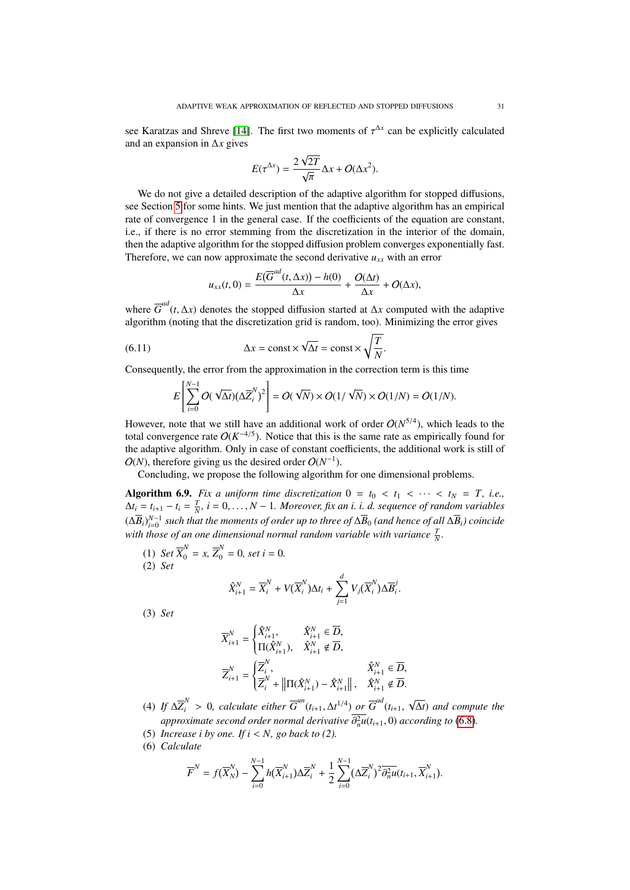see Karatzas and Shreve [14]. The first two moments of $\tau^{\Delta x}$ can be explicitly calculated and an expansion in $\Delta x$ gives

$$E(\tau^{\Delta x}) = \frac{2\sqrt{2T}}{\sqrt{\pi}}\Delta x + O(\Delta x^2).$$

We do not give a detailed description of the adaptive algorithm for stopped diffusions, see Section 5 for some hints. We just mention that the adaptive algorithm has an empirical rate of convergence 1 in the general case. If the coefficients of the equation are constant, i.e., if there is no error stemming from the discretization in the interior of the domain, then the adaptive algorithm for the stopped diffusion problem converges exponentially fast. Therefore, we can now approximate the second derivative $u_{xx}$ with an error

$$u_{xx}(t,0) = \frac{E(\overline{G}^{ad}(t,\Delta x)) - h(0)}{\Delta x} + \frac{O(\Delta t)}{\Delta x} + O(\Delta x),$$

where $\overline{G}^{ad}(t,\Delta x)$ denotes the stopped diffusion started at $\Delta x$ computed with the adaptive algorithm (noting that the discretization grid is random, too). Minimizing the error gives

$$\Delta x = \text{const} \times \sqrt{\Delta t} = \text{const} \times \sqrt{\frac{T}{N}}. \tag{6.11}$$

Consequently, the error from the approximation in the correction term is this time

$$E\left[\sum_{i=0}^{N-1} O(\sqrt{\Delta t})(\Delta\overline{Z}_i^N)^2\right] = O(\sqrt{N}) \times O(1/\sqrt{N}) \times O(1/N) = O(1/N).$$

However, note that we still have an additional work of order $O(N^{5/4})$, which leads to the total convergence rate $O(K^{-4/5})$. Notice that this is the same rate as empirically found for the adaptive algorithm. Only in case of constant coefficients, the additional work is still of $O(N)$, therefore giving us the desired order $O(N^{-1})$.

Concluding, we propose the following algorithm for one dimensional problems.

**Algorithm 6.9.** *Fix a uniform time discretization $0 = t_0 < t_1 < \cdots < t_N = T$, i.e., $\Delta t_i = t_{i+1} - t_i = \frac{T}{N}$, $i = 0, \dots, N-1$. Moreover, fix an i. i. d. sequence of random variables $(\Delta\overline{B}_i)_{i=0}^{N-1}$ such that the moments of order up to three of $\Delta\overline{B}_0$ (and hence of all $\Delta\overline{B}_i$) coincide with those of an one dimensional normal random variable with variance $\frac{T}{N}$.*

1. *Set $\overline{X}_0^N = x$, $\overline{Z}_0^N = 0$, set $i = 0$.*
2. *Set*
$$\hat{X}_{i+1}^N = \overline{X}_i^N + V(\overline{X}_i^N)\Delta t_i + \sum_{j=1}^{d} V_j(\overline{X}_i^N)\Delta\overline{B}_i^j.$$
3. *Set*
$$\overline{X}_{i+1}^N = \begin{cases} \hat{X}_{i+1}^N, & \hat{X}_{i+1}^N \in \overline{D}, \\ \Pi(\hat{X}_{i+1}^N), & \hat{X}_{i+1}^N \notin \overline{D}, \end{cases}$$
$$\overline{Z}_{i+1}^N = \begin{cases} \overline{Z}_i^N, & \hat{X}_{i+1}^N \in \overline{D}, \\ \overline{Z}_i^N + \left\|\Pi(\hat{X}_{i+1}^N) - \hat{X}_{i+1}^N\right\|, & \hat{X}_{i+1}^N \notin \overline{D}. \end{cases}$$
4. *If $\Delta\overline{Z}_i^N > 0$, calculate either $\overline{G}^{un}(t_{i+1}, \Delta t^{1/4})$ or $\overline{G}^{ad}(t_{i+1}, \sqrt{\Delta t})$ and compute the approximate second order normal derivative $\overline{\partial_n^2 u}(t_{i+1}, 0)$ according to (6.8).*
5. *Increase $i$ by one. If $i < N$, go back to (2).*
6. *Calculate*
$$\overline{F}^N = f(\overline{X}_N^N) - \sum_{i=0}^{N-1} h(\overline{X}_{i+1}^N)\Delta\overline{Z}_i^N + \frac{1}{2}\sum_{i=0}^{N-1}(\Delta\overline{Z}_i^N)^2\overline{\partial_n^2 u}(t_{i+1}, \overline{X}_{i+1}^N).$$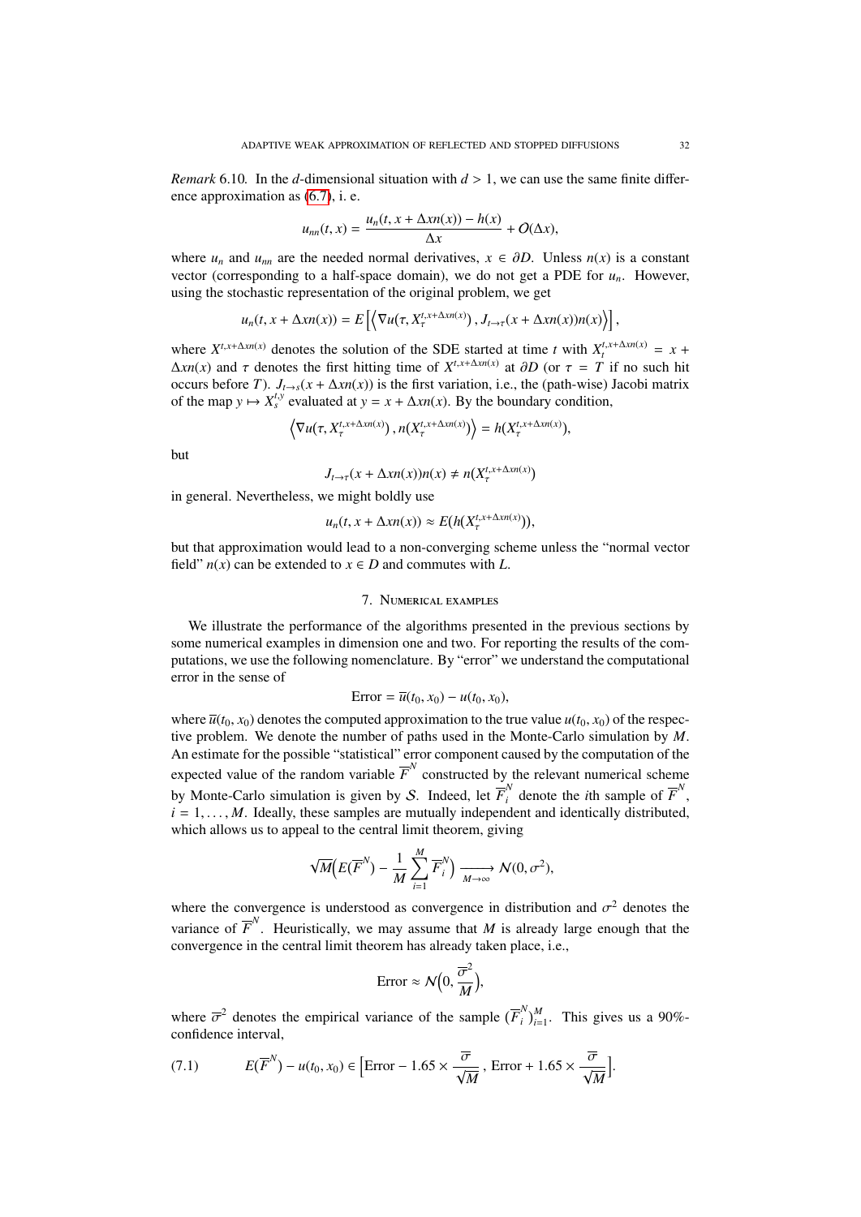*Remark* 6.10*.* In the $d$-dimensional situation with $d > 1$, we can use the same finite difference approximation as (6.7), i. e.

$$u_{nn}(t, x) = \frac{u_n(t, x + \Delta x n(x)) - h(x)}{\Delta x} + O(\Delta x),$$

where $u_n$ and $u_{nn}$ are the needed normal derivatives, $x \in \partial D$. Unless $n(x)$ is a constant vector (corresponding to a half-space domain), we do not get a PDE for $u_n$. However, using the stochastic representation of the original problem, we get

$$u_n(t, x + \Delta x n(x)) = E\left[\left\langle \nabla u(\tau, X_\tau^{t, x+\Delta x n(x)}) \, , J_{t \to \tau}(x + \Delta x n(x)) n(x) \right\rangle\right],$$

where $X^{t, x+\Delta x n(x)}$ denotes the solution of the SDE started at time $t$ with $X_t^{t, x+\Delta x n(x)} = x + \Delta x n(x)$ and $\tau$ denotes the first hitting time of $X^{t, x+\Delta x n(x)}$ at $\partial D$ (or $\tau = T$ if no such hit occurs before $T$). $J_{t \to s}(x + \Delta x n(x))$ is the first variation, i.e., the (path-wise) Jacobi matrix of the map $y \mapsto X_s^{t,y}$ evaluated at $y = x + \Delta x n(x)$. By the boundary condition,

$$\left\langle \nabla u(\tau, X_\tau^{t, x+\Delta x n(x)}) \, , n(X_\tau^{t, x+\Delta x n(x)}) \right\rangle = h(X_\tau^{t, x+\Delta x n(x)}),$$

but

$$J_{t \to \tau}(x + \Delta x n(x)) n(x) \neq n(X_\tau^{t, x+\Delta x n(x)})$$

in general. Nevertheless, we might boldly use

$$u_n(t, x + \Delta x n(x)) \approx E(h(X_\tau^{t, x+\Delta x n(x)})),$$

but that approximation would lead to a non-converging scheme unless the "normal vector field" $n(x)$ can be extended to $x \in D$ and commutes with $L$.

## 7. Numerical examples

We illustrate the performance of the algorithms presented in the previous sections by some numerical examples in dimension one and two. For reporting the results of the computations, we use the following nomenclature. By "error" we understand the computational error in the sense of

$$\text{Error} = \overline{u}(t_0, x_0) - u(t_0, x_0),$$

where $\overline{u}(t_0, x_0)$ denotes the computed approximation to the true value $u(t_0, x_0)$ of the respective problem. We denote the number of paths used in the Monte-Carlo simulation by $M$. An estimate for the possible "statistical" error component caused by the computation of the expected value of the random variable $\overline{F}^N$ constructed by the relevant numerical scheme by Monte-Carlo simulation is given by $\mathcal{S}$. Indeed, let $\overline{F}_i^N$ denote the $i$th sample of $\overline{F}^N$, $i = 1, \ldots, M$. Ideally, these samples are mutually independent and identically distributed, which allows us to appeal to the central limit theorem, giving

$$\sqrt{M}\Big(E(\overline{F}^N) - \frac{1}{M} \sum_{i=1}^M \overline{F}_i^N\Big) \xrightarrow[M \to \infty]{} \mathcal{N}(0, \sigma^2),$$

where the convergence is understood as convergence in distribution and $\sigma^2$ denotes the variance of $\overline{F}^N$. Heuristically, we may assume that $M$ is already large enough that the convergence in the central limit theorem has already taken place, i.e.,

$$\text{Error} \approx \mathcal{N}\Big(0, \frac{\overline{\sigma}^2}{M}\Big),$$

where $\overline{\sigma}^2$ denotes the empirical variance of the sample $(\overline{F}_i^N)_{i=1}^M$. This gives us a 90%-confidence interval,

$$E(\overline{F}^N) - u(t_0, x_0) \in \Big[\text{Error} - 1.65 \times \frac{\overline{\sigma}}{\sqrt{M}} \, , \, \text{Error} + 1.65 \times \frac{\overline{\sigma}}{\sqrt{M}}\Big]. \tag{7.1}$$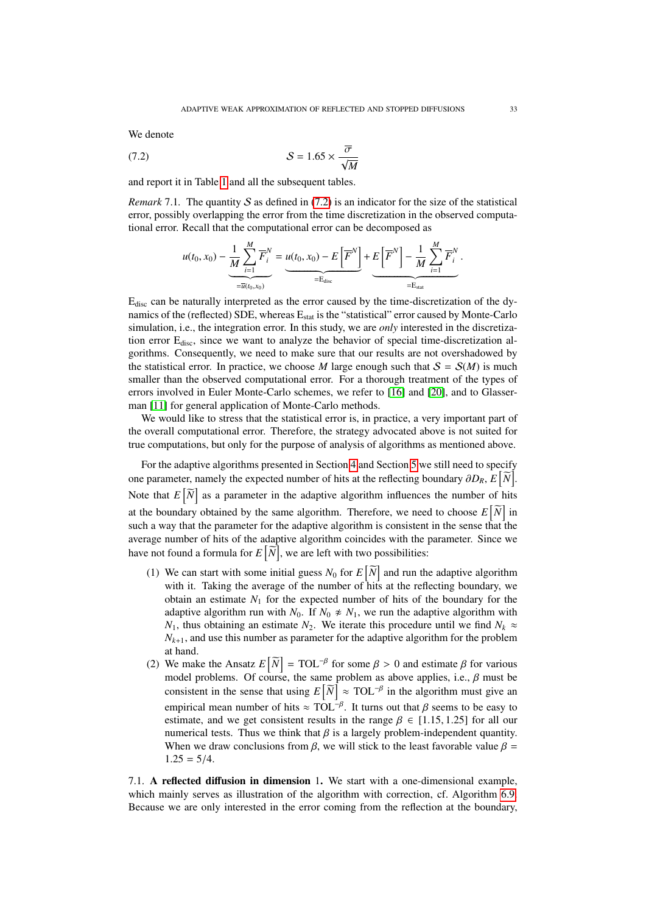We denote

$$\mathcal{S} = 1.65 \times \frac{\overline{\sigma}}{\sqrt{M}} \tag{7.2}$$

and report it in Table 1 and all the subsequent tables.

*Remark* 7.1. The quantity $\mathcal{S}$ as defined in (7.2) is an indicator for the size of the statistical error, possibly overlapping the error from the time discretization in the observed computational error. Recall that the computational error can be decomposed as

$$\underbrace{u(t_0, x_0) - \frac{1}{M}\sum_{i=1}^{M} \overline{F}_i^N}_{=\overline{u}(t_0,x_0)} = \underbrace{u(t_0, x_0) - E\left[\overline{F}^N\right]}_{=\mathrm{E}_{\mathrm{disc}}} + \underbrace{E\left[\overline{F}^N\right] - \frac{1}{M}\sum_{i=1}^{M} \overline{F}_i^N}_{=\mathrm{E}_{\mathrm{stat}}}.$$

$\mathrm{E}_{\mathrm{disc}}$ can be naturally interpreted as the error caused by the time-discretization of the dynamics of the (reflected) SDE, whereas $\mathrm{E}_{\mathrm{stat}}$ is the "statistical" error caused by Monte-Carlo simulation, i.e., the integration error. In this study, we are *only* interested in the discretization error $\mathrm{E}_{\mathrm{disc}}$, since we want to analyze the behavior of special time-discretization algorithms. Consequently, we need to make sure that our results are not overshadowed by the statistical error. In practice, we choose $M$ large enough such that $\mathcal{S} = \mathcal{S}(M)$ is much smaller than the observed computational error. For a thorough treatment of the types of errors involved in Euler Monte-Carlo schemes, we refer to [16] and [20], and to Glasserman [11] for general application of Monte-Carlo methods.

We would like to stress that the statistical error is, in practice, a very important part of the overall computational error. Therefore, the strategy advocated above is not suited for true computations, but only for the purpose of analysis of algorithms as mentioned above.

For the adaptive algorithms presented in Section 4 and Section 5 we still need to specify one parameter, namely the expected number of hits at the reflecting boundary $\partial D_R$, $E\left[\widetilde{N}\right]$. Note that $E\left[\widetilde{N}\right]$ as a parameter in the adaptive algorithm influences the number of hits at the boundary obtained by the same algorithm. Therefore, we need to choose $E\left[\widetilde{N}\right]$ in such a way that the parameter for the adaptive algorithm is consistent in the sense that the average number of hits of the adaptive algorithm coincides with the parameter. Since we have not found a formula for $E\left[\widetilde{N}\right]$, we are left with two possibilities:

1. We can start with some initial guess $N_0$ for $E\left[\widetilde{N}\right]$ and run the adaptive algorithm with it. Taking the average of the number of hits at the reflecting boundary, we obtain an estimate $N_1$ for the expected number of hits of the boundary for the adaptive algorithm run with $N_0$. If $N_0 \not\approx N_1$, we run the adaptive algorithm with $N_1$, thus obtaining an estimate $N_2$. We iterate this procedure until we find $N_k \approx N_{k+1}$, and use this number as parameter for the adaptive algorithm for the problem at hand.
2. We make the Ansatz $E\left[\widetilde{N}\right] = \mathrm{TOL}^{-\beta}$ for some $\beta > 0$ and estimate $\beta$ for various model problems. Of course, the same problem as above applies, i.e., $\beta$ must be consistent in the sense that using $E\left[\widetilde{N}\right] \approx \mathrm{TOL}^{-\beta}$ in the algorithm must give an empirical mean number of hits $\approx \mathrm{TOL}^{-\beta}$. It turns out that $\beta$ seems to be easy to estimate, and we get consistent results in the range $\beta \in [1.15, 1.25]$ for all our numerical tests. Thus we think that $\beta$ is a largely problem-independent quantity. When we draw conclusions from $\beta$, we will stick to the least favorable value $\beta = 1.25 = 5/4$.

7.1. **A reflected diffusion in dimension** 1**.** We start with a one-dimensional example, which mainly serves as illustration of the algorithm with correction, cf. Algorithm 6.9. Because we are only interested in the error coming from the reflection at the boundary,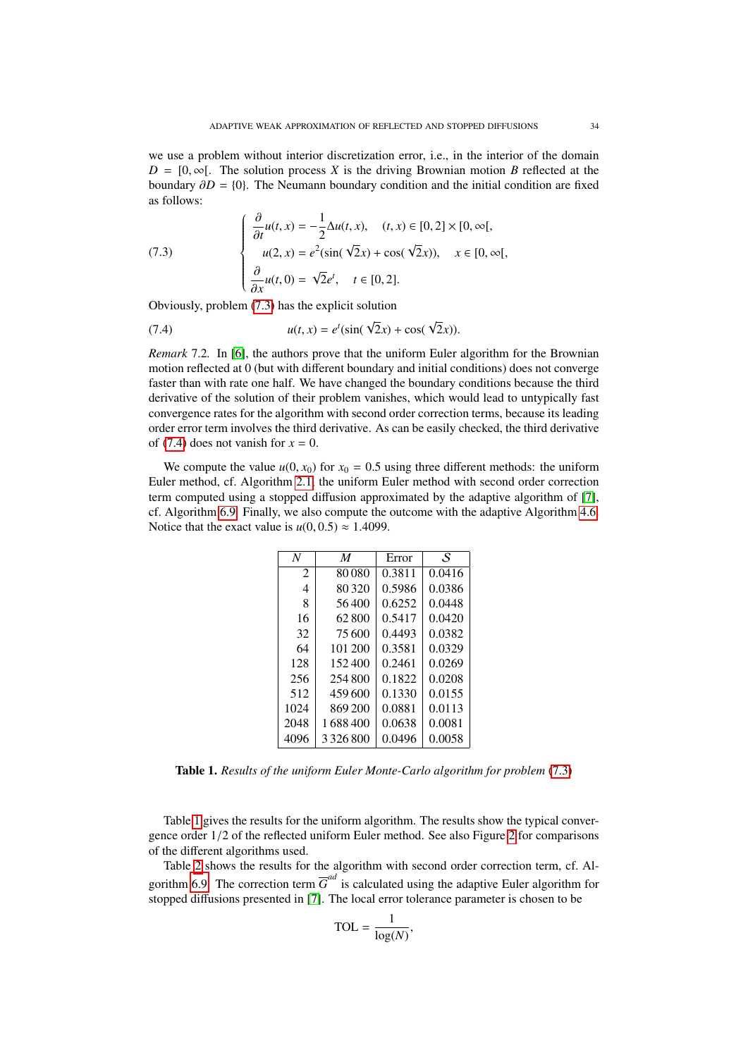we use a problem without interior discretization error, i.e., in the interior of the domain $D = [0, \infty[$. The solution process $X$ is the driving Brownian motion $B$ reflected at the boundary $\partial D = \{0\}$. The Neumann boundary condition and the initial condition are fixed as follows:

$$
\begin{cases}
\dfrac{\partial}{\partial t} u(t,x) = -\dfrac{1}{2}\Delta u(t,x), & (t,x) \in [0,2] \times [0,\infty[, \\
u(2,x) = e^2(\sin(\sqrt{2}x) + \cos(\sqrt{2}x)), & x \in [0,\infty[, \\
\dfrac{\partial}{\partial x} u(t,0) = \sqrt{2}e^t, & t \in [0,2].
\end{cases}
\tag{7.3}
$$

Obviously, problem (7.3) has the explicit solution

$$
u(t,x) = e^t(\sin(\sqrt{2}x) + \cos(\sqrt{2}x)). \tag{7.4}
$$

*Remark* 7.2. In [6], the authors prove that the uniform Euler algorithm for the Brownian motion reflected at 0 (but with different boundary and initial conditions) does not converge faster than with rate one half. We have changed the boundary conditions because the third derivative of the solution of their problem vanishes, which would lead to untypically fast convergence rates for the algorithm with second order correction terms, because its leading order error term involves the third derivative. As can be easily checked, the third derivative of (7.4) does not vanish for $x = 0$.

We compute the value $u(0, x_0)$ for $x_0 = 0.5$ using three different methods: the uniform Euler method, cf. Algorithm 2.1, the uniform Euler method with second order correction term computed using a stopped diffusion approximated by the adaptive algorithm of [7], cf. Algorithm 6.9. Finally, we also compute the outcome with the adaptive Algorithm 4.6. Notice that the exact value is $u(0, 0.5) \approx 1.4099$.

| $N$ | $M$ | Error | $\mathcal{S}$ |
|---|---|---|---|
| 2 | 80 080 | 0.3811 | 0.0416 |
| 4 | 80 320 | 0.5986 | 0.0386 |
| 8 | 56 400 | 0.6252 | 0.0448 |
| 16 | 62 800 | 0.5417 | 0.0420 |
| 32 | 75 600 | 0.4493 | 0.0382 |
| 64 | 101 200 | 0.3581 | 0.0329 |
| 128 | 152 400 | 0.2461 | 0.0269 |
| 256 | 254 800 | 0.1822 | 0.0208 |
| 512 | 459 600 | 0.1330 | 0.0155 |
| 1024 | 869 200 | 0.0881 | 0.0113 |
| 2048 | 1 688 400 | 0.0638 | 0.0081 |
| 4096 | 3 326 800 | 0.0496 | 0.0058 |

**Table 1.** *Results of the uniform Euler Monte-Carlo algorithm for problem* (7.3)

Table 1 gives the results for the uniform algorithm. The results show the typical convergence order 1/2 of the reflected uniform Euler method. See also Figure 2 for comparisons of the different algorithms used.

Table 2 shows the results for the algorithm with second order correction term, cf. Algorithm 6.9. The correction term $\overline{G}^{ad}$ is calculated using the adaptive Euler algorithm for stopped diffusions presented in [7]. The local error tolerance parameter is chosen to be

$$
\mathrm{TOL} = \frac{1}{\log(N)},
$$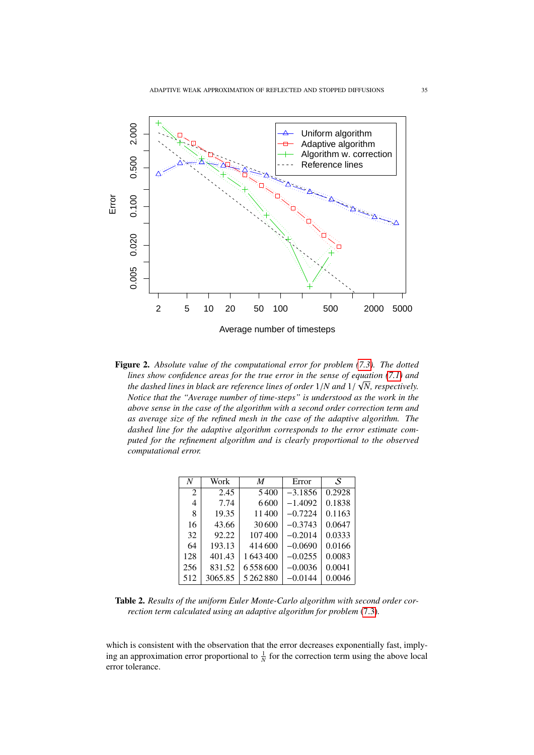**Figure 2.** *Absolute value of the computational error for problem (7.3). The dotted lines show confidence areas for the true error in the sense of equation (7.1) and the dashed lines in black are reference lines of order $1/N$ and $1/\sqrt{N}$, respectively. Notice that the "Average number of time-steps" is understood as the work in the above sense in the case of the algorithm with a second order correction term and as average size of the refined mesh in the case of the adaptive algorithm. The dashed line for the adaptive algorithm corresponds to the error estimate computed for the refinement algorithm and is clearly proportional to the observed computational error.*

| $N$ | Work | $M$ | Error | $\mathcal{S}$ |
|---|---|---|---|---|
| 2 | 2.45 | 5 400 | −3.1856 | 0.2928 |
| 4 | 7.74 | 6 600 | −1.4092 | 0.1838 |
| 8 | 19.35 | 11 400 | −0.7224 | 0.1163 |
| 16 | 43.66 | 30 600 | −0.3743 | 0.0647 |
| 32 | 92.22 | 107 400 | −0.2014 | 0.0333 |
| 64 | 193.13 | 414 600 | −0.0690 | 0.0166 |
| 128 | 401.43 | 1 643 400 | −0.0255 | 0.0083 |
| 256 | 831.52 | 6 558 600 | −0.0036 | 0.0041 |
| 512 | 3065.85 | 5 262 880 | −0.0144 | 0.0046 |

**Table 2.** *Results of the uniform Euler Monte-Carlo algorithm with second order correction term calculated using an adaptive algorithm for problem (7.3).*

which is consistent with the observation that the error decreases exponentially fast, implying an approximation error proportional to $\frac{1}{N}$ for the correction term using the above local error tolerance.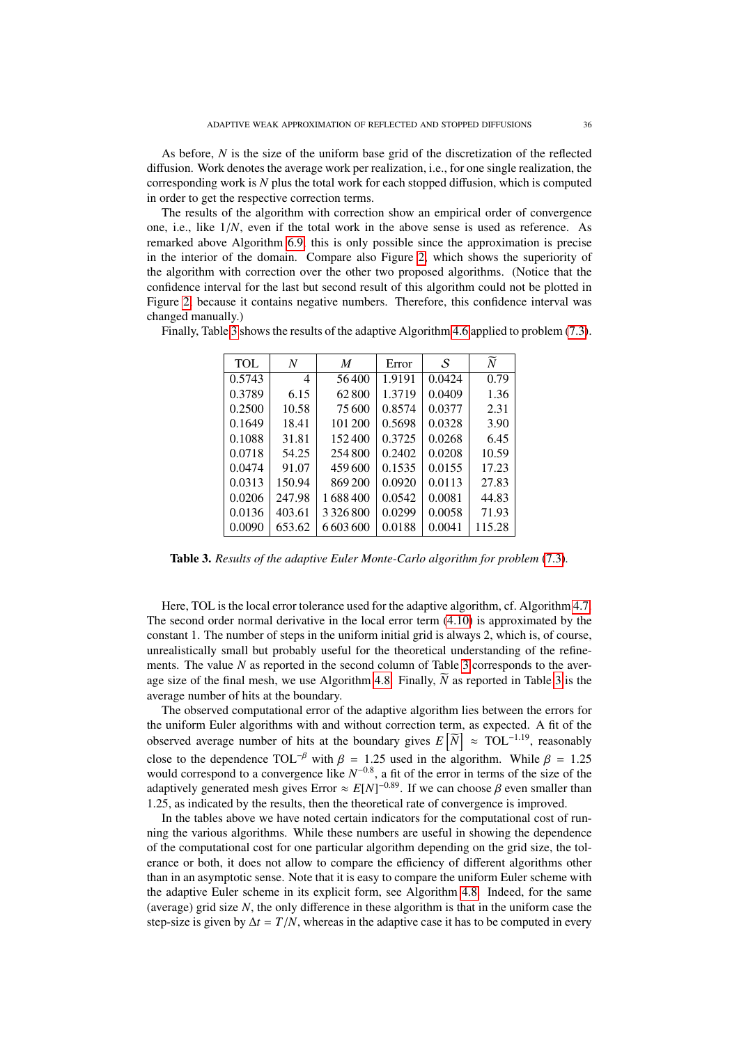As before, $N$ is the size of the uniform base grid of the discretization of the reflected diffusion. Work denotes the average work per realization, i.e., for one single realization, the corresponding work is $N$ plus the total work for each stopped diffusion, which is computed in order to get the respective correction terms.

The results of the algorithm with correction show an empirical order of convergence one, i.e., like $1/N$, even if the total work in the above sense is used as reference. As remarked above Algorithm 6.9, this is only possible since the approximation is precise in the interior of the domain. Compare also Figure 2, which shows the superiority of the algorithm with correction over the other two proposed algorithms. (Notice that the confidence interval for the last but second result of this algorithm could not be plotted in Figure 2, because it contains negative numbers. Therefore, this confidence interval was changed manually.)

Finally, Table 3 shows the results of the adaptive Algorithm 4.6 applied to problem (7.3).

| TOL | $N$ | $M$ | Error | $\mathcal{S}$ | $\widetilde{N}$ |
|---|---|---|---|---|---|
| 0.5743 | 4 | 56 400 | 1.9191 | 0.0424 | 0.79 |
| 0.3789 | 6.15 | 62 800 | 1.3719 | 0.0409 | 1.36 |
| 0.2500 | 10.58 | 75 600 | 0.8574 | 0.0377 | 2.31 |
| 0.1649 | 18.41 | 101 200 | 0.5698 | 0.0328 | 3.90 |
| 0.1088 | 31.81 | 152 400 | 0.3725 | 0.0268 | 6.45 |
| 0.0718 | 54.25 | 254 800 | 0.2402 | 0.0208 | 10.59 |
| 0.0474 | 91.07 | 459 600 | 0.1535 | 0.0155 | 17.23 |
| 0.0313 | 150.94 | 869 200 | 0.0920 | 0.0113 | 27.83 |
| 0.0206 | 247.98 | 1 688 400 | 0.0542 | 0.0081 | 44.83 |
| 0.0136 | 403.61 | 3 326 800 | 0.0299 | 0.0058 | 71.93 |
| 0.0090 | 653.62 | 6 603 600 | 0.0188 | 0.0041 | 115.28 |

**Table 3.** *Results of the adaptive Euler Monte-Carlo algorithm for problem* (7.3).

Here, TOL is the local error tolerance used for the adaptive algorithm, cf. Algorithm 4.7. The second order normal derivative in the local error term (4.10) is approximated by the constant 1. The number of steps in the uniform initial grid is always 2, which is, of course, unrealistically small but probably useful for the theoretical understanding of the refinements. The value $N$ as reported in the second column of Table 3 corresponds to the average size of the final mesh, we use Algorithm 4.8. Finally, $\widetilde{N}$ as reported in Table 3 is the average number of hits at the boundary.

The observed computational error of the adaptive algorithm lies between the errors for the uniform Euler algorithms with and without correction term, as expected. A fit of the observed average number of hits at the boundary gives $E\left[\widetilde{N}\right] \approx \mathrm{TOL}^{-1.19}$, reasonably close to the dependence $\mathrm{TOL}^{-\beta}$ with $\beta = 1.25$ used in the algorithm. While $\beta = 1.25$ would correspond to a convergence like $N^{-0.8}$, a fit of the error in terms of the size of the adaptively generated mesh gives Error $\approx E[N]^{-0.89}$. If we can choose $\beta$ even smaller than 1.25, as indicated by the results, then the theoretical rate of convergence is improved.

In the tables above we have noted certain indicators for the computational cost of running the various algorithms. While these numbers are useful in showing the dependence of the computational cost for one particular algorithm depending on the grid size, the tolerance or both, it does not allow to compare the efficiency of different algorithms other than in an asymptotic sense. Note that it is easy to compare the uniform Euler scheme with the adaptive Euler scheme in its explicit form, see Algorithm 4.8. Indeed, for the same (average) grid size $N$, the only difference in these algorithm is that in the uniform case the step-size is given by $\Delta t = T/N$, whereas in the adaptive case it has to be computed in every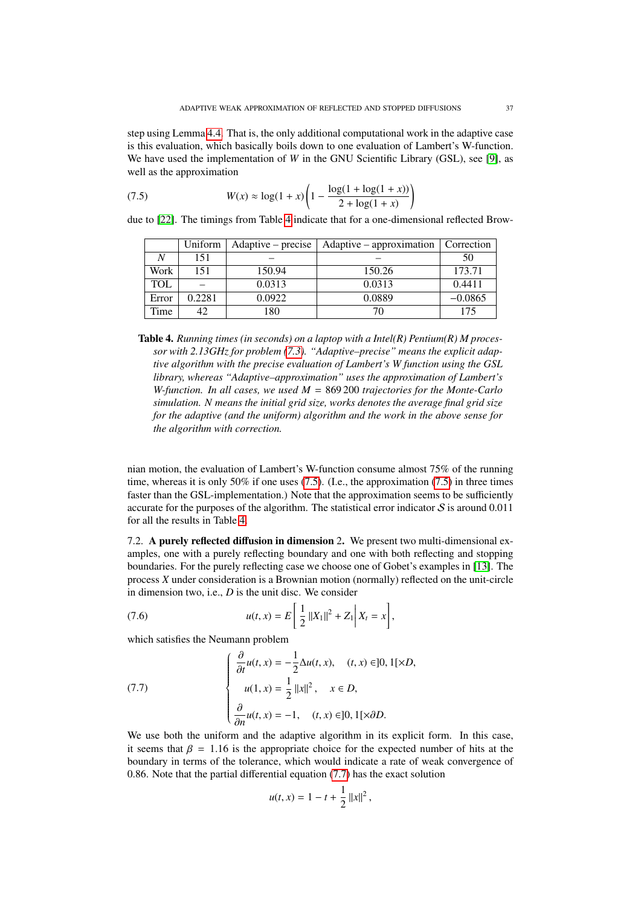step using Lemma 4.4. That is, the only additional computational work in the adaptive case is this evaluation, which basically boils down to one evaluation of Lambert's W-function. We have used the implementation of $W$ in the GNU Scientific Library (GSL), see [9], as well as the approximation

$$W(x) \approx \log(1+x)\left(1 - \frac{\log(1+\log(1+x))}{2+\log(1+x)}\right) \tag{7.5}$$

due to [22]. The timings from Table 4 indicate that for a one-dimensional reflected Brownian motion, the evaluation of Lambert's W-function consume almost 75% of the running time, whereas it is only 50% if one uses (7.5). (I.e., the approximation (7.5) in three times faster than the GSL-implementation.) Note that the approximation seems to be sufficiently accurate for the purposes of the algorithm. The statistical error indicator $\mathcal{S}$ is around 0.011 for all the results in Table 4.

| | Uniform | Adaptive – precise | Adaptive – approximation | Correction |
|---|---|---|---|---|
| $N$ | 151 | – | – | 50 |
| Work | 151 | 150.94 | 150.26 | 173.71 |
| TOL | – | 0.0313 | 0.0313 | 0.4411 |
| Error | 0.2281 | 0.0922 | 0.0889 | −0.0865 |
| Time | 42 | 180 | 70 | 175 |

**Table 4.** *Running times (in seconds) on a laptop with a Intel(R) Pentium(R) M processor with 2.13GHz for problem (7.3). "Adaptive–precise" means the explicit adaptive algorithm with the precise evaluation of Lambert's W function using the GSL library, whereas "Adaptive–approximation" uses the approximation of Lambert's W-function. In all cases, we used $M = 869\,200$ trajectories for the Monte-Carlo simulation. N means the initial grid size, works denotes the average final grid size for the adaptive (and the uniform) algorithm and the work in the above sense for the algorithm with correction.*

7.2. **A purely reflected diffusion in dimension 2.** We present two multi-dimensional examples, one with a purely reflecting boundary and one with both reflecting and stopping boundaries. For the purely reflecting case we choose one of Gobet's examples in [13]. The process $X$ under consideration is a Brownian motion (normally) reflected on the unit-circle in dimension two, i.e., $D$ is the unit disc. We consider

$$u(t,x) = E\left[\frac{1}{2}\|X_1\|^2 + Z_1 \,\middle|\, X_t = x\right], \tag{7.6}$$

which satisfies the Neumann problem

$$\begin{cases} \dfrac{\partial}{\partial t}u(t,x) = -\dfrac{1}{2}\Delta u(t,x), & (t,x) \in ]0,1[\times D, \\[2mm] u(1,x) = \dfrac{1}{2}\|x\|^2, & x \in D, \\[2mm] \dfrac{\partial}{\partial n}u(t,x) = -1, & (t,x) \in ]0,1[\times \partial D. \end{cases} \tag{7.7}$$

We use both the uniform and the adaptive algorithm in its explicit form. In this case, it seems that $\beta = 1.16$ is the appropriate choice for the expected number of hits at the boundary in terms of the tolerance, which would indicate a rate of weak convergence of 0.86. Note that the partial differential equation (7.7) has the exact solution

$$u(t,x) = 1 - t + \frac{1}{2}\|x\|^2,$$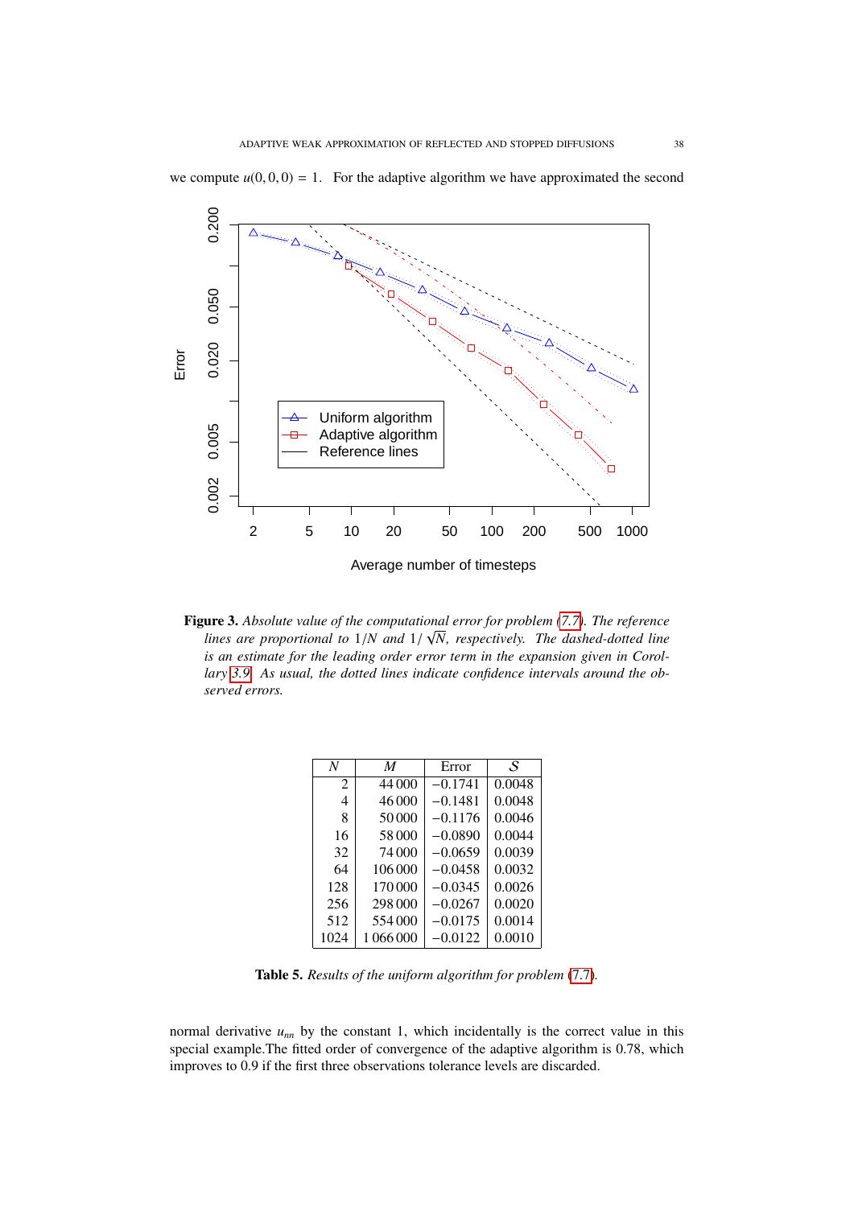we compute $u(0, 0, 0) = 1$. For the adaptive algorithm we have approximated the second

**Figure 3.** *Absolute value of the computational error for problem (7.7). The reference lines are proportional to $1/N$ and $1/\sqrt{N}$, respectively. The dashed-dotted line is an estimate for the leading order error term in the expansion given in Corollary 3.9. As usual, the dotted lines indicate confidence intervals around the observed errors.*

| $N$ | $M$ | Error | $\mathcal{S}$ |
|---:|---:|---:|---:|
| 2 | 44 000 | −0.1741 | 0.0048 |
| 4 | 46 000 | −0.1481 | 0.0048 |
| 8 | 50 000 | −0.1176 | 0.0046 |
| 16 | 58 000 | −0.0890 | 0.0044 |
| 32 | 74 000 | −0.0659 | 0.0039 |
| 64 | 106 000 | −0.0458 | 0.0032 |
| 128 | 170 000 | −0.0345 | 0.0026 |
| 256 | 298 000 | −0.0267 | 0.0020 |
| 512 | 554 000 | −0.0175 | 0.0014 |
| 1024 | 1 066 000 | −0.0122 | 0.0010 |

**Table 5.** *Results of the uniform algorithm for problem (7.7).*

normal derivative $u_{nn}$ by the constant 1, which incidentally is the correct value in this special example.The fitted order of convergence of the adaptive algorithm is 0.78, which improves to 0.9 if the first three observations tolerance levels are discarded.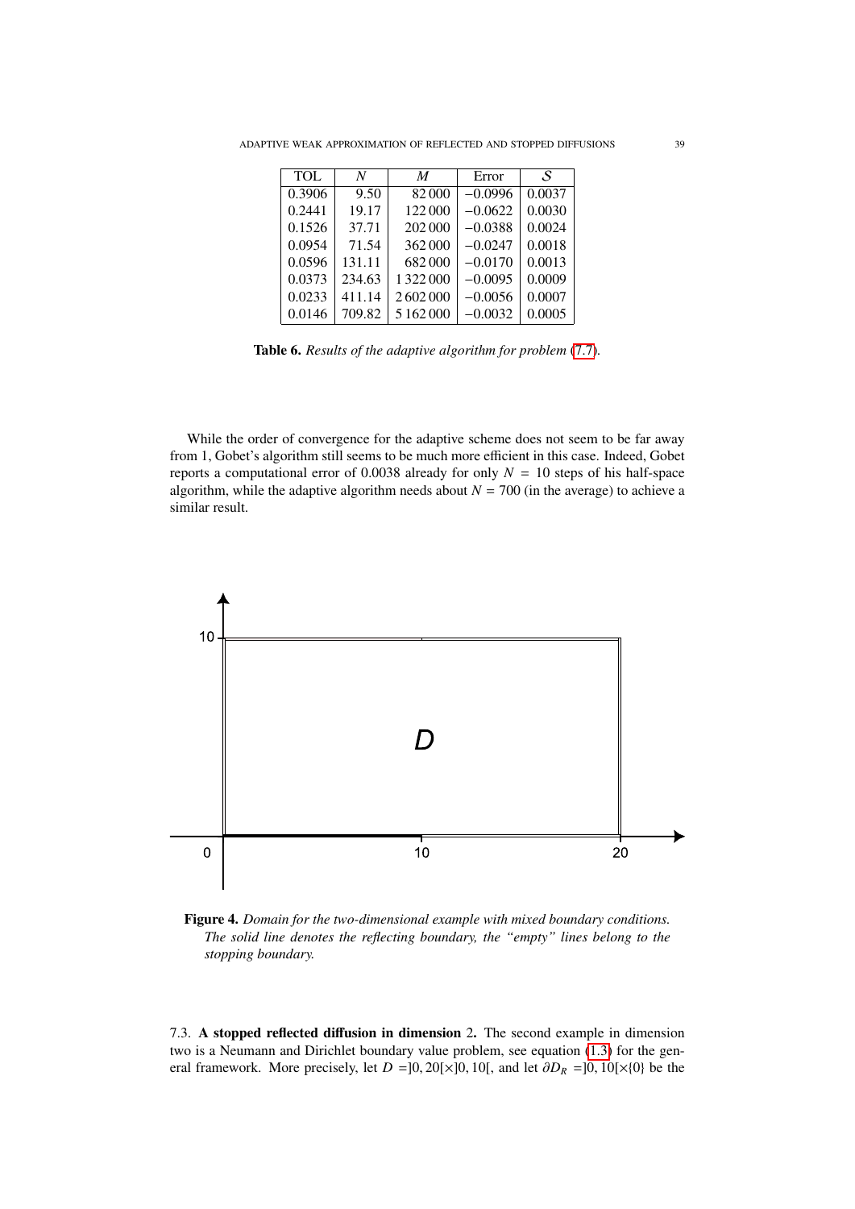| TOL | $N$ | $M$ | Error | $\mathcal{S}$ |
|---|---|---|---|---|
| 0.3906 | 9.50 | 82 000 | −0.0996 | 0.0037 |
| 0.2441 | 19.17 | 122 000 | −0.0622 | 0.0030 |
| 0.1526 | 37.71 | 202 000 | −0.0388 | 0.0024 |
| 0.0954 | 71.54 | 362 000 | −0.0247 | 0.0018 |
| 0.0596 | 131.11 | 682 000 | −0.0170 | 0.0013 |
| 0.0373 | 234.63 | 1 322 000 | −0.0095 | 0.0009 |
| 0.0233 | 411.14 | 2 602 000 | −0.0056 | 0.0007 |
| 0.0146 | 709.82 | 5 162 000 | −0.0032 | 0.0005 |

**Table 6.** *Results of the adaptive algorithm for problem (7.7).*

While the order of convergence for the adaptive scheme does not seem to be far away from 1, Gobet's algorithm still seems to be much more efficient in this case. Indeed, Gobet reports a computational error of 0.0038 already for only $N = 10$ steps of his half-space algorithm, while the adaptive algorithm needs about $N = 700$ (in the average) to achieve a similar result.

**Figure 4.** *Domain for the two-dimensional example with mixed boundary conditions. The solid line denotes the reflecting boundary, the "empty" lines belong to the stopping boundary.*

7.3. **A stopped reflected diffusion in dimension** 2. The second example in dimension two is a Neumann and Dirichlet boundary value problem, see equation (1.3) for the general framework. More precisely, let $D = ]0, 20[\times]0, 10[$, and let $\partial D_R = ]0, 10[\times\{0\}$ be the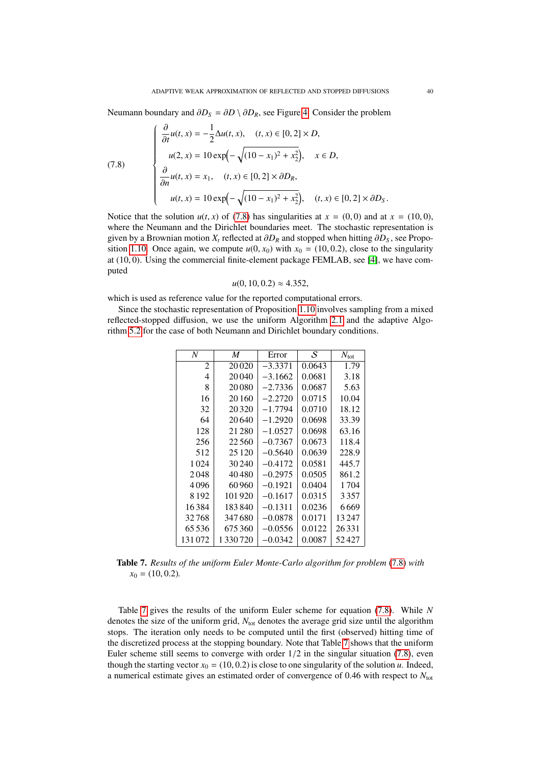Neumann boundary and $\partial D_S = \partial D \setminus \partial D_R$, see Figure 4. Consider the problem

$$
\begin{cases}
\dfrac{\partial}{\partial t} u(t,x) = -\dfrac{1}{2}\Delta u(t,x), & (t,x) \in [0,2] \times D, \\
u(2,x) = 10 \exp\left(-\sqrt{(10-x_1)^2 + x_2^2}\right), & x \in D, \\
\dfrac{\partial}{\partial n} u(t,x) = x_1, & (t,x) \in [0,2] \times \partial D_R, \\
u(t,x) = 10 \exp\left(-\sqrt{(10-x_1)^2 + x_2^2}\right), & (t,x) \in [0,2] \times \partial D_S.
\end{cases} \tag{7.8}
$$

Notice that the solution $u(t,x)$ of (7.8) has singularities at $x = (0,0)$ and at $x = (10,0)$, where the Neumann and the Dirichlet boundaries meet. The stochastic representation is given by a Brownian motion $X_t$ reflected at $\partial D_R$ and stopped when hitting $\partial D_S$, see Proposition 1.10. Once again, we compute $u(0,x_0)$ with $x_0 = (10, 0.2)$, close to the singularity at $(10,0)$. Using the commercial finite-element package FEMLAB, see [4], we have computed

$$u(0, 10, 0.2) \approx 4.352,$$

which is used as reference value for the reported computational errors.

Since the stochastic representation of Proposition 1.10 involves sampling from a mixed reflected-stopped diffusion, we use the uniform Algorithm 2.1 and the adaptive Algorithm 5.2 for the case of both Neumann and Dirichlet boundary conditions.

| $N$ | $M$ | Error | $\mathcal{S}$ | $N_{\text{tot}}$ |
|---:|---:|---:|---:|---:|
| 2 | 20 020 | −3.3371 | 0.0643 | 1.79 |
| 4 | 20 040 | −3.1662 | 0.0681 | 3.18 |
| 8 | 20 080 | −2.7336 | 0.0687 | 5.63 |
| 16 | 20 160 | −2.2720 | 0.0715 | 10.04 |
| 32 | 20 320 | −1.7794 | 0.0710 | 18.12 |
| 64 | 20 640 | −1.2920 | 0.0698 | 33.39 |
| 128 | 21 280 | −1.0527 | 0.0698 | 63.16 |
| 256 | 22 560 | −0.7367 | 0.0673 | 118.4 |
| 512 | 25 120 | −0.5640 | 0.0639 | 228.9 |
| 1 024 | 30 240 | −0.4172 | 0.0581 | 445.7 |
| 2 048 | 40 480 | −0.2975 | 0.0505 | 861.2 |
| 4 096 | 60 960 | −0.1921 | 0.0404 | 1 704 |
| 8 192 | 101 920 | −0.1617 | 0.0315 | 3 357 |
| 16 384 | 183 840 | −0.1311 | 0.0236 | 6 669 |
| 32 768 | 347 680 | −0.0878 | 0.0171 | 13 247 |
| 65 536 | 675 360 | −0.0556 | 0.0122 | 26 331 |
| 131 072 | 1 330 720 | −0.0342 | 0.0087 | 52 427 |

**Table 7.** *Results of the uniform Euler Monte-Carlo algorithm for problem (7.8) with $x_0 = (10, 0.2)$.*

Table 7 gives the results of the uniform Euler scheme for equation (7.8). While $N$ denotes the size of the uniform grid, $N_{\text{tot}}$ denotes the average grid size until the algorithm stops. The iteration only needs to be computed until the first (observed) hitting time of the discretized process at the stopping boundary. Note that Table 7 shows that the uniform Euler scheme still seems to converge with order $1/2$ in the singular situation (7.8), even though the starting vector $x_0 = (10, 0.2)$ is close to one singularity of the solution $u$. Indeed, a numerical estimate gives an estimated order of convergence of 0.46 with respect to $N_{\text{tot}}$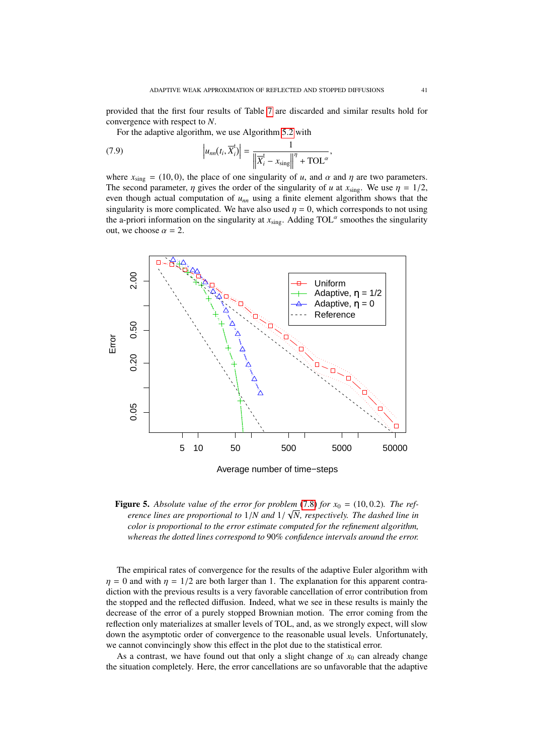provided that the first four results of Table 7 are discarded and similar results hold for convergence with respect to $N$.

For the adaptive algorithm, we use Algorithm 5.2 with

$$\left|u_{nn}(t_i, \overline{X}_i^t)\right| = \frac{1}{\left\|\overline{X}_i^t - x_{\text{sing}}\right\|^\eta + \text{TOL}^\alpha}, \tag{7.9}$$

where $x_{\text{sing}} = (10, 0)$, the place of one singularity of $u$, and $\alpha$ and $\eta$ are two parameters. The second parameter, $\eta$ gives the order of the singularity of $u$ at $x_{\text{sing}}$. We use $\eta = 1/2$, even though actual computation of $u_{nn}$ using a finite element algorithm shows that the singularity is more complicated. We have also used $\eta = 0$, which corresponds to not using the a-priori information on the singularity at $x_{\text{sing}}$. Adding $\text{TOL}^\alpha$ smoothes the singularity out, we choose $\alpha = 2$.

**Figure 5.** *Absolute value of the error for problem (7.8) for $x_0 = (10, 0.2)$. The reference lines are proportional to $1/N$ and $1/\sqrt{N}$, respectively. The dashed line in color is proportional to the error estimate computed for the refinement algorithm, whereas the dotted lines correspond to 90% confidence intervals around the error.*

The empirical rates of convergence for the results of the adaptive Euler algorithm with $\eta = 0$ and with $\eta = 1/2$ are both larger than 1. The explanation for this apparent contradiction with the previous results is a very favorable cancellation of error contribution from the stopped and the reflected diffusion. Indeed, what we see in these results is mainly the decrease of the error of a purely stopped Brownian motion. The error coming from the reflection only materializes at smaller levels of TOL, and, as we strongly expect, will slow down the asymptotic order of convergence to the reasonable usual levels. Unfortunately, we cannot convincingly show this effect in the plot due to the statistical error.

As a contrast, we have found out that only a slight change of $x_0$ can already change the situation completely. Here, the error cancellations are so unfavorable that the adaptive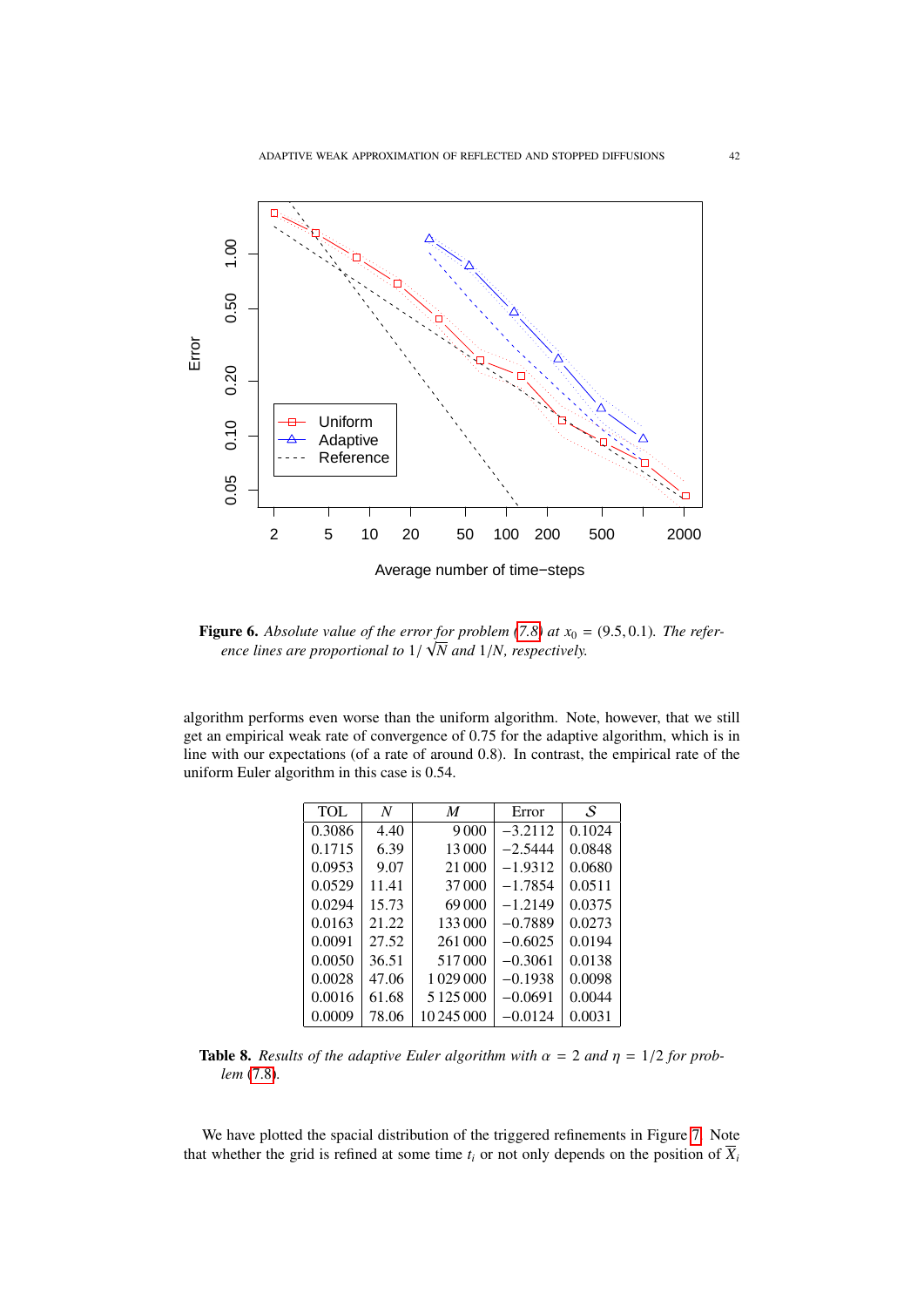**Figure 6.** *Absolute value of the error for problem (7.8) at $x_0 = (9.5, 0.1)$. The reference lines are proportional to $1/\sqrt{N}$ and $1/N$, respectively.*

algorithm performs even worse than the uniform algorithm. Note, however, that we still get an empirical weak rate of convergence of 0.75 for the adaptive algorithm, which is in line with our expectations (of a rate of around 0.8). In contrast, the empirical rate of the uniform Euler algorithm in this case is 0.54.

| TOL | $N$ | $M$ | Error | $\mathcal{S}$ |
|---|---|---|---|---|
| 0.3086 | 4.40 | 9 000 | −3.2112 | 0.1024 |
| 0.1715 | 6.39 | 13 000 | −2.5444 | 0.0848 |
| 0.0953 | 9.07 | 21 000 | −1.9312 | 0.0680 |
| 0.0529 | 11.41 | 37 000 | −1.7854 | 0.0511 |
| 0.0294 | 15.73 | 69 000 | −1.2149 | 0.0375 |
| 0.0163 | 21.22 | 133 000 | −0.7889 | 0.0273 |
| 0.0091 | 27.52 | 261 000 | −0.6025 | 0.0194 |
| 0.0050 | 36.51 | 517 000 | −0.3061 | 0.0138 |
| 0.0028 | 47.06 | 1 029 000 | −0.1938 | 0.0098 |
| 0.0016 | 61.68 | 5 125 000 | −0.0691 | 0.0044 |
| 0.0009 | 78.06 | 10 245 000 | −0.0124 | 0.0031 |

**Table 8.** *Results of the adaptive Euler algorithm with $\alpha = 2$ and $\eta = 1/2$ for problem (7.8).*

We have plotted the spacial distribution of the triggered refinements in Figure 7. Note that whether the grid is refined at some time $t_i$ or not only depends on the position of $\overline{X}_i$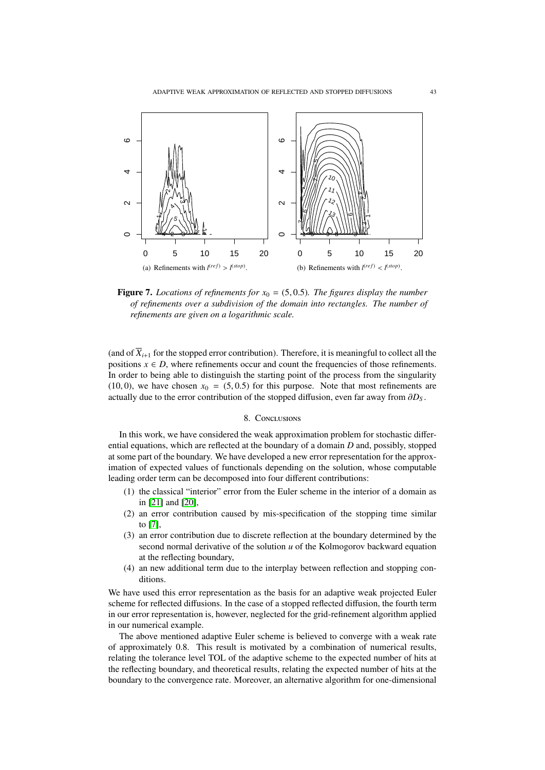(a) Refinements with $l^{(ref)} > l^{(stop)}$.

(b) Refinements with $l^{(ref)} < l^{(stop)}$.

**Figure 7.** *Locations of refinements for $x_0 = (5, 0.5)$. The figures display the number of refinements over a subdivision of the domain into rectangles. The number of refinements are given on a logarithmic scale.*

(and of $\overline{X}_{i+1}$ for the stopped error contribution). Therefore, it is meaningful to collect all the positions $x \in D$, where refinements occur and count the frequencies of those refinements. In order to being able to distinguish the starting point of the process from the singularity $(10, 0)$, we have chosen $x_0 = (5, 0.5)$ for this purpose. Note that most refinements are actually due to the error contribution of the stopped diffusion, even far away from $\partial D_S$.

## 8. Conclusions

In this work, we have considered the weak approximation problem for stochastic differential equations, which are reflected at the boundary of a domain $D$ and, possibly, stopped at some part of the boundary. We have developed a new error representation for the approximation of expected values of functionals depending on the solution, whose computable leading order term can be decomposed into four different contributions:

(1) the classical "interior" error from the Euler scheme in the interior of a domain as in [21] and [20],
(2) an error contribution caused by mis-specification of the stopping time similar to [7],
(3) an error contribution due to discrete reflection at the boundary determined by the second normal derivative of the solution $u$ of the Kolmogorov backward equation at the reflecting boundary,
(4) an new additional term due to the interplay between reflection and stopping conditions.

We have used this error representation as the basis for an adaptive weak projected Euler scheme for reflected diffusions. In the case of a stopped reflected diffusion, the fourth term in our error representation is, however, neglected for the grid-refinement algorithm applied in our numerical example.

The above mentioned adaptive Euler scheme is believed to converge with a weak rate of approximately 0.8. This result is motivated by a combination of numerical results, relating the tolerance level TOL of the adaptive scheme to the expected number of hits at the reflecting boundary, and theoretical results, relating the expected number of hits at the boundary to the convergence rate. Moreover, an alternative algorithm for one-dimensional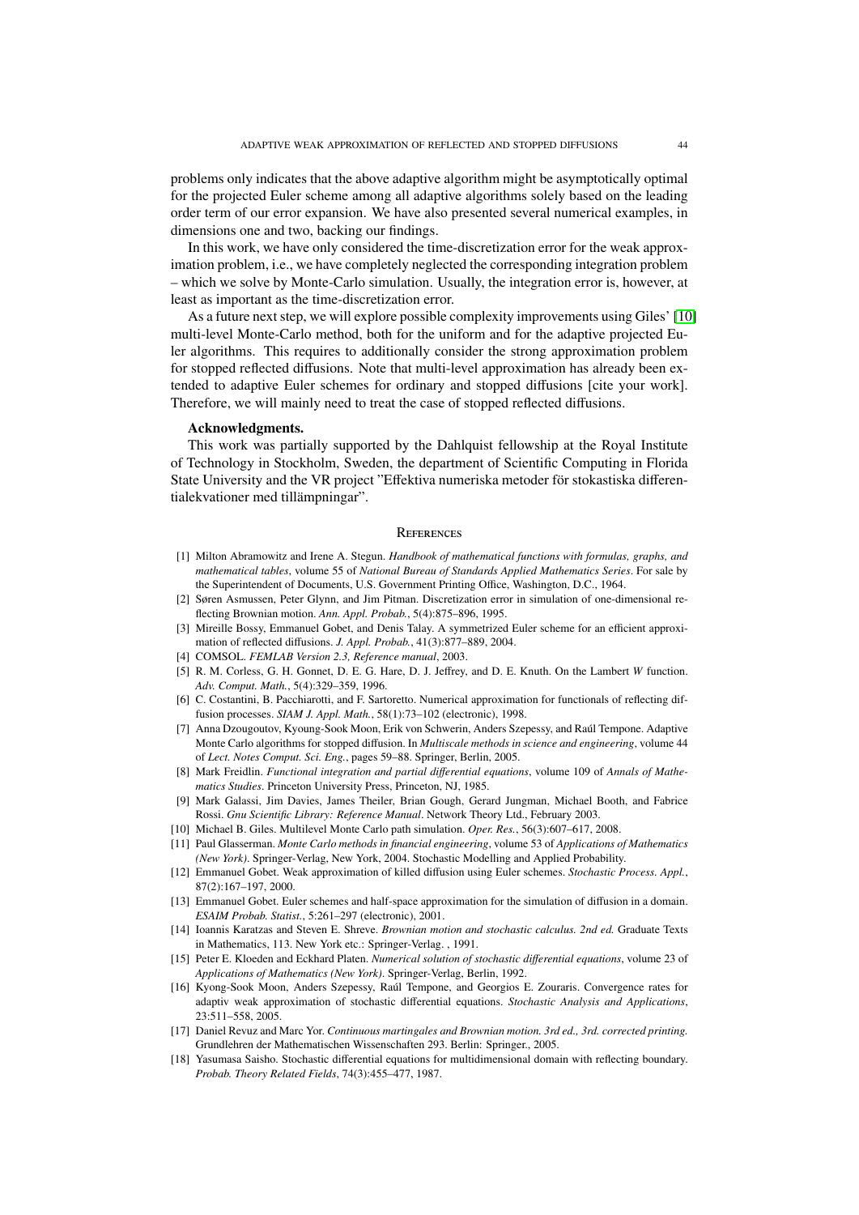problems only indicates that the above adaptive algorithm might be asymptotically optimal for the projected Euler scheme among all adaptive algorithms solely based on the leading order term of our error expansion. We have also presented several numerical examples, in dimensions one and two, backing our findings.

In this work, we have only considered the time-discretization error for the weak approximation problem, i.e., we have completely neglected the corresponding integration problem – which we solve by Monte-Carlo simulation. Usually, the integration error is, however, at least as important as the time-discretization error.

As a future next step, we will explore possible complexity improvements using Giles' [10] multi-level Monte-Carlo method, both for the uniform and for the adaptive projected Euler algorithms. This requires to additionally consider the strong approximation problem for stopped reflected diffusions. Note that multi-level approximation has already been extended to adaptive Euler schemes for ordinary and stopped diffusions [cite your work]. Therefore, we will mainly need to treat the case of stopped reflected diffusions.

**Acknowledgments.**

This work was partially supported by the Dahlquist fellowship at the Royal Institute of Technology in Stockholm, Sweden, the department of Scientific Computing in Florida State University and the VR project "Effektiva numeriska metoder för stokastiska differentialekvationer med tillämpningar".

## References

[1] Milton Abramowitz and Irene A. Stegun. *Handbook of mathematical functions with formulas, graphs, and mathematical tables*, volume 55 of *National Bureau of Standards Applied Mathematics Series*. For sale by the Superintendent of Documents, U.S. Government Printing Office, Washington, D.C., 1964.

[2] Søren Asmussen, Peter Glynn, and Jim Pitman. Discretization error in simulation of one-dimensional reflecting Brownian motion. *Ann. Appl. Probab.*, 5(4):875–896, 1995.

[3] Mireille Bossy, Emmanuel Gobet, and Denis Talay. A symmetrized Euler scheme for an efficient approximation of reflected diffusions. *J. Appl. Probab.*, 41(3):877–889, 2004.

[4] COMSOL. *FEMLAB Version 2.3, Reference manual*, 2003.

[5] R. M. Corless, G. H. Gonnet, D. E. G. Hare, D. J. Jeffrey, and D. E. Knuth. On the Lambert *W* function. *Adv. Comput. Math.*, 5(4):329–359, 1996.

[6] C. Costantini, B. Pacchiarotti, and F. Sartoretto. Numerical approximation for functionals of reflecting diffusion processes. *SIAM J. Appl. Math.*, 58(1):73–102 (electronic), 1998.

[7] Anna Dzougoutov, Kyoung-Sook Moon, Erik von Schwerin, Anders Szepessy, and Raúl Tempone. Adaptive Monte Carlo algorithms for stopped diffusion. In *Multiscale methods in science and engineering*, volume 44 of *Lect. Notes Comput. Sci. Eng.*, pages 59–88. Springer, Berlin, 2005.

[8] Mark Freidlin. *Functional integration and partial differential equations*, volume 109 of *Annals of Mathematics Studies*. Princeton University Press, Princeton, NJ, 1985.

[9] Mark Galassi, Jim Davies, James Theiler, Brian Gough, Gerard Jungman, Michael Booth, and Fabrice Rossi. *Gnu Scientific Library: Reference Manual*. Network Theory Ltd., February 2003.

[10] Michael B. Giles. Multilevel Monte Carlo path simulation. *Oper. Res.*, 56(3):607–617, 2008.

[11] Paul Glasserman. *Monte Carlo methods in financial engineering*, volume 53 of *Applications of Mathematics (New York)*. Springer-Verlag, New York, 2004. Stochastic Modelling and Applied Probability.

[12] Emmanuel Gobet. Weak approximation of killed diffusion using Euler schemes. *Stochastic Process. Appl.*, 87(2):167–197, 2000.

[13] Emmanuel Gobet. Euler schemes and half-space approximation for the simulation of diffusion in a domain. *ESAIM Probab. Statist.*, 5:261–297 (electronic), 2001.

[14] Ioannis Karatzas and Steven E. Shreve. *Brownian motion and stochastic calculus. 2nd ed.* Graduate Texts in Mathematics, 113. New York etc.: Springer-Verlag. , 1991.

[15] Peter E. Kloeden and Eckhard Platen. *Numerical solution of stochastic differential equations*, volume 23 of *Applications of Mathematics (New York)*. Springer-Verlag, Berlin, 1992.

[16] Kyong-Sook Moon, Anders Szepessy, Raúl Tempone, and Georgios E. Zouraris. Convergence rates for adaptiv weak approximation of stochastic differential equations. *Stochastic Analysis and Applications*, 23:511–558, 2005.

[17] Daniel Revuz and Marc Yor. *Continuous martingales and Brownian motion. 3rd ed., 3rd. corrected printing.* Grundlehren der Mathematischen Wissenschaften 293. Berlin: Springer., 2005.

[18] Yasumasa Saisho. Stochastic differential equations for multidimensional domain with reflecting boundary. *Probab. Theory Related Fields*, 74(3):455–477, 1987.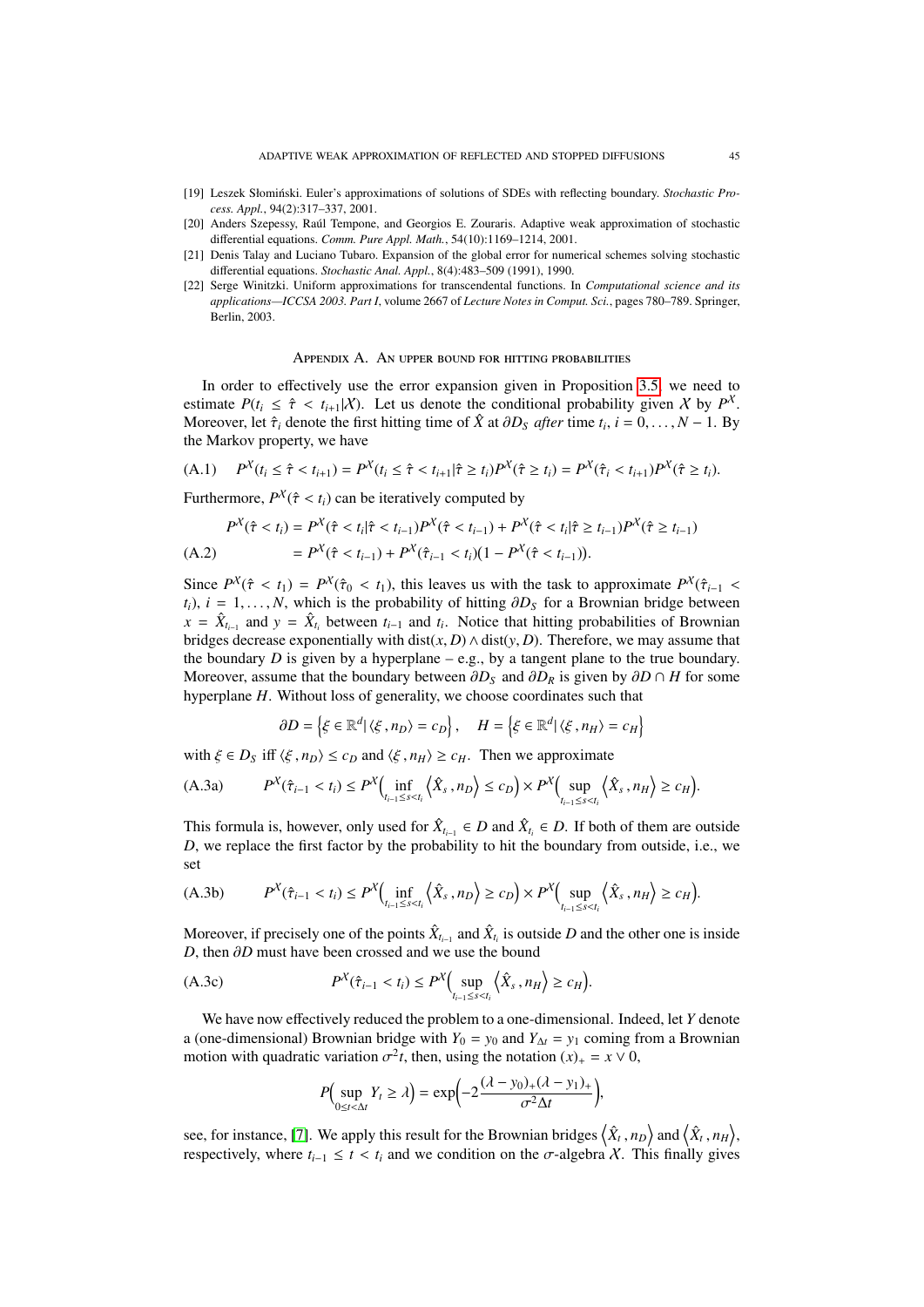[19] Leszek Słomiński. Euler's approximations of solutions of SDEs with reflecting boundary. *Stochastic Process. Appl.*, 94(2):317–337, 2001.

[20] Anders Szepessy, Raúl Tempone, and Georgios E. Zouraris. Adaptive weak approximation of stochastic differential equations. *Comm. Pure Appl. Math.*, 54(10):1169–1214, 2001.

[21] Denis Talay and Luciano Tubaro. Expansion of the global error for numerical schemes solving stochastic differential equations. *Stochastic Anal. Appl.*, 8(4):483–509 (1991), 1990.

[22] Serge Winitzki. Uniform approximations for transcendental functions. In *Computational science and its applications—ICCSA 2003. Part I*, volume 2667 of *Lecture Notes in Comput. Sci.*, pages 780–789. Springer, Berlin, 2003.

## Appendix A. An upper bound for hitting probabilities

In order to effectively use the error expansion given in Proposition 3.5, we need to estimate $P(t_i \le \hat\tau < t_{i+1} | \mathcal{X})$. Let us denote the conditional probability given $\mathcal{X}$ by $P^{\mathcal{X}}$. Moreover, let $\hat\tau_i$ denote the first hitting time of $\hat X$ at $\partial D_S$ *after* time $t_i$, $i = 0, \dots, N-1$. By the Markov property, we have

$$P^{\mathcal{X}}(t_i \le \hat\tau < t_{i+1}) = P^{\mathcal{X}}(t_i \le \hat\tau < t_{i+1} | \hat\tau \ge t_i) P^{\mathcal{X}}(\hat\tau \ge t_i) = P^{\mathcal{X}}(\hat\tau_i < t_{i+1}) P^{\mathcal{X}}(\hat\tau \ge t_i). \tag{A.1}$$

Furthermore, $P^{\mathcal{X}}(\hat\tau < t_i)$ can be iteratively computed by

$$\begin{aligned} P^{\mathcal{X}}(\hat\tau < t_i) &= P^{\mathcal{X}}(\hat\tau < t_i | \hat\tau < t_{i-1}) P^{\mathcal{X}}(\hat\tau < t_{i-1}) + P^{\mathcal{X}}(\hat\tau < t_i | \hat\tau \ge t_{i-1}) P^{\mathcal{X}}(\hat\tau \ge t_{i-1}) \\ &= P^{\mathcal{X}}(\hat\tau < t_{i-1}) + P^{\mathcal{X}}(\hat\tau_{i-1} < t_i)(1 - P^{\mathcal{X}}(\hat\tau < t_{i-1})). \end{aligned} \tag{A.2}$$

Since $P^{\mathcal{X}}(\hat\tau < t_1) = P^{\mathcal{X}}(\hat\tau_0 < t_1)$, this leaves us with the task to approximate $P^{\mathcal{X}}(\hat\tau_{i-1} < t_i)$, $i = 1, \dots, N$, which is the probability of hitting $\partial D_S$ for a Brownian bridge between $x = \hat X_{t_{i-1}}$ and $y = \hat X_{t_i}$ between $t_{i-1}$ and $t_i$. Notice that hitting probabilities of Brownian bridges decrease exponentially with $\mathrm{dist}(x, D) \wedge \mathrm{dist}(y, D)$. Therefore, we may assume that the boundary $D$ is given by a hyperplane – e.g., by a tangent plane to the true boundary. Moreover, assume that the boundary between $\partial D_S$ and $\partial D_R$ is given by $\partial D \cap H$ for some hyperplane $H$. Without loss of generality, we choose coordinates such that

$$\partial D = \left\{ \xi \in \mathbb{R}^d \middle| \langle \xi , n_D \rangle = c_D \right\}, \quad H = \left\{ \xi \in \mathbb{R}^d \middle| \langle \xi , n_H \rangle = c_H \right\}$$

with $\xi \in D_S$ iff $\langle \xi , n_D \rangle \le c_D$ and $\langle \xi , n_H \rangle \ge c_H$. Then we approximate

$$P^{\mathcal{X}}(\hat\tau_{i-1} < t_i) \le P^{\mathcal{X}}\Big( \inf_{t_{i-1} \le s < t_i} \left\langle \hat X_s , n_D \right\rangle \le c_D \Big) \times P^{\mathcal{X}}\Big( \sup_{t_{i-1} \le s < t_i} \left\langle \hat X_s , n_H \right\rangle \ge c_H \Big). \tag{A.3a}$$

This formula is, however, only used for $\hat X_{t_{i-1}} \in D$ and $\hat X_{t_i} \in D$. If both of them are outside $D$, we replace the first factor by the probability to hit the boundary from outside, i.e., we set

$$P^{\mathcal{X}}(\hat\tau_{i-1} < t_i) \le P^{\mathcal{X}}\Big( \inf_{t_{i-1} \le s < t_i} \left\langle \hat X_s , n_D \right\rangle \ge c_D \Big) \times P^{\mathcal{X}}\Big( \sup_{t_{i-1} \le s < t_i} \left\langle \hat X_s , n_H \right\rangle \ge c_H \Big). \tag{A.3b}$$

Moreover, if precisely one of the points $\hat X_{t_{i-1}}$ and $\hat X_{t_i}$ is outside $D$ and the other one is inside $D$, then $\partial D$ must have been crossed and we use the bound

$$P^{\mathcal{X}}(\hat\tau_{i-1} < t_i) \le P^{\mathcal{X}}\Big( \sup_{t_{i-1} \le s < t_i} \left\langle \hat X_s , n_H \right\rangle \ge c_H \Big). \tag{A.3c}$$

We have now effectively reduced the problem to a one-dimensional. Indeed, let $Y$ denote a (one-dimensional) Brownian bridge with $Y_0 = y_0$ and $Y_{\Delta t} = y_1$ coming from a Brownian motion with quadratic variation $\sigma^2 t$, then, using the notation $(x)_+ = x \vee 0$,

$$P\Big( \sup_{0 \le t < \Delta t} Y_t \ge \lambda \Big) = \exp\Big( -2 \frac{(\lambda - y_0)_+ (\lambda - y_1)_+}{\sigma^2 \Delta t} \Big),$$

see, for instance, [7]. We apply this result for the Brownian bridges $\left\langle \hat X_t , n_D \right\rangle$ and $\left\langle \hat X_t , n_H \right\rangle$, respectively, where $t_{i-1} \le t < t_i$ and we condition on the $\sigma$-algebra $\mathcal{X}$. This finally gives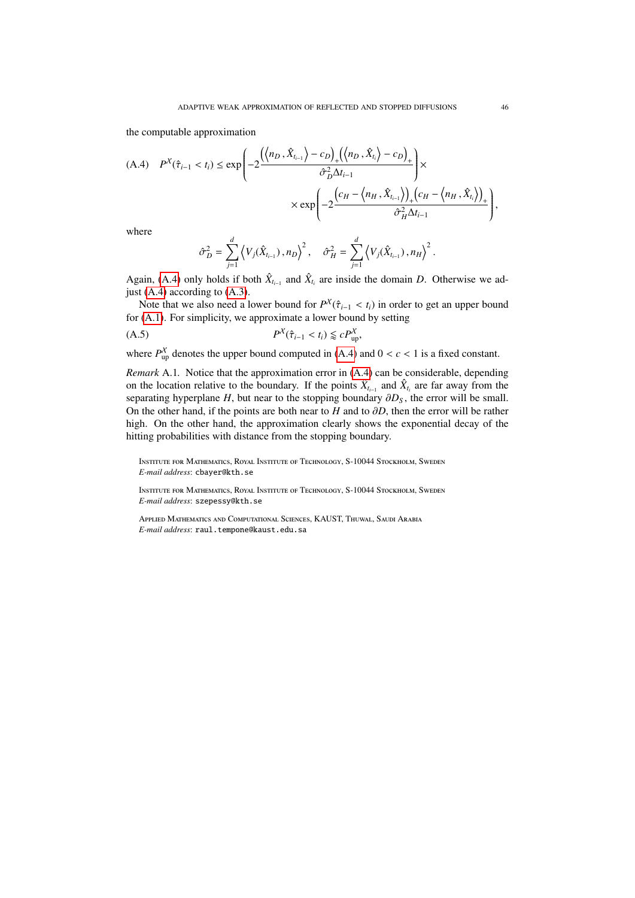the computable approximation

$$P^X(\hat{\tau}_{i-1} < t_i) \leq \exp\left(-2\frac{\left(\left\langle n_D\,,\hat{X}_{t_{i-1}}\right\rangle - c_D\right)_+\left(\left\langle n_D\,,\hat{X}_{t_i}\right\rangle - c_D\right)_+}{\hat{\sigma}_D^2 \Delta t_{i-1}}\right) \times \\ \times \exp\left(-2\frac{\left(c_H - \left\langle n_H\,,\hat{X}_{t_{i-1}}\right\rangle\right)_+\left(c_H - \left\langle n_H\,,\hat{X}_{t_i}\right\rangle\right)_+}{\hat{\sigma}_H^2 \Delta t_{i-1}}\right), \tag{A.4}$$

where

$$\hat{\sigma}_D^2 = \sum_{j=1}^{d} \left\langle V_j(\hat{X}_{t_{i-1}})\,, n_D\right\rangle^2, \quad \hat{\sigma}_H^2 = \sum_{j=1}^{d} \left\langle V_j(\hat{X}_{t_{i-1}})\,, n_H\right\rangle^2.$$

Again, (A.4) only holds if both $\hat{X}_{t_{i-1}}$ and $\hat{X}_{t_i}$ are inside the domain $D$. Otherwise we adjust (A.4) according to (A.3).

Note that we also need a lower bound for $P^X(\hat{\tau}_{i-1} < t_i)$ in order to get an upper bound for (A.1). For simplicity, we approximate a lower bound by setting

$$P^X(\hat{\tau}_{i-1} < t_i) \lessapprox c P^X_{\text{up}}, \tag{A.5}$$

where $P^X_{\text{up}}$ denotes the upper bound computed in (A.4) and $0 < c < 1$ is a fixed constant.

*Remark* A.1. Notice that the approximation error in (A.4) can be considerable, depending on the location relative to the boundary. If the points $X_{t_{i-1}}$ and $\hat{X}_{t_i}$ are far away from the separating hyperplane $H$, but near to the stopping boundary $\partial D_S$, the error will be small. On the other hand, if the points are both near to $H$ and to $\partial D$, then the error will be rather high. On the other hand, the approximation clearly shows the exponential decay of the hitting probabilities with distance from the stopping boundary.

Institute for Mathematics, Royal Institute of Technology, S-10044 Stockholm, Sweden
*E-mail address*: cbayer@kth.se

Institute for Mathematics, Royal Institute of Technology, S-10044 Stockholm, Sweden
*E-mail address*: szepessy@kth.se

Applied Mathematics and Computational Sciences, KAUST, Thuwal, Saudi Arabia
*E-mail address*: raul.tempone@kaust.edu.sa